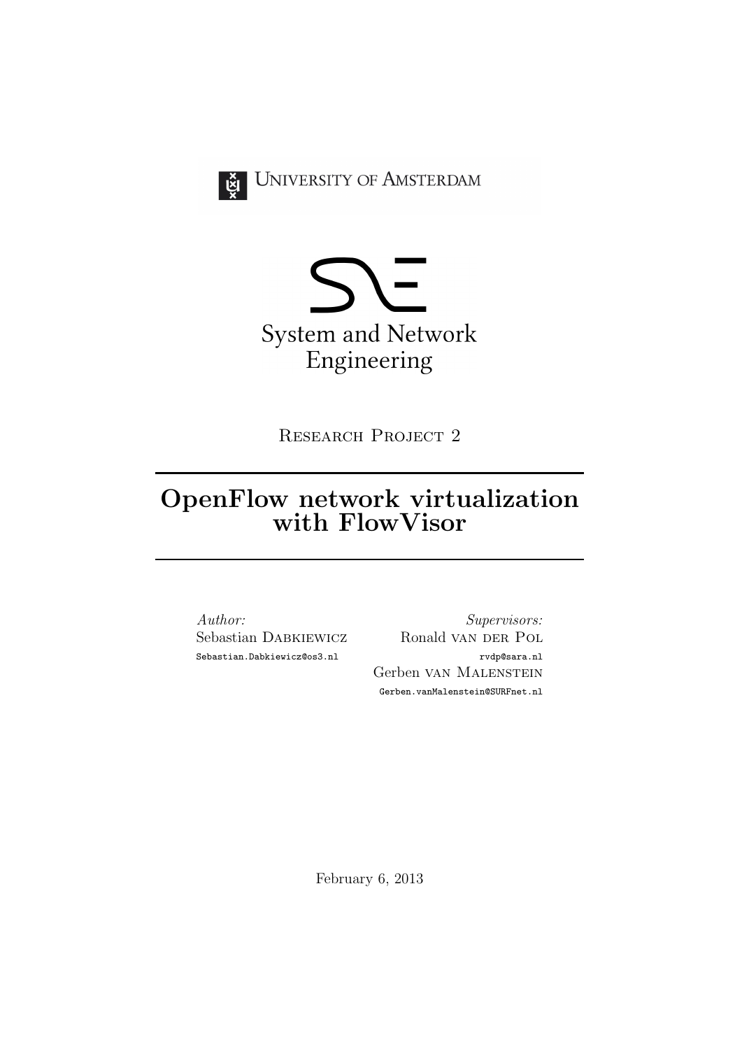University of Amsterdam

System and Network Engineering

Research Project 2

# OpenFlow network virtualization with FlowVisor

*Author:*
Sebastian Dabkiewicz
Sebastian.Dabkiewicz@os3.nl

*Supervisors:*
Ronald van der Pol
rvdp@sara.nl
Gerben van Malenstein
Gerben.vanMalenstein@SURFnet.nl

February 6, 2013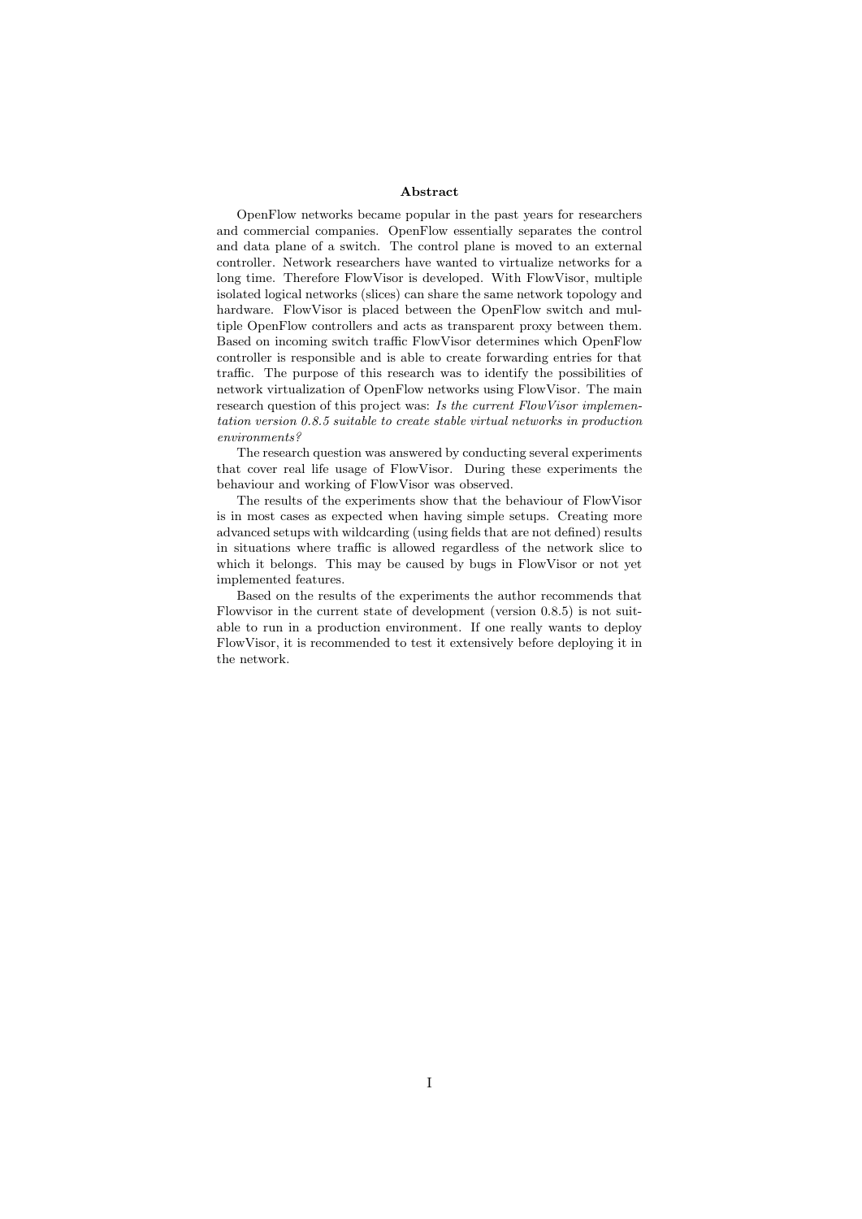## Abstract

OpenFlow networks became popular in the past years for researchers and commercial companies. OpenFlow essentially separates the control and data plane of a switch. The control plane is moved to an external controller. Network researchers have wanted to virtualize networks for a long time. Therefore FlowVisor is developed. With FlowVisor, multiple isolated logical networks (slices) can share the same network topology and hardware. FlowVisor is placed between the OpenFlow switch and multiple OpenFlow controllers and acts as transparent proxy between them. Based on incoming switch traffic FlowVisor determines which OpenFlow controller is responsible and is able to create forwarding entries for that traffic. The purpose of this research was to identify the possibilities of network virtualization of OpenFlow networks using FlowVisor. The main research question of this project was: *Is the current FlowVisor implementation version 0.8.5 suitable to create stable virtual networks in production environments?*

The research question was answered by conducting several experiments that cover real life usage of FlowVisor. During these experiments the behaviour and working of FlowVisor was observed.

The results of the experiments show that the behaviour of FlowVisor is in most cases as expected when having simple setups. Creating more advanced setups with wildcarding (using fields that are not defined) results in situations where traffic is allowed regardless of the network slice to which it belongs. This may be caused by bugs in FlowVisor or not yet implemented features.

Based on the results of the experiments the author recommends that Flowvisor in the current state of development (version 0.8.5) is not suitable to run in a production environment. If one really wants to deploy FlowVisor, it is recommended to test it extensively before deploying it in the network.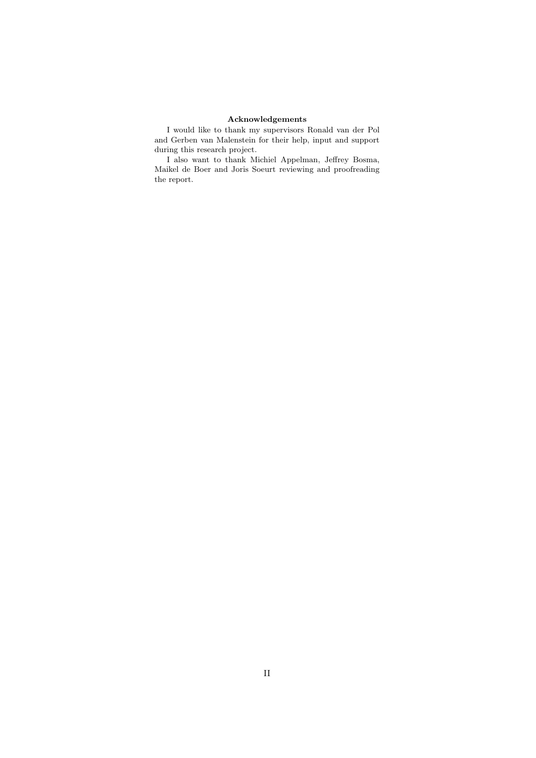**Acknowledgements**

I would like to thank my supervisors Ronald van der Pol and Gerben van Malenstein for their help, input and support during this research project.

I also want to thank Michiel Appelman, Jeffrey Bosma, Maikel de Boer and Joris Soeurt reviewing and proofreading the report.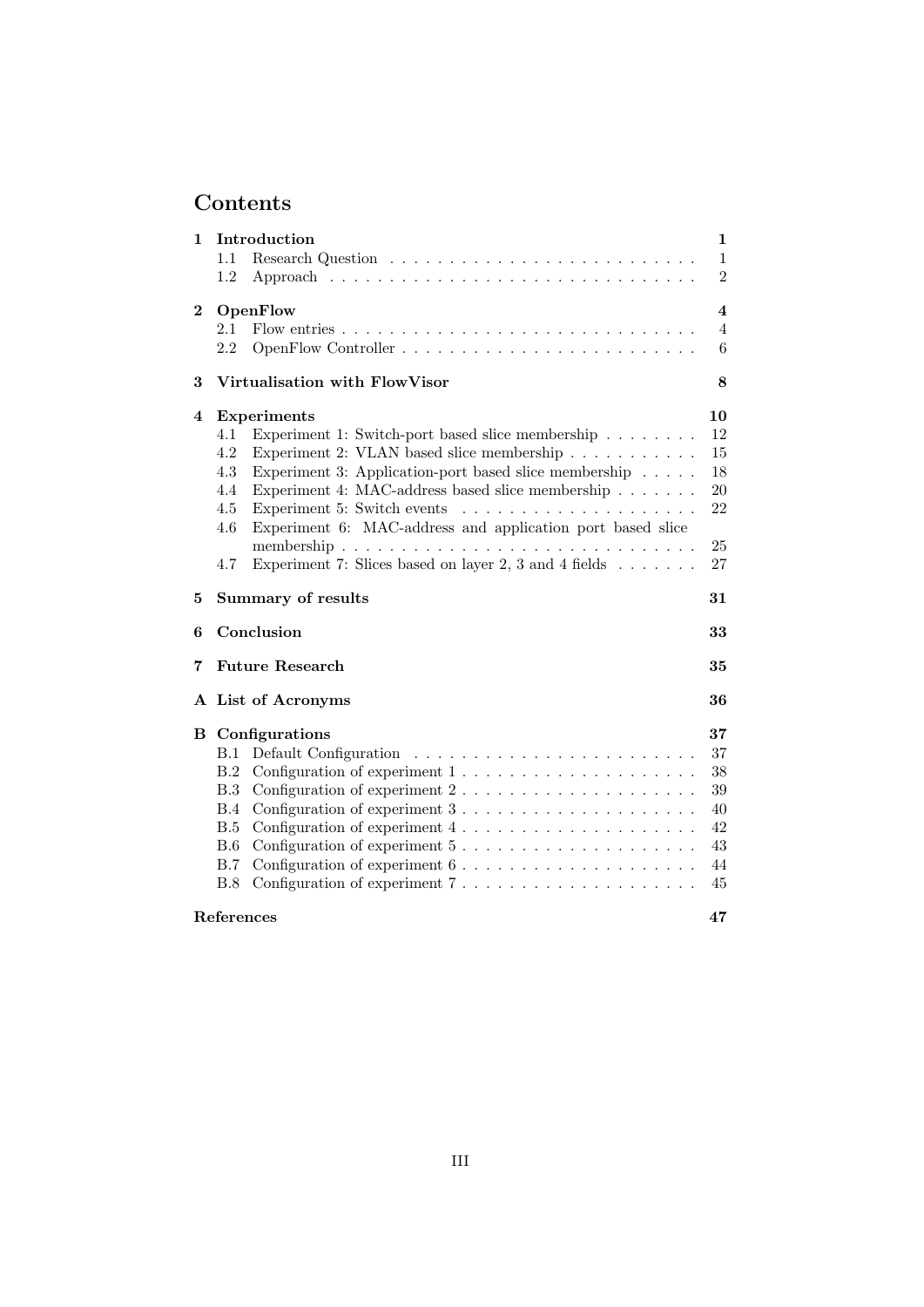# Contents

| | | |
|---|---|---|
| **1** | **Introduction** | **1** |
| 1.1 | Research Question | 1 |
| 1.2 | Approach | 2 |
| **2** | **OpenFlow** | **4** |
| 2.1 | Flow entries | 4 |
| 2.2 | OpenFlow Controller | 6 |
| **3** | **Virtualisation with FlowVisor** | **8** |
| **4** | **Experiments** | **10** |
| 4.1 | Experiment 1: Switch-port based slice membership | 12 |
| 4.2 | Experiment 2: VLAN based slice membership | 15 |
| 4.3 | Experiment 3: Application-port based slice membership | 18 |
| 4.4 | Experiment 4: MAC-address based slice membership | 20 |
| 4.5 | Experiment 5: Switch events | 22 |
| 4.6 | Experiment 6: MAC-address and application port based slice membership | 25 |
| 4.7 | Experiment 7: Slices based on layer 2, 3 and 4 fields | 27 |
| **5** | **Summary of results** | **31** |
| **6** | **Conclusion** | **33** |
| **7** | **Future Research** | **35** |
| **A** | **List of Acronyms** | **36** |
| **B** | **Configurations** | **37** |
| B.1 | Default Configuration | 37 |
| B.2 | Configuration of experiment 1 | 38 |
| B.3 | Configuration of experiment 2 | 39 |
| B.4 | Configuration of experiment 3 | 40 |
| B.5 | Configuration of experiment 4 | 42 |
| B.6 | Configuration of experiment 5 | 43 |
| B.7 | Configuration of experiment 6 | 44 |
| B.8 | Configuration of experiment 7 | 45 |
| | **References** | **47** |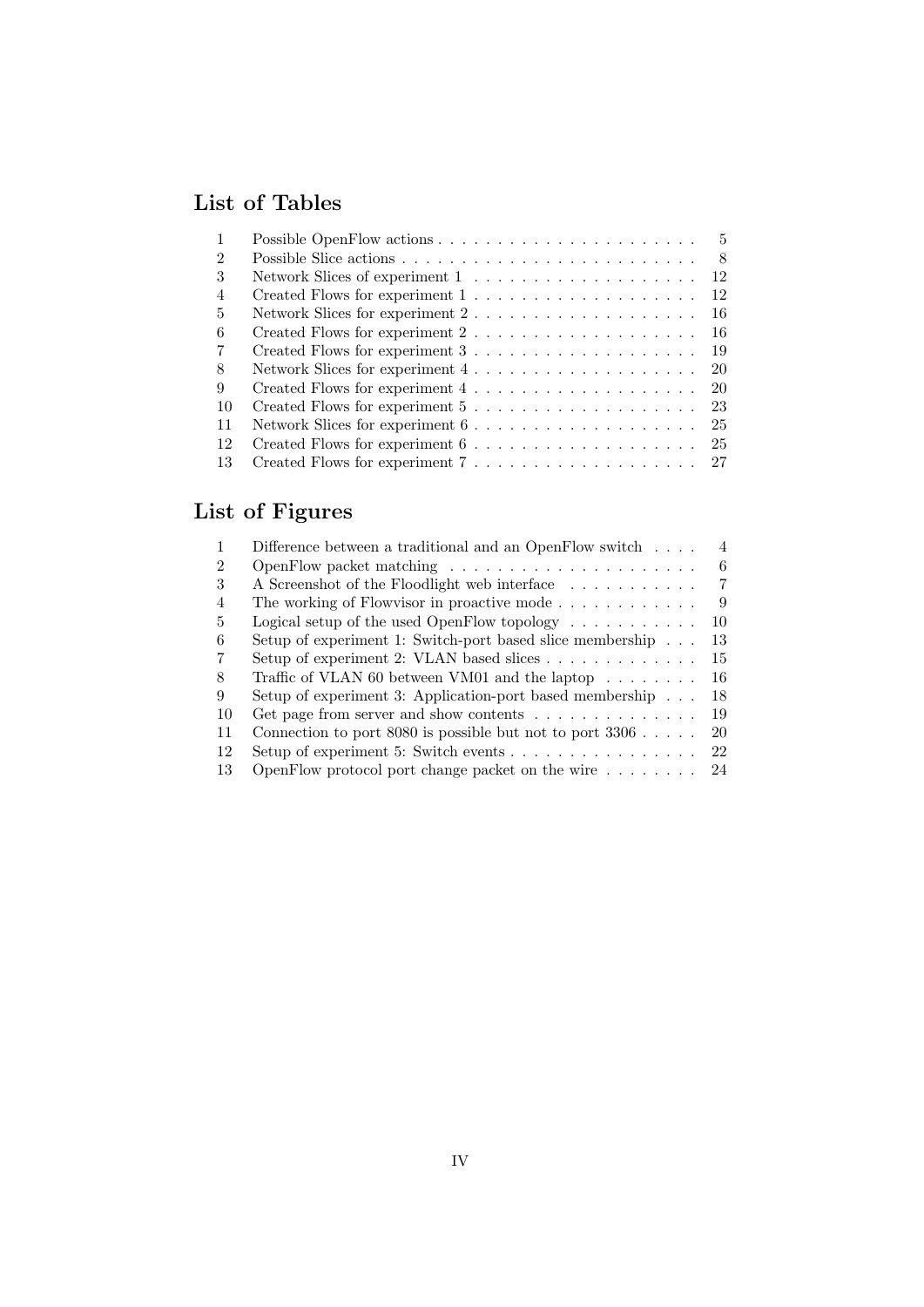## List of Tables

| | | |
|---|---|---|
| 1 | Possible OpenFlow actions | 5 |
| 2 | Possible Slice actions | 8 |
| 3 | Network Slices of experiment 1 | 12 |
| 4 | Created Flows for experiment 1 | 12 |
| 5 | Network Slices for experiment 2 | 16 |
| 6 | Created Flows for experiment 2 | 16 |
| 7 | Created Flows for experiment 3 | 19 |
| 8 | Network Slices for experiment 4 | 20 |
| 9 | Created Flows for experiment 4 | 20 |
| 10 | Created Flows for experiment 5 | 23 |
| 11 | Network Slices for experiment 6 | 25 |
| 12 | Created Flows for experiment 6 | 25 |
| 13 | Created Flows for experiment 7 | 27 |

## List of Figures

| | | |
|---|---|---|
| 1 | Difference between a traditional and an OpenFlow switch | 4 |
| 2 | OpenFlow packet matching | 6 |
| 3 | A Screenshot of the Floodlight web interface | 7 |
| 4 | The working of Flowvisor in proactive mode | 9 |
| 5 | Logical setup of the used OpenFlow topology | 10 |
| 6 | Setup of experiment 1: Switch-port based slice membership | 13 |
| 7 | Setup of experiment 2: VLAN based slices | 15 |
| 8 | Traffic of VLAN 60 between VM01 and the laptop | 16 |
| 9 | Setup of experiment 3: Application-port based membership | 18 |
| 10 | Get page from server and show contents | 19 |
| 11 | Connection to port 8080 is possible but not to port 3306 | 20 |
| 12 | Setup of experiment 5: Switch events | 22 |
| 13 | OpenFlow protocol port change packet on the wire | 24 |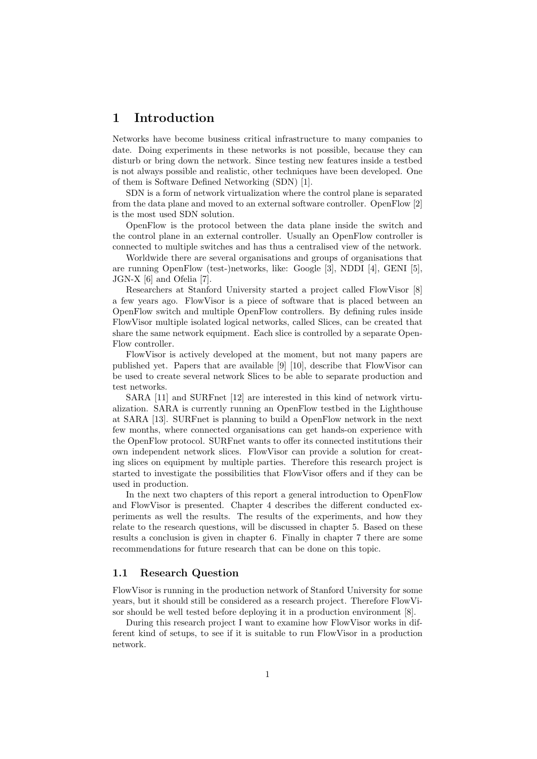# 1 Introduction

Networks have become business critical infrastructure to many companies to date. Doing experiments in these networks is not possible, because they can disturb or bring down the network. Since testing new features inside a testbed is not always possible and realistic, other techniques have been developed. One of them is Software Defined Networking (SDN) [1].

SDN is a form of network virtualization where the control plane is separated from the data plane and moved to an external software controller. OpenFlow [2] is the most used SDN solution.

OpenFlow is the protocol between the data plane inside the switch and the control plane in an external controller. Usually an OpenFlow controller is connected to multiple switches and has thus a centralised view of the network.

Worldwide there are several organisations and groups of organisations that are running OpenFlow (test-)networks, like: Google [3], NDDI [4], GENI [5], JGN-X [6] and Ofelia [7].

Researchers at Stanford University started a project called FlowVisor [8] a few years ago. FlowVisor is a piece of software that is placed between an OpenFlow switch and multiple OpenFlow controllers. By defining rules inside FlowVisor multiple isolated logical networks, called Slices, can be created that share the same network equipment. Each slice is controlled by a separate OpenFlow controller.

FlowVisor is actively developed at the moment, but not many papers are published yet. Papers that are available [9] [10], describe that FlowVisor can be used to create several network Slices to be able to separate production and test networks.

SARA [11] and SURFnet [12] are interested in this kind of network virtualization. SARA is currently running an OpenFlow testbed in the Lighthouse at SARA [13]. SURFnet is planning to build a OpenFlow network in the next few months, where connected organisations can get hands-on experience with the OpenFlow protocol. SURFnet wants to offer its connected institutions their own independent network slices. FlowVisor can provide a solution for creating slices on equipment by multiple parties. Therefore this research project is started to investigate the possibilities that FlowVisor offers and if they can be used in production.

In the next two chapters of this report a general introduction to OpenFlow and FlowVisor is presented. Chapter 4 describes the different conducted experiments as well the results. The results of the experiments, and how they relate to the research questions, will be discussed in chapter 5. Based on these results a conclusion is given in chapter 6. Finally in chapter 7 there are some recommendations for future research that can be done on this topic.

## 1.1 Research Question

FlowVisor is running in the production network of Stanford University for some years, but it should still be considered as a research project. Therefore FlowVisor should be well tested before deploying it in a production environment [8].

During this research project I want to examine how FlowVisor works in different kind of setups, to see if it is suitable to run FlowVisor in a production network.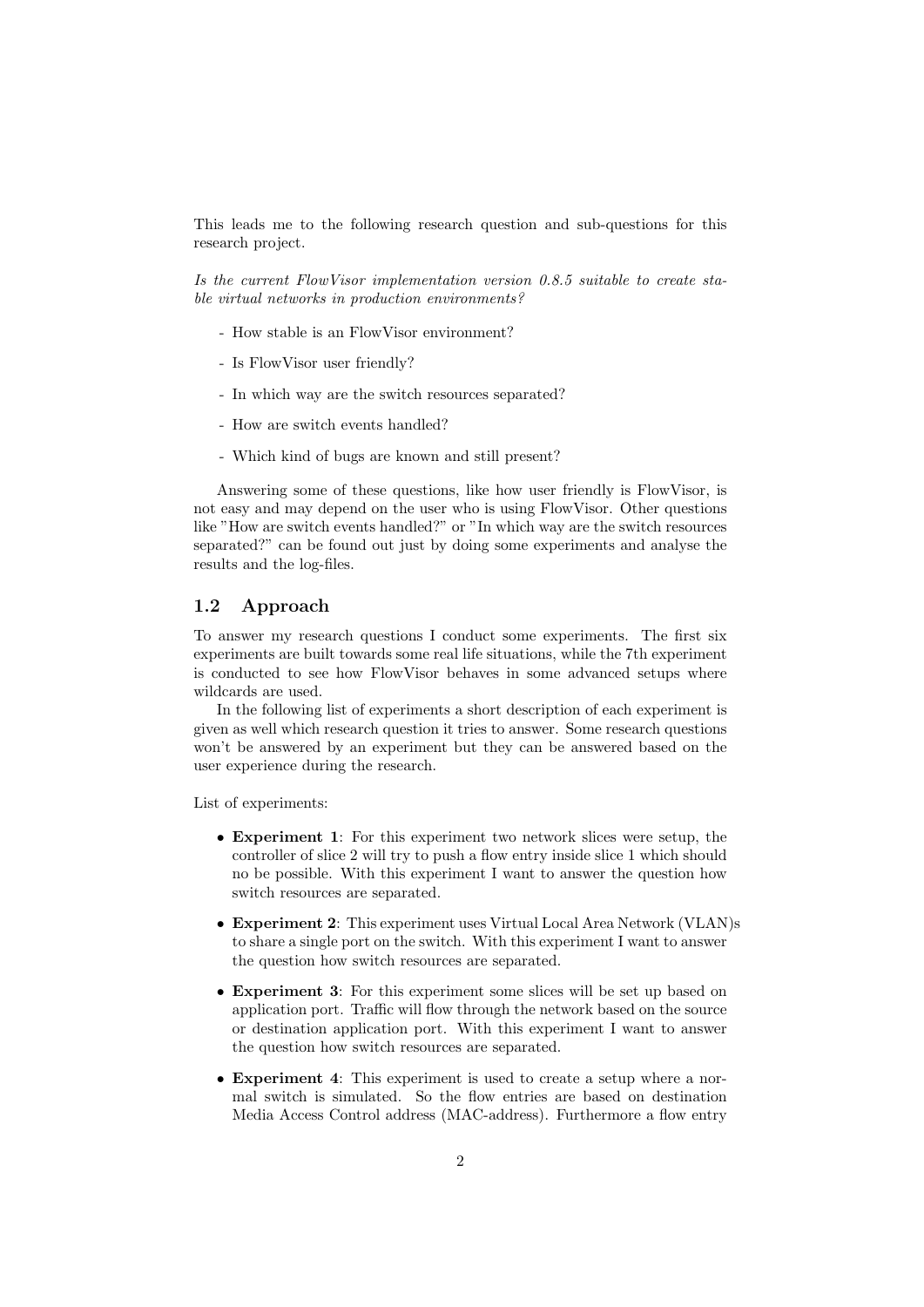This leads me to the following research question and sub-questions for this research project.

*Is the current FlowVisor implementation version 0.8.5 suitable to create stable virtual networks in production environments?*

- How stable is an FlowVisor environment?
- Is FlowVisor user friendly?
- In which way are the switch resources separated?
- How are switch events handled?
- Which kind of bugs are known and still present?

Answering some of these questions, like how user friendly is FlowVisor, is not easy and may depend on the user who is using FlowVisor. Other questions like "How are switch events handled?" or "In which way are the switch resources separated?" can be found out just by doing some experiments and analyse the results and the log-files.

## 1.2 Approach

To answer my research questions I conduct some experiments. The first six experiments are built towards some real life situations, while the 7th experiment is conducted to see how FlowVisor behaves in some advanced setups where wildcards are used.

In the following list of experiments a short description of each experiment is given as well which research question it tries to answer. Some research questions won't be answered by an experiment but they can be answered based on the user experience during the research.

List of experiments:

- **Experiment 1**: For this experiment two network slices were setup, the controller of slice 2 will try to push a flow entry inside slice 1 which should no be possible. With this experiment I want to answer the question how switch resources are separated.
- **Experiment 2**: This experiment uses Virtual Local Area Network (VLAN)s to share a single port on the switch. With this experiment I want to answer the question how switch resources are separated.
- **Experiment 3**: For this experiment some slices will be set up based on application port. Traffic will flow through the network based on the source or destination application port. With this experiment I want to answer the question how switch resources are separated.
- **Experiment 4**: This experiment is used to create a setup where a normal switch is simulated. So the flow entries are based on destination Media Access Control address (MAC-address). Furthermore a flow entry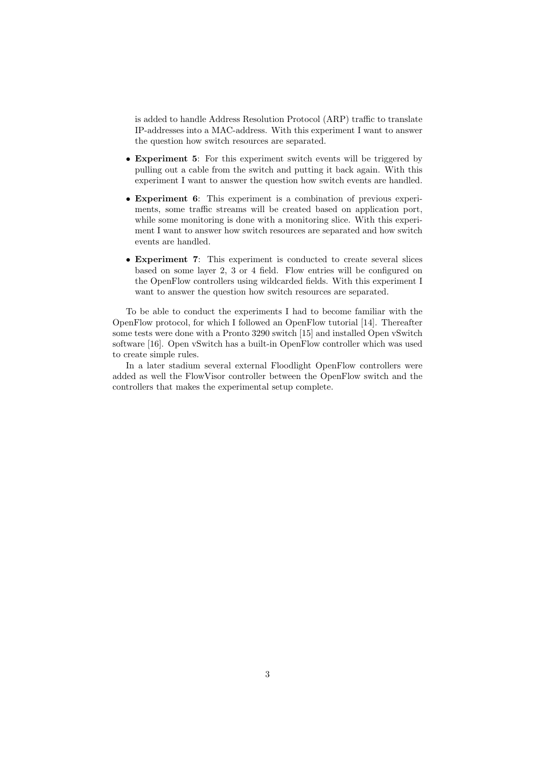is added to handle Address Resolution Protocol (ARP) traffic to translate IP-addresses into a MAC-address. With this experiment I want to answer the question how switch resources are separated.

- **Experiment 5**: For this experiment switch events will be triggered by pulling out a cable from the switch and putting it back again. With this experiment I want to answer the question how switch events are handled.
- **Experiment 6**: This experiment is a combination of previous experiments, some traffic streams will be created based on application port, while some monitoring is done with a monitoring slice. With this experiment I want to answer how switch resources are separated and how switch events are handled.
- **Experiment 7**: This experiment is conducted to create several slices based on some layer 2, 3 or 4 field. Flow entries will be configured on the OpenFlow controllers using wildcarded fields. With this experiment I want to answer the question how switch resources are separated.

To be able to conduct the experiments I had to become familiar with the OpenFlow protocol, for which I followed an OpenFlow tutorial [14]. Thereafter some tests were done with a Pronto 3290 switch [15] and installed Open vSwitch software [16]. Open vSwitch has a built-in OpenFlow controller which was used to create simple rules.

In a later stadium several external Floodlight OpenFlow controllers were added as well the FlowVisor controller between the OpenFlow switch and the controllers that makes the experimental setup complete.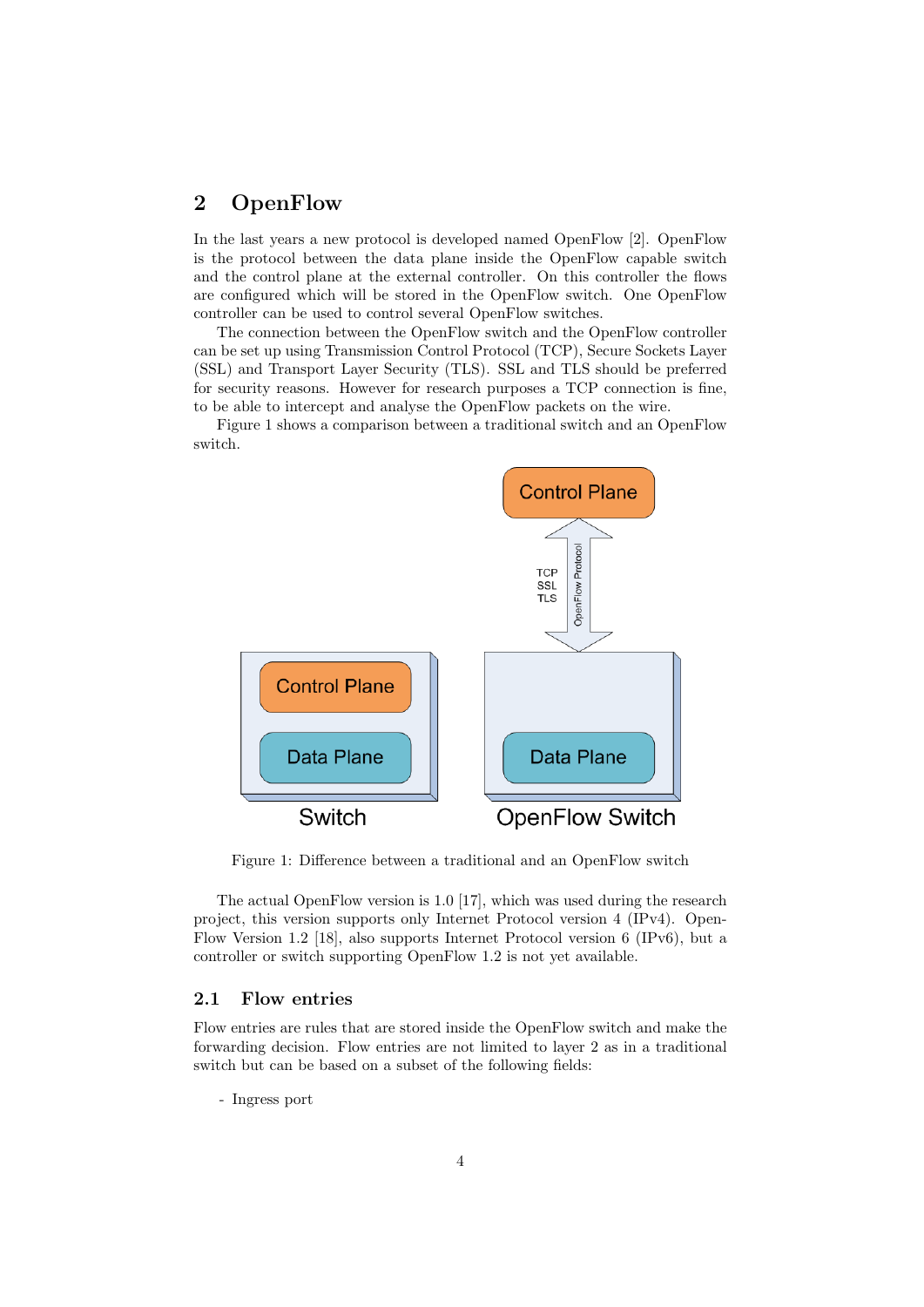## 2 OpenFlow

In the last years a new protocol is developed named OpenFlow [2]. OpenFlow is the protocol between the data plane inside the OpenFlow capable switch and the control plane at the external controller. On this controller the flows are configured which will be stored in the OpenFlow switch. One OpenFlow controller can be used to control several OpenFlow switches.

The connection between the OpenFlow switch and the OpenFlow controller can be set up using Transmission Control Protocol (TCP), Secure Sockets Layer (SSL) and Transport Layer Security (TLS). SSL and TLS should be preferred for security reasons. However for research purposes a TCP connection is fine, to be able to intercept and analyse the OpenFlow packets on the wire.

Figure 1 shows a comparison between a traditional switch and an OpenFlow switch.

Figure 1: Difference between a traditional and an OpenFlow switch

The actual OpenFlow version is 1.0 [17], which was used during the research project, this version supports only Internet Protocol version 4 (IPv4). OpenFlow Version 1.2 [18], also supports Internet Protocol version 6 (IPv6), but a controller or switch supporting OpenFlow 1.2 is not yet available.

### 2.1 Flow entries

Flow entries are rules that are stored inside the OpenFlow switch and make the forwarding decision. Flow entries are not limited to layer 2 as in a traditional switch but can be based on a subset of the following fields:

- Ingress port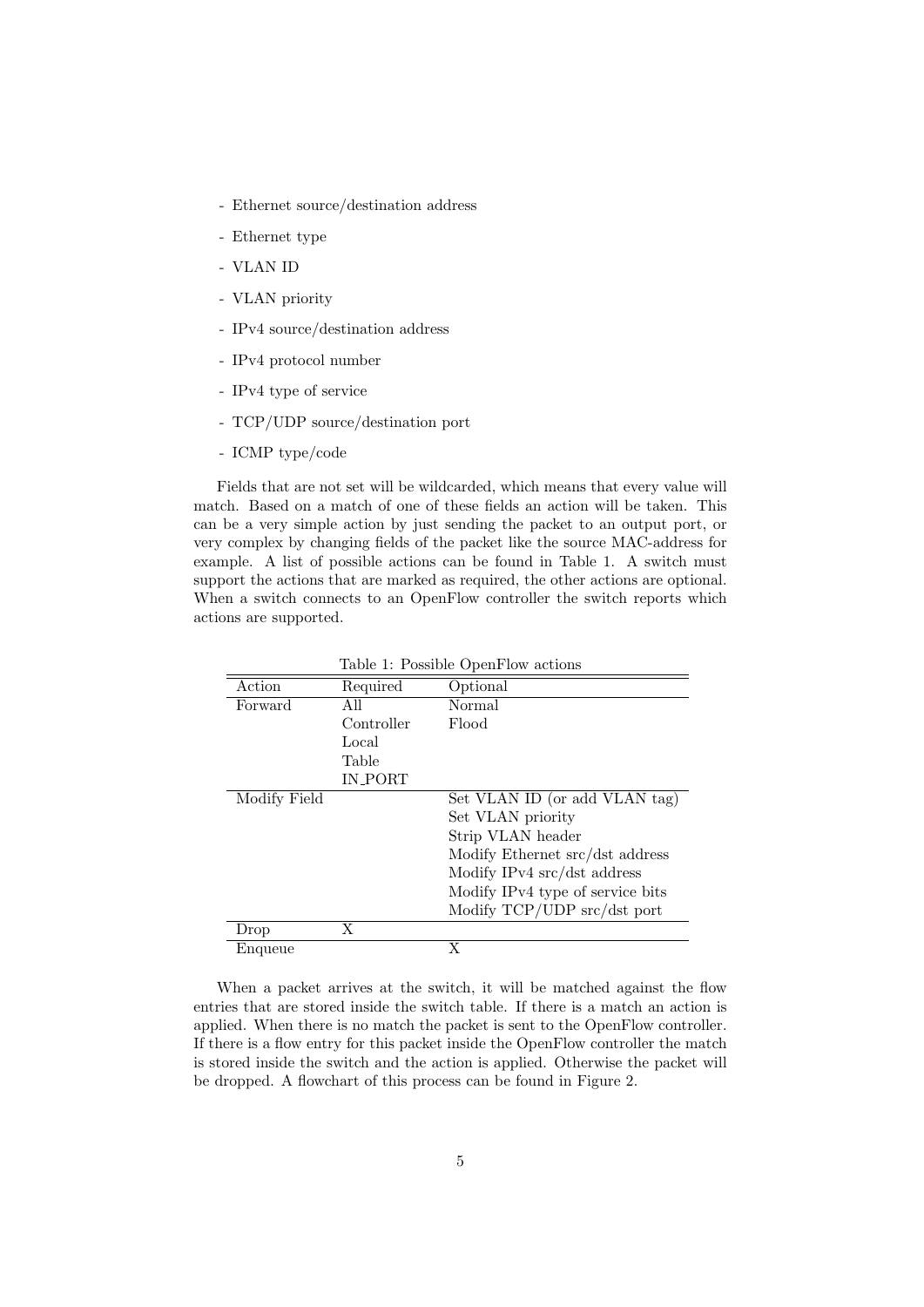- Ethernet source/destination address
- Ethernet type
- VLAN ID
- VLAN priority
- IPv4 source/destination address
- IPv4 protocol number
- IPv4 type of service
- TCP/UDP source/destination port
- ICMP type/code

Fields that are not set will be wildcarded, which means that every value will match. Based on a match of one of these fields an action will be taken. This can be a very simple action by just sending the packet to an output port, or very complex by changing fields of the packet like the source MAC-address for example. A list of possible actions can be found in Table 1. A switch must support the actions that are marked as required, the other actions are optional. When a switch connects to an OpenFlow controller the switch reports which actions are supported.

Table 1: Possible OpenFlow actions

| Action | Required | Optional |
|---|---|---|
| Forward | All | Normal |
| | Controller | Flood |
| | Local | |
| | Table | |
| | IN_PORT | |
| Modify Field | | Set VLAN ID (or add VLAN tag) |
| | | Set VLAN priority |
| | | Strip VLAN header |
| | | Modify Ethernet src/dst address |
| | | Modify IPv4 src/dst address |
| | | Modify IPv4 type of service bits |
| | | Modify TCP/UDP src/dst port |
| Drop | X | |
| Enqueue | | X |

When a packet arrives at the switch, it will be matched against the flow entries that are stored inside the switch table. If there is a match an action is applied. When there is no match the packet is sent to the OpenFlow controller. If there is a flow entry for this packet inside the OpenFlow controller the match is stored inside the switch and the action is applied. Otherwise the packet will be dropped. A flowchart of this process can be found in Figure 2.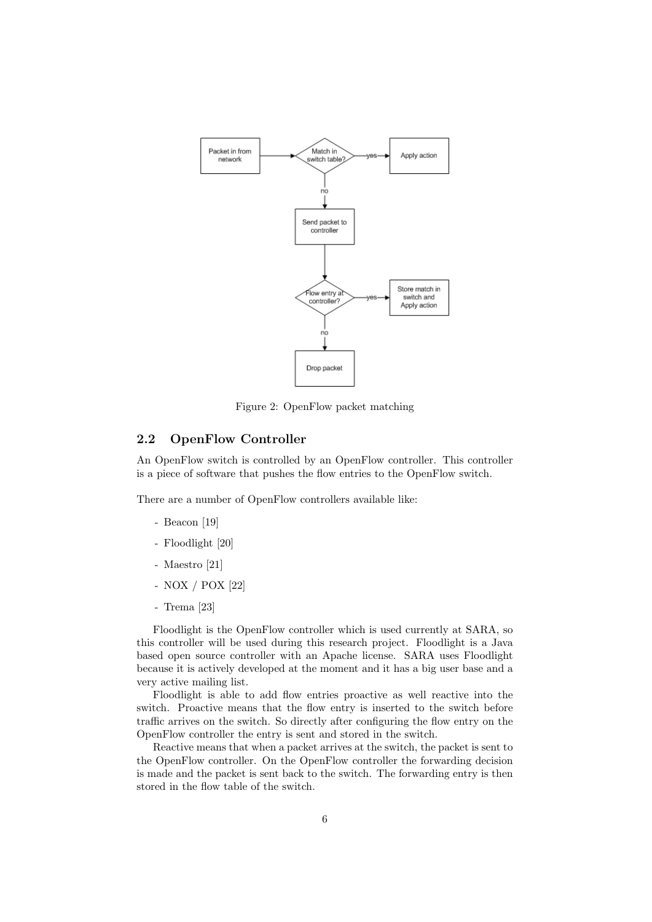Figure 2: OpenFlow packet matching

## 2.2 OpenFlow Controller

An OpenFlow switch is controlled by an OpenFlow controller. This controller is a piece of software that pushes the flow entries to the OpenFlow switch.

There are a number of OpenFlow controllers available like:

- Beacon [19]
- Floodlight [20]
- Maestro [21]
- NOX / POX [22]
- Trema [23]

Floodlight is the OpenFlow controller which is used currently at SARA, so this controller will be used during this research project. Floodlight is a Java based open source controller with an Apache license. SARA uses Floodlight because it is actively developed at the moment and it has a big user base and a very active mailing list.

Floodlight is able to add flow entries proactive as well reactive into the switch. Proactive means that the flow entry is inserted to the switch before traffic arrives on the switch. So directly after configuring the flow entry on the OpenFlow controller the entry is sent and stored in the switch.

Reactive means that when a packet arrives at the switch, the packet is sent to the OpenFlow controller. On the OpenFlow controller the forwarding decision is made and the packet is sent back to the switch. The forwarding entry is then stored in the flow table of the switch.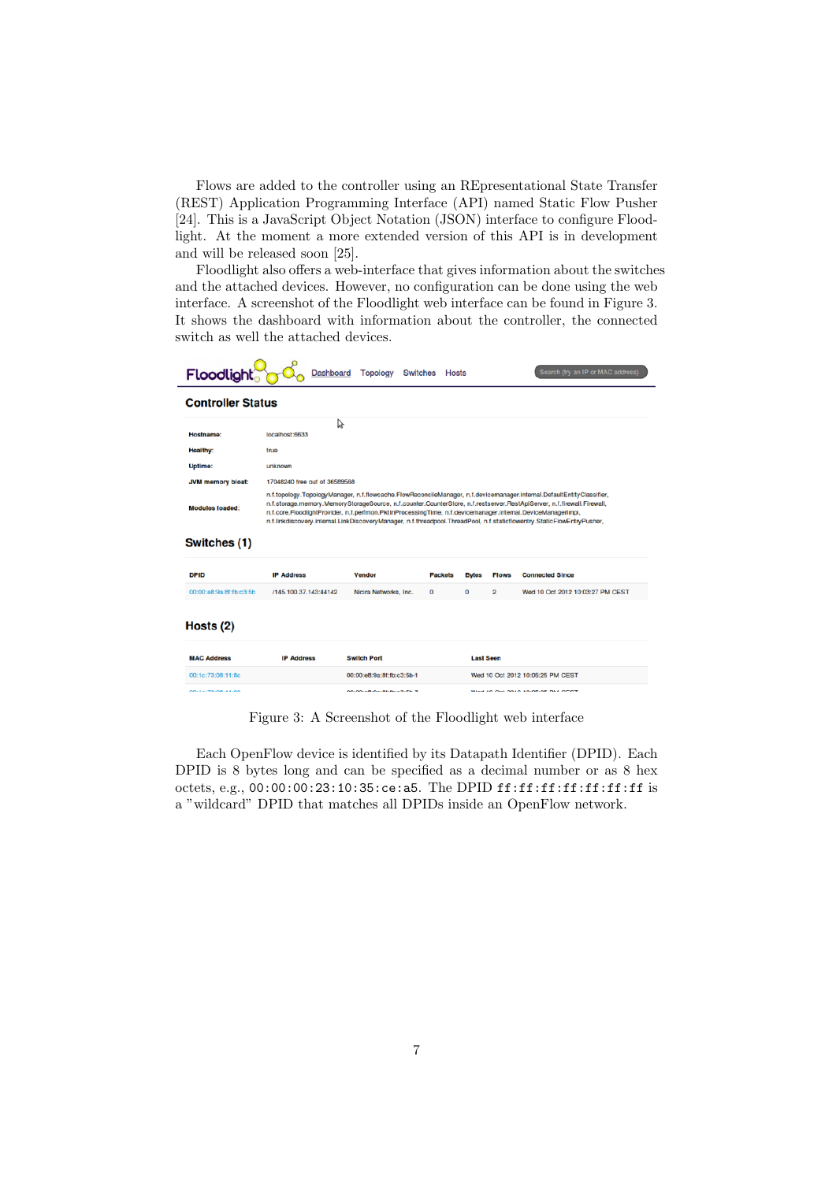Flows are added to the controller using an REpresentational State Transfer (REST) Application Programming Interface (API) named Static Flow Pusher [24]. This is a JavaScript Object Notation (JSON) interface to configure Floodlight. At the moment a more extended version of this API is in development and will be released soon [25].

Floodlight also offers a web-interface that gives information about the switches and the attached devices. However, no configuration can be done using the web interface. A screenshot of the Floodlight web interface can be found in Figure 3. It shows the dashboard with information about the controller, the connected switch as well the attached devices.

Figure 3: A Screenshot of the Floodlight web interface

Each OpenFlow device is identified by its Datapath Identifier (DPID). Each DPID is 8 bytes long and can be specified as a decimal number or as 8 hex octets, e.g., `00:00:00:23:10:35:ce:a5`. The DPID `ff:ff:ff:ff:ff:ff:ff:ff` is a "wildcard" DPID that matches all DPIDs inside an OpenFlow network.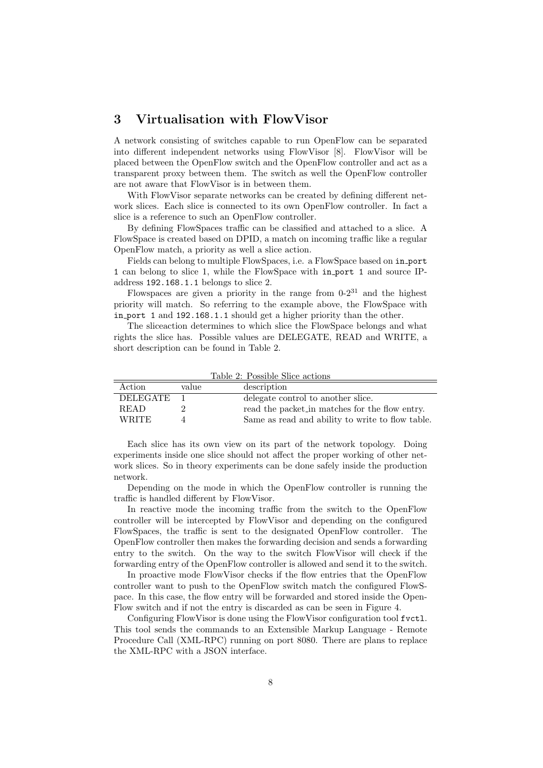## 3 Virtualisation with FlowVisor

A network consisting of switches capable to run OpenFlow can be separated into different independent networks using FlowVisor [8]. FlowVisor will be placed between the OpenFlow switch and the OpenFlow controller and act as a transparent proxy between them. The switch as well the OpenFlow controller are not aware that FlowVisor is in between them.

With FlowVisor separate networks can be created by defining different network slices. Each slice is connected to its own OpenFlow controller. In fact a slice is a reference to such an OpenFlow controller.

By defining FlowSpaces traffic can be classified and attached to a slice. A FlowSpace is created based on DPID, a match on incoming traffic like a regular OpenFlow match, a priority as well a slice action.

Fields can belong to multiple FlowSpaces, i.e. a FlowSpace based on `in_port 1` can belong to slice 1, while the FlowSpace with `in_port 1` and source IP-address `192.168.1.1` belongs to slice 2.

Flowspaces are given a priority in the range from 0-$2^{31}$ and the highest priority will match. So referring to the example above, the FlowSpace with `in_port 1` and `192.168.1.1` should get a higher priority than the other.

The sliceaction determines to which slice the FlowSpace belongs and what rights the slice has. Possible values are DELEGATE, READ and WRITE, a short description can be found in Table 2.

Table 2: Possible Slice actions

| Action | value | description |
|---|---|---|
| DELEGATE | 1 | delegate control to another slice. |
| READ | 2 | read the packet_in matches for the flow entry. |
| WRITE | 4 | Same as read and ability to write to flow table. |

Each slice has its own view on its part of the network topology. Doing experiments inside one slice should not affect the proper working of other network slices. So in theory experiments can be done safely inside the production network.

Depending on the mode in which the OpenFlow controller is running the traffic is handled different by FlowVisor.

In reactive mode the incoming traffic from the switch to the OpenFlow controller will be intercepted by FlowVisor and depending on the configured FlowSpaces, the traffic is sent to the designated OpenFlow controller. The OpenFlow controller then makes the forwarding decision and sends a forwarding entry to the switch. On the way to the switch FlowVisor will check if the forwarding entry of the OpenFlow controller is allowed and send it to the switch.

In proactive mode FlowVisor checks if the flow entries that the OpenFlow controller want to push to the OpenFlow switch match the configured FlowSpace. In this case, the flow entry will be forwarded and stored inside the OpenFlow switch and if not the entry is discarded as can be seen in Figure 4.

Configuring FlowVisor is done using the FlowVisor configuration tool `fvctl`. This tool sends the commands to an Extensible Markup Language - Remote Procedure Call (XML-RPC) running on port 8080. There are plans to replace the XML-RPC with a JSON interface.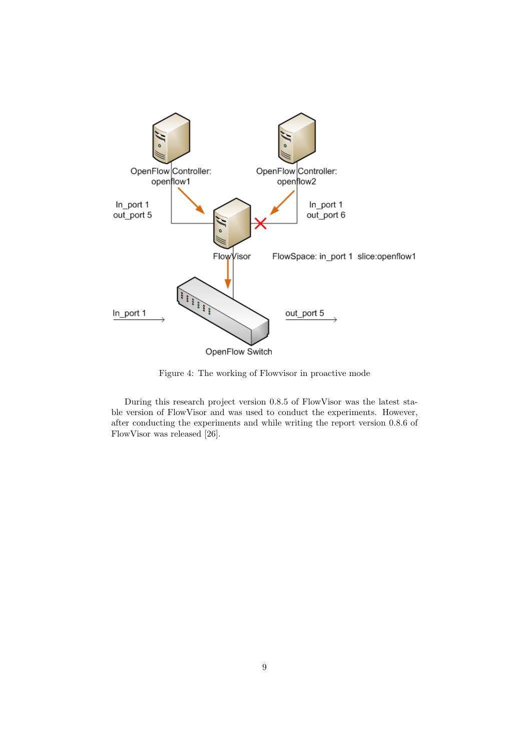Figure 4: The working of Flowvisor in proactive mode

During this research project version 0.8.5 of FlowVisor was the latest stable version of FlowVisor and was used to conduct the experiments. However, after conducting the experiments and while writing the report version 0.8.6 of FlowVisor was released [26].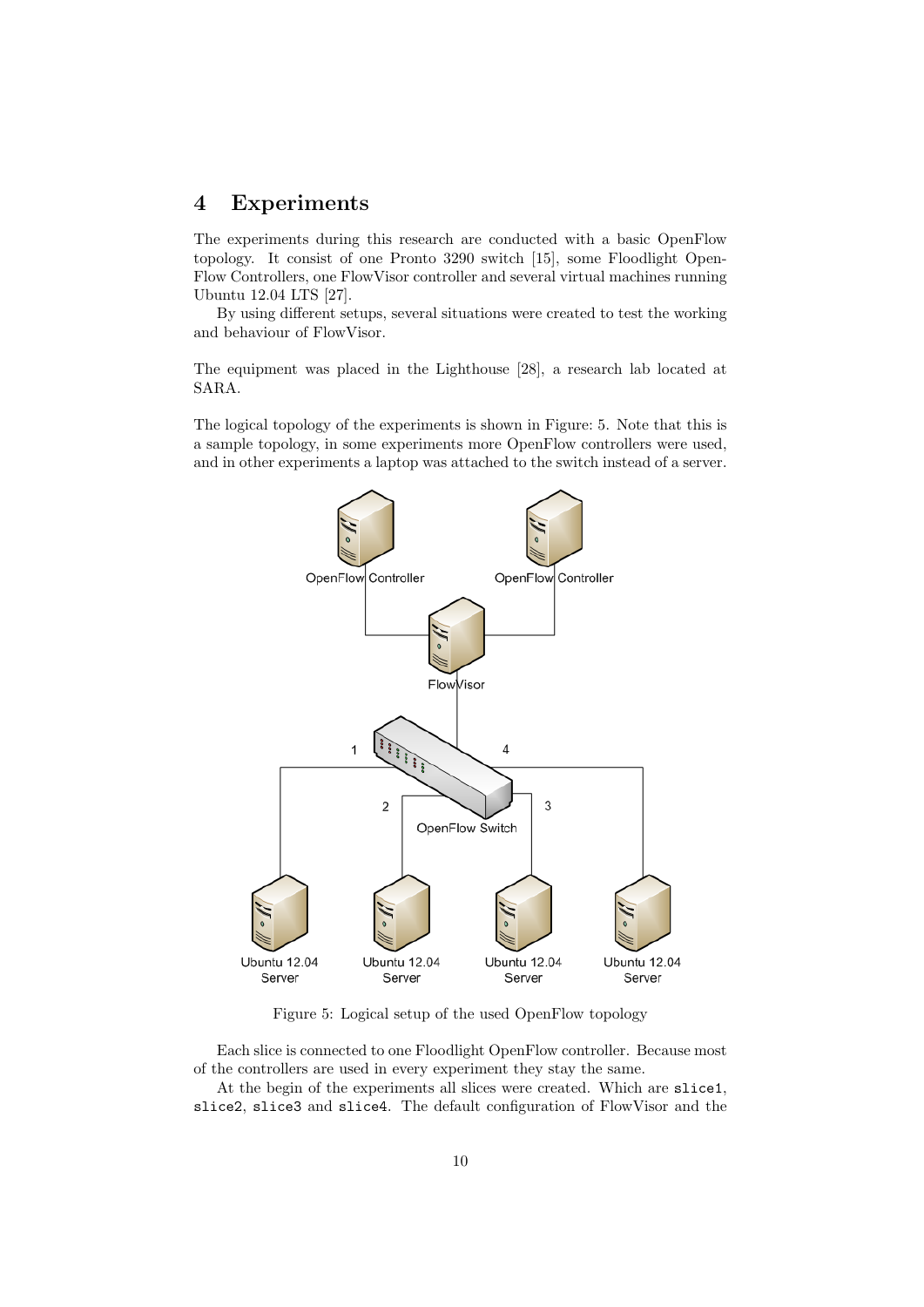# 4 Experiments

The experiments during this research are conducted with a basic OpenFlow topology. It consist of one Pronto 3290 switch [15], some Floodlight OpenFlow Controllers, one FlowVisor controller and several virtual machines running Ubuntu 12.04 LTS [27].

By using different setups, several situations were created to test the working and behaviour of FlowVisor.

The equipment was placed in the Lighthouse [28], a research lab located at SARA.

The logical topology of the experiments is shown in Figure: 5. Note that this is a sample topology, in some experiments more OpenFlow controllers were used, and in other experiments a laptop was attached to the switch instead of a server.

Figure 5: Logical setup of the used OpenFlow topology

Each slice is connected to one Floodlight OpenFlow controller. Because most of the controllers are used in every experiment they stay the same.

At the begin of the experiments all slices were created. Which are `slice1`, `slice2`, `slice3` and `slice4`. The default configuration of FlowVisor and the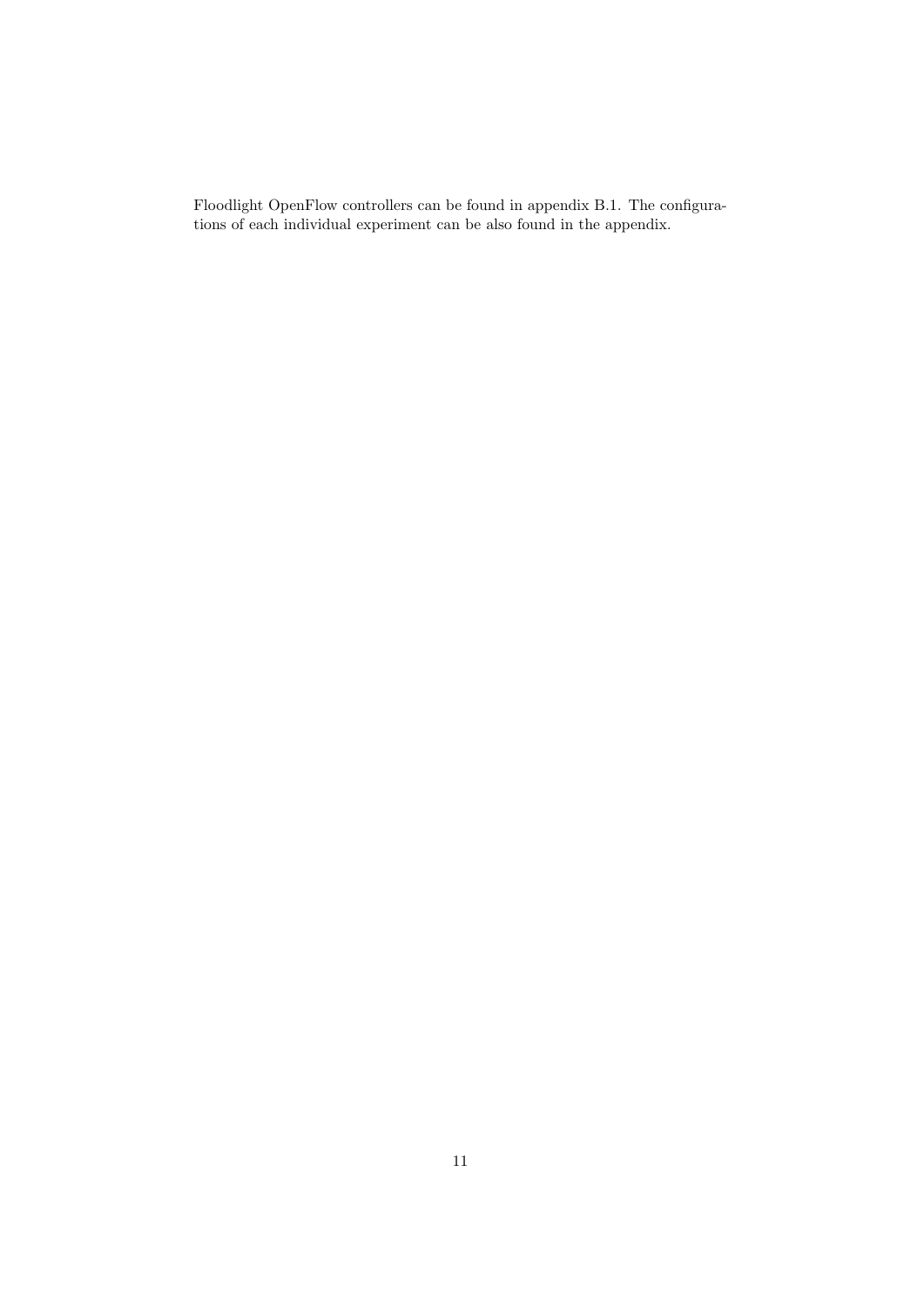Floodlight OpenFlow controllers can be found in appendix B.1. The configurations of each individual experiment can be also found in the appendix.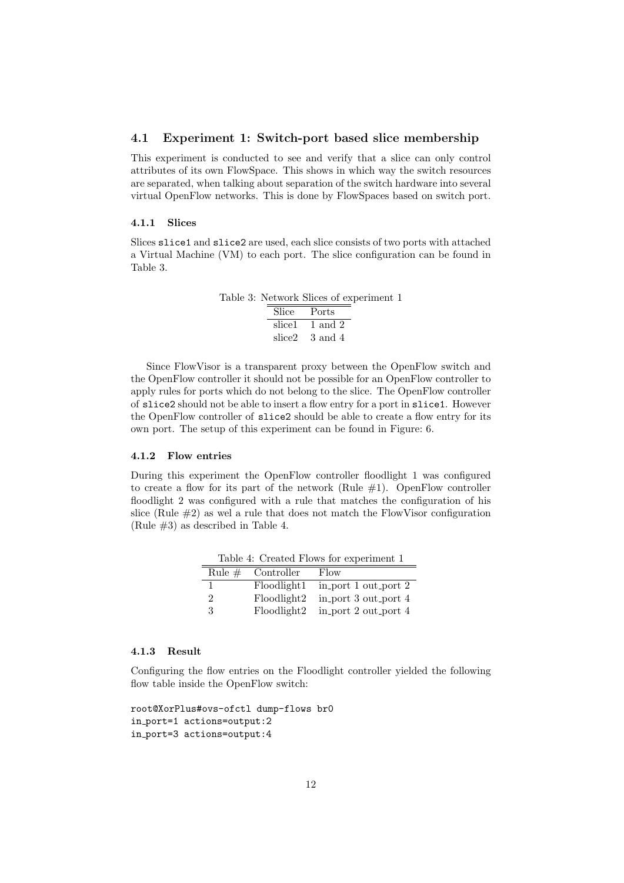## 4.1 Experiment 1: Switch-port based slice membership

This experiment is conducted to see and verify that a slice can only control attributes of its own FlowSpace. This shows in which way the switch resources are separated, when talking about separation of the switch hardware into several virtual OpenFlow networks. This is done by FlowSpaces based on switch port.

### 4.1.1 Slices

Slices `slice1` and `slice2` are used, each slice consists of two ports with attached a Virtual Machine (VM) to each port. The slice configuration can be found in Table 3.

Table 3: Network Slices of experiment 1

| Slice | Ports |
|---|---|
| slice1 | 1 and 2 |
| slice2 | 3 and 4 |

Since FlowVisor is a transparent proxy between the OpenFlow switch and the OpenFlow controller it should not be possible for an OpenFlow controller to apply rules for ports which do not belong to the slice. The OpenFlow controller of `slice2` should not be able to insert a flow entry for a port in `slice1`. However the OpenFlow controller of `slice2` should be able to create a flow entry for its own port. The setup of this experiment can be found in Figure: 6.

### 4.1.2 Flow entries

During this experiment the OpenFlow controller floodlight 1 was configured to create a flow for its part of the network (Rule #1). OpenFlow controller floodlight 2 was configured with a rule that matches the configuration of his slice (Rule #2) as wel a rule that does not match the FlowVisor configuration (Rule #3) as described in Table 4.

Table 4: Created Flows for experiment 1

| Rule # | Controller | Flow |
|---|---|---|
| 1 | Floodlight1 | in_port 1 out_port 2 |
| 2 | Floodlight2 | in_port 3 out_port 4 |
| 3 | Floodlight2 | in_port 2 out_port 4 |

### 4.1.3 Result

Configuring the flow entries on the Floodlight controller yielded the following flow table inside the OpenFlow switch:

```
root@XorPlus#ovs-ofctl dump-flows br0
in_port=1 actions=output:2
in_port=3 actions=output:4
```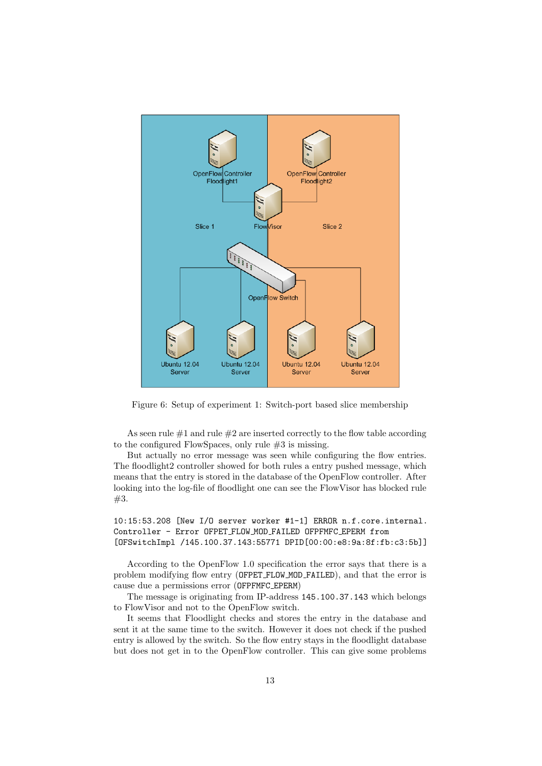Figure 6: Setup of experiment 1: Switch-port based slice membership

As seen rule #1 and rule #2 are inserted correctly to the flow table according to the configured FlowSpaces, only rule #3 is missing.

But actually no error message was seen while configuring the flow entries. The floodlight2 controller showed for both rules a entry pushed message, which means that the entry is stored in the database of the OpenFlow controller. After looking into the log-file of floodlight one can see the FlowVisor has blocked rule #3.

```
10:15:53.208 [New I/O server worker #1-1] ERROR n.f.core.internal.
Controller - Error OFPET_FLOW_MOD_FAILED OFPFMFC_EPERM from
[OFSwitchImpl /145.100.37.143:55771 DPID[00:00:e8:9a:8f:fb:c3:5b]]
```

According to the OpenFlow 1.0 specification the error says that there is a problem modifying flow entry (OFPET_FLOW_MOD_FAILED), and that the error is cause due a permissions error (OFPFMFC_EPERM)

The message is originating from IP-address 145.100.37.143 which belongs to FlowVisor and not to the OpenFlow switch.

It seems that Floodlight checks and stores the entry in the database and sent it at the same time to the switch. However it does not check if the pushed entry is allowed by the switch. So the flow entry stays in the floodlight database but does not get in to the OpenFlow controller. This can give some problems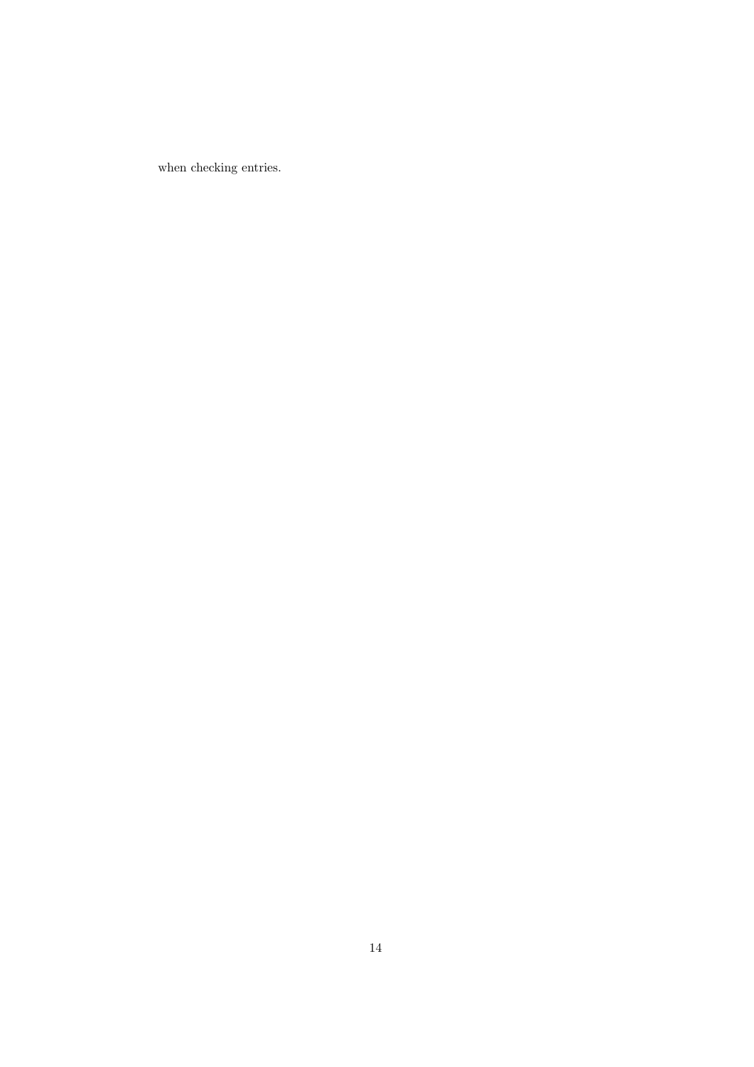when checking entries.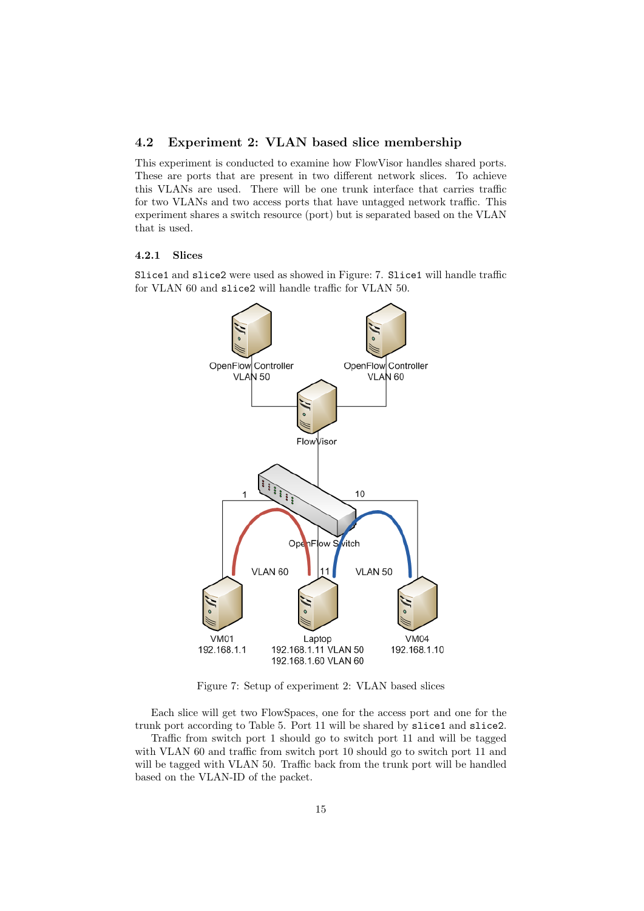## 4.2 Experiment 2: VLAN based slice membership

This experiment is conducted to examine how FlowVisor handles shared ports. These are ports that are present in two different network slices. To achieve this VLANs are used. There will be one trunk interface that carries traffic for two VLANs and two access ports that have untagged network traffic. This experiment shares a switch resource (port) but is separated based on the VLAN that is used.

### 4.2.1 Slices

`Slice1` and `slice2` were used as showed in Figure: 7. `Slice1` will handle traffic for VLAN 60 and `slice2` will handle traffic for VLAN 50.

Figure 7: Setup of experiment 2: VLAN based slices

Each slice will get two FlowSpaces, one for the access port and one for the trunk port according to Table 5. Port 11 will be shared by `slice1` and `slice2`.

Traffic from switch port 1 should go to switch port 11 and will be tagged with VLAN 60 and traffic from switch port 10 should go to switch port 11 and will be tagged with VLAN 50. Traffic back from the trunk port will be handled based on the VLAN-ID of the packet.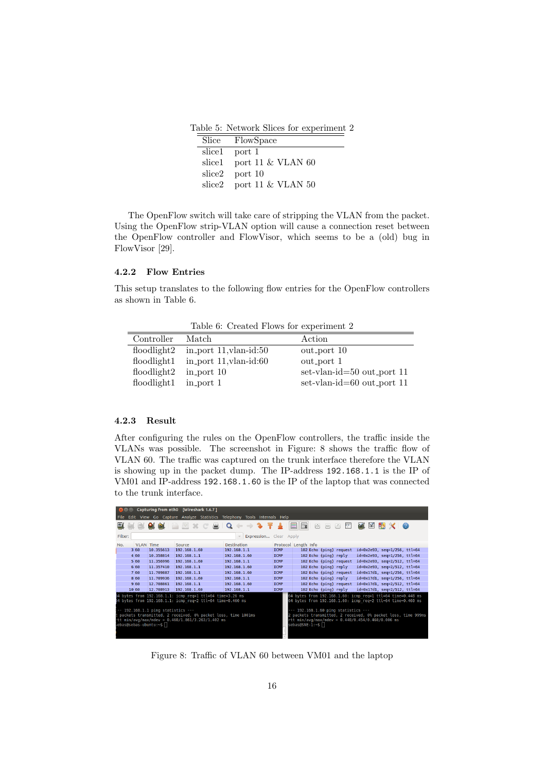Table 5: Network Slices for experiment 2

| Slice | FlowSpace |
|---|---|
| slice1 | port 1 |
| slice1 | port 11 & VLAN 60 |
| slice2 | port 10 |
| slice2 | port 11 & VLAN 50 |

The OpenFlow switch will take care of stripping the VLAN from the packet. Using the OpenFlow strip-VLAN option will cause a connection reset between the OpenFlow controller and FlowVisor, which seems to be a (old) bug in FlowVisor [29].

### 4.2.2 Flow Entries

This setup translates to the following flow entries for the OpenFlow controllers as shown in Table 6.

Table 6: Created Flows for experiment 2

| Controller | Match | Action |
|---|---|---|
| floodlight2 | in_port 11,vlan-id:50 | out_port 10 |
| floodlight1 | in_port 11,vlan-id:60 | out_port 1 |
| floodlight2 | in_port 10 | set-vlan-id=50 out_port 11 |
| floodlight1 | in_port 1 | set-vlan-id=60 out_port 11 |

### 4.2.3 Result

After configuring the rules on the OpenFlow controllers, the traffic inside the VLANs was possible. The screenshot in Figure: 8 shows the traffic flow of VLAN 60. The traffic was captured on the trunk interface therefore the VLAN is showing up in the packet dump. The IP-address `192.168.1.1` is the IP of VM01 and IP-address `192.168.1.60` is the IP of the laptop that was connected to the trunk interface.

Figure 8: Traffic of VLAN 60 between VM01 and the laptop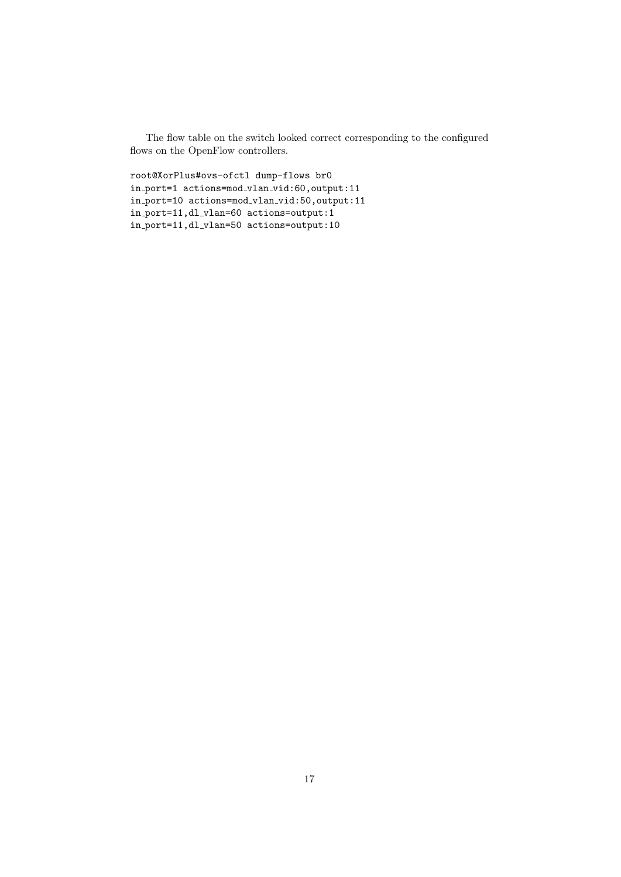The flow table on the switch looked correct corresponding to the configured flows on the OpenFlow controllers.

```
root@XorPlus#ovs-ofctl dump-flows br0
in_port=1 actions=mod_vlan_vid:60,output:11
in_port=10 actions=mod_vlan_vid:50,output:11
in_port=11,dl_vlan=60 actions=output:1
in_port=11,dl_vlan=50 actions=output:10
```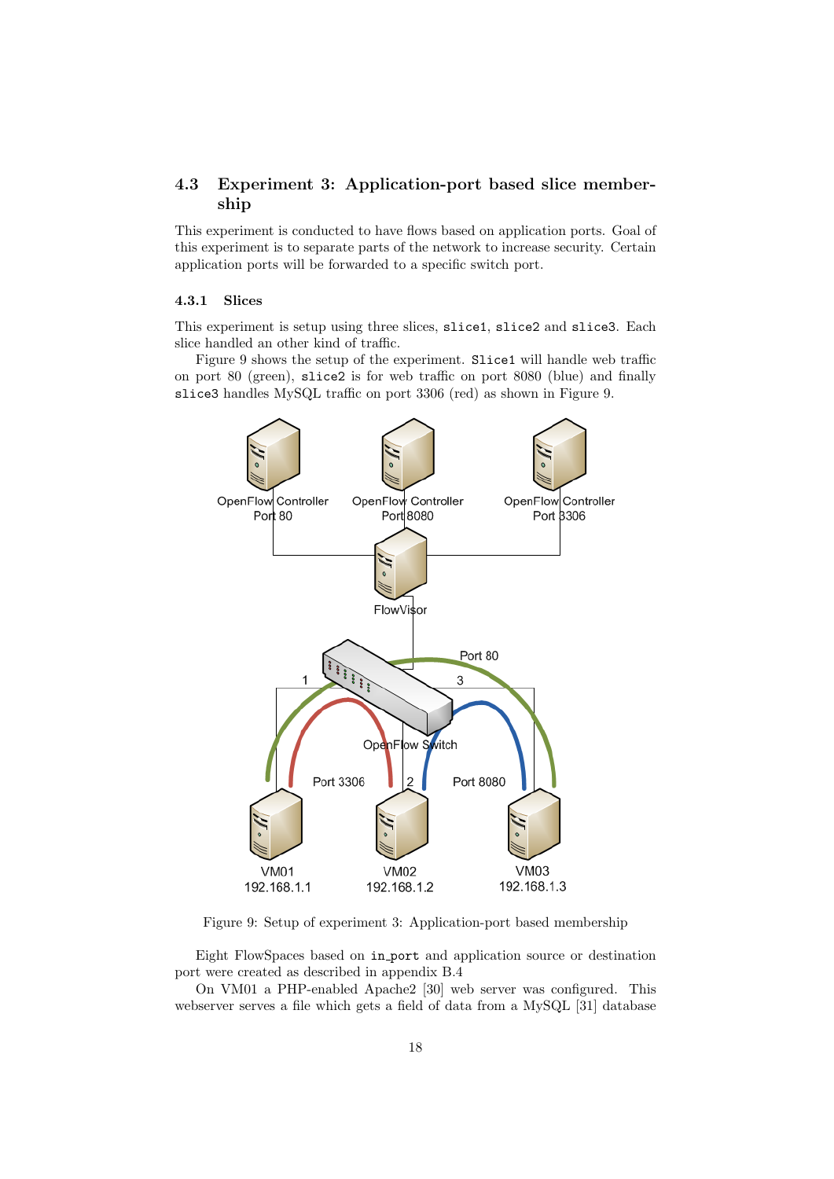## 4.3 Experiment 3: Application-port based slice membership

This experiment is conducted to have flows based on application ports. Goal of this experiment is to separate parts of the network to increase security. Certain application ports will be forwarded to a specific switch port.

### 4.3.1 Slices

This experiment is setup using three slices, `slice1`, `slice2` and `slice3`. Each slice handled an other kind of traffic.

Figure 9 shows the setup of the experiment. `Slice1` will handle web traffic on port 80 (green), `slice2` is for web traffic on port 8080 (blue) and finally `slice3` handles MySQL traffic on port 3306 (red) as shown in Figure 9.

Figure 9: Setup of experiment 3: Application-port based membership

Eight FlowSpaces based on `in_port` and application source or destination port were created as described in appendix B.4

On VM01 a PHP-enabled Apache2 [30] web server was configured. This webserver serves a file which gets a field of data from a MySQL [31] database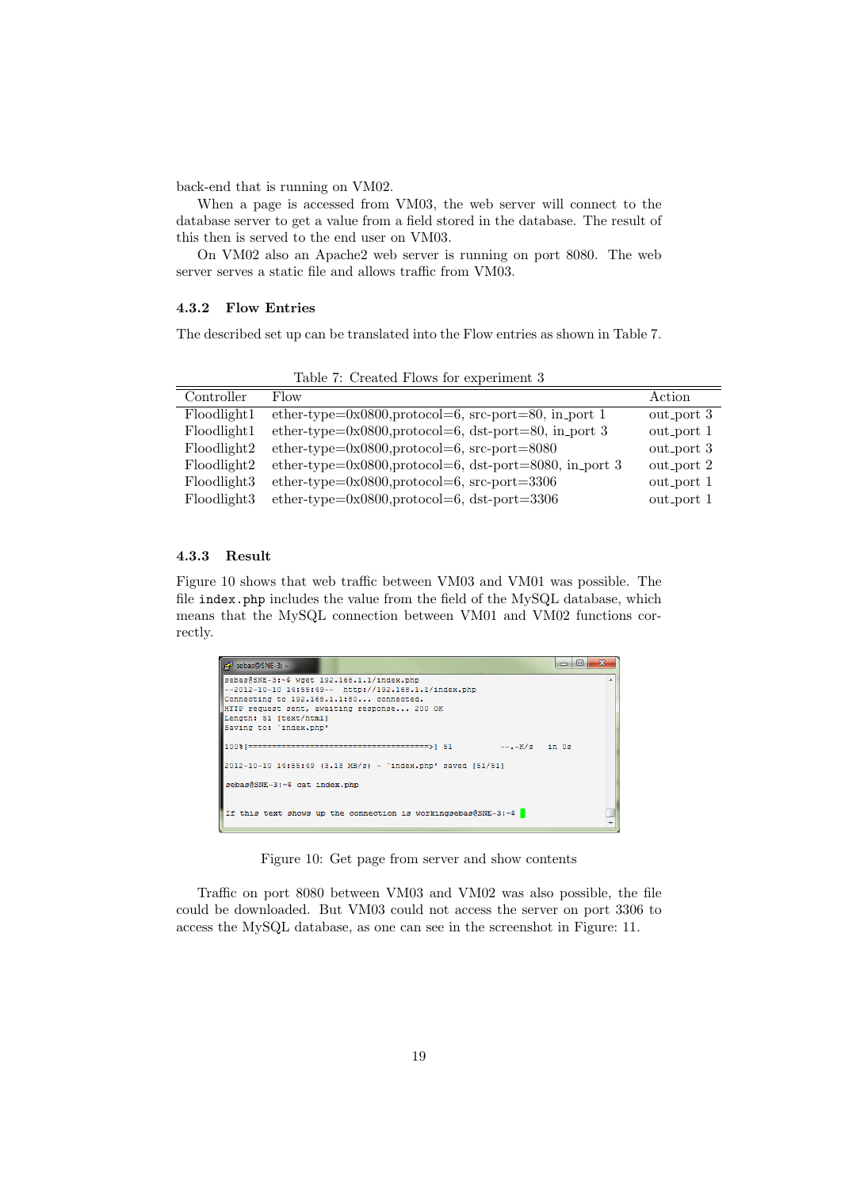back-end that is running on VM02.

When a page is accessed from VM03, the web server will connect to the database server to get a value from a field stored in the database. The result of this then is served to the end user on VM03.

On VM02 also an Apache2 web server is running on port 8080. The web server serves a static file and allows traffic from VM03.

### 4.3.2 Flow Entries

The described set up can be translated into the Flow entries as shown in Table 7.

Table 7: Created Flows for experiment 3

| Controller | Flow | Action |
|---|---|---|
| Floodlight1 | ether-type=0x0800,protocol=6, src-port=80, in_port 1 | out_port 3 |
| Floodlight1 | ether-type=0x0800,protocol=6, dst-port=80, in_port 3 | out_port 1 |
| Floodlight2 | ether-type=0x0800,protocol=6, src-port=8080 | out_port 3 |
| Floodlight2 | ether-type=0x0800,protocol=6, dst-port=8080, in_port 3 | out_port 2 |
| Floodlight3 | ether-type=0x0800,protocol=6, src-port=3306 | out_port 1 |
| Floodlight3 | ether-type=0x0800,protocol=6, dst-port=3306 | out_port 1 |

### 4.3.3 Result

Figure 10 shows that web traffic between VM03 and VM01 was possible. The file `index.php` includes the value from the field of the MySQL database, which means that the MySQL connection between VM01 and VM02 functions correctly.

```
sebas@SNE-3:~$ wget 192.168.1.1/index.php
--2012-10-10 14:55:49--  http://192.168.1.1/index.php
Connecting to 192.168.1.1:80... connected.
HTTP request sent, awaiting response... 200 OK
Length: 51 [text/html]
Saving to: `index.php'

100%[======================================>] 51          --.-K/s   in 0s

2012-10-10 14:55:49 (3.13 MB/s) - `index.php' saved [51/51]

sebas@SNE-3:~$ cat index.php

If this text shows up the connection is workingsebas@SNE-3:~$
```

Figure 10: Get page from server and show contents

Traffic on port 8080 between VM03 and VM02 was also possible, the file could be downloaded. But VM03 could not access the server on port 3306 to access the MySQL database, as one can see in the screenshot in Figure: 11.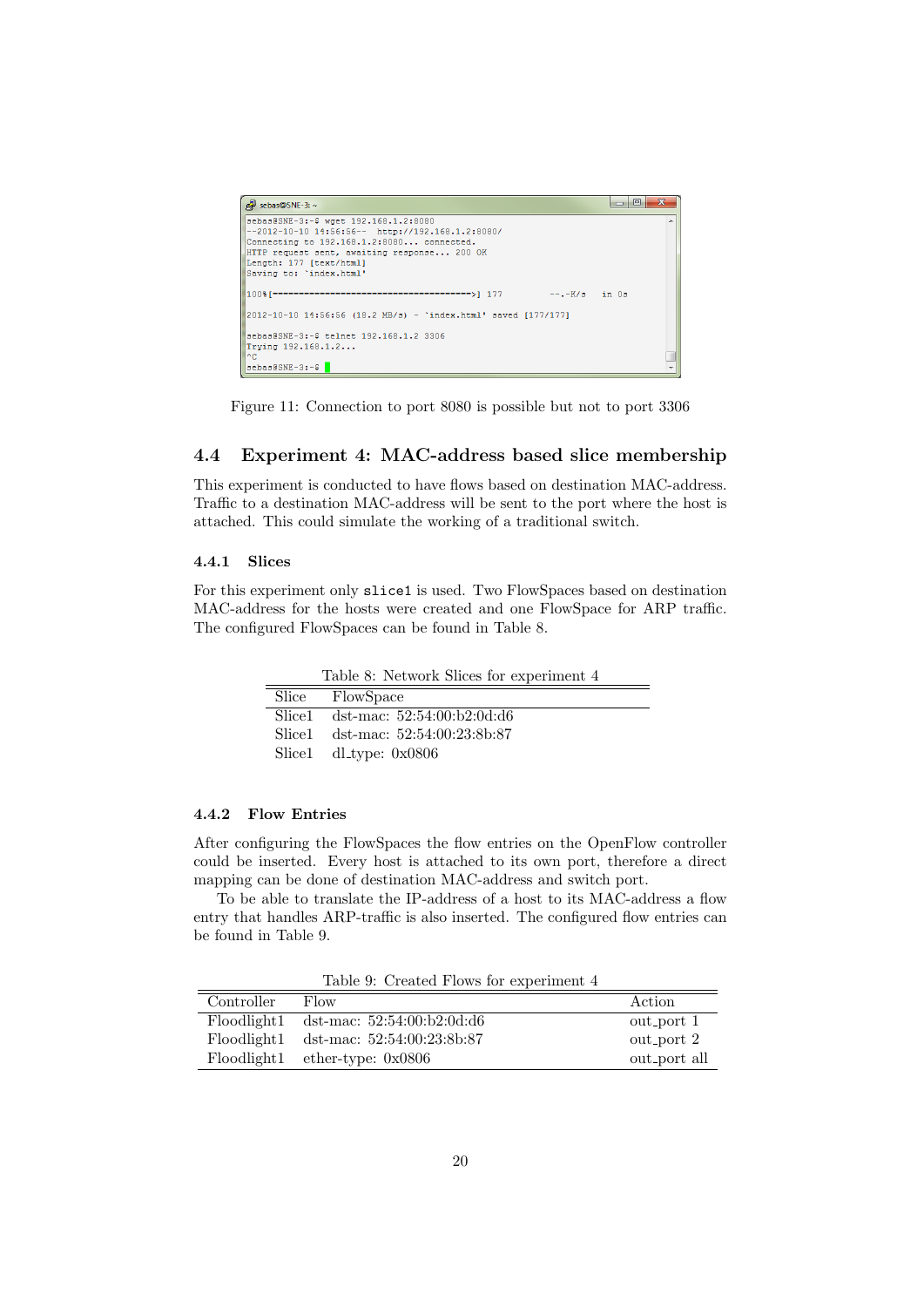```
sebas@SNE-3:~$ wget 192.168.1.2:8080
--2012-10-10 14:56:56--  http://192.168.1.2:8080/
Connecting to 192.168.1.2:8080... connected.
HTTP request sent, awaiting response... 200 OK
Length: 177 [text/html]
Saving to: `index.html'

100%[======================================>] 177         --.-K/s   in 0s

2012-10-10 14:56:56 (18.2 MB/s) - `index.html' saved [177/177]

sebas@SNE-3:~$ telnet 192.168.1.2 3306
Trying 192.168.1.2...
^C
sebas@SNE-3:~$
```

Figure 11: Connection to port 8080 is possible but not to port 3306

## 4.4 Experiment 4: MAC-address based slice membership

This experiment is conducted to have flows based on destination MAC-address. Traffic to a destination MAC-address will be sent to the port where the host is attached. This could simulate the working of a traditional switch.

### 4.4.1 Slices

For this experiment only `slice1` is used. Two FlowSpaces based on destination MAC-address for the hosts were created and one FlowSpace for ARP traffic. The configured FlowSpaces can be found in Table 8.

Table 8: Network Slices for experiment 4

| Slice | FlowSpace |
|---|---|
| Slice1 | dst-mac: 52:54:00:b2:0d:d6 |
| Slice1 | dst-mac: 52:54:00:23:8b:87 |
| Slice1 | dl_type: 0x0806 |

### 4.4.2 Flow Entries

After configuring the FlowSpaces the flow entries on the OpenFlow controller could be inserted. Every host is attached to its own port, therefore a direct mapping can be done of destination MAC-address and switch port.

To be able to translate the IP-address of a host to its MAC-address a flow entry that handles ARP-traffic is also inserted. The configured flow entries can be found in Table 9.

Table 9: Created Flows for experiment 4

| Controller | Flow | Action |
|---|---|---|
| Floodlight1 | dst-mac: 52:54:00:b2:0d:d6 | out_port 1 |
| Floodlight1 | dst-mac: 52:54:00:23:8b:87 | out_port 2 |
| Floodlight1 | ether-type: 0x0806 | out_port all |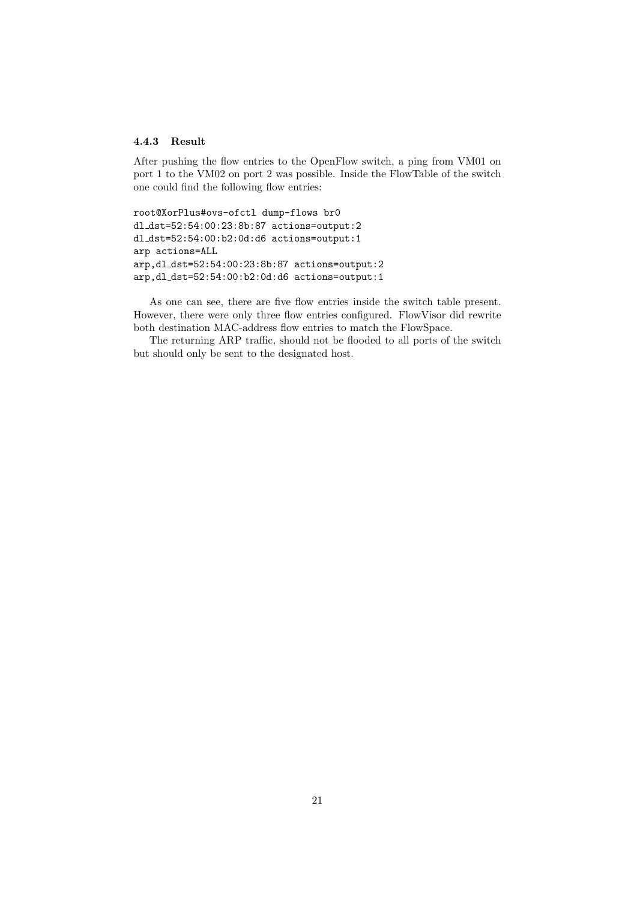### 4.4.3 Result

After pushing the flow entries to the OpenFlow switch, a ping from VM01 on port 1 to the VM02 on port 2 was possible. Inside the FlowTable of the switch one could find the following flow entries:

```
root@XorPlus#ovs-ofctl dump-flows br0
dl_dst=52:54:00:23:8b:87 actions=output:2
dl_dst=52:54:00:b2:0d:d6 actions=output:1
arp actions=ALL
arp,dl_dst=52:54:00:23:8b:87 actions=output:2
arp,dl_dst=52:54:00:b2:0d:d6 actions=output:1
```

As one can see, there are five flow entries inside the switch table present. However, there were only three flow entries configured. FlowVisor did rewrite both destination MAC-address flow entries to match the FlowSpace.

The returning ARP traffic, should not be flooded to all ports of the switch but should only be sent to the designated host.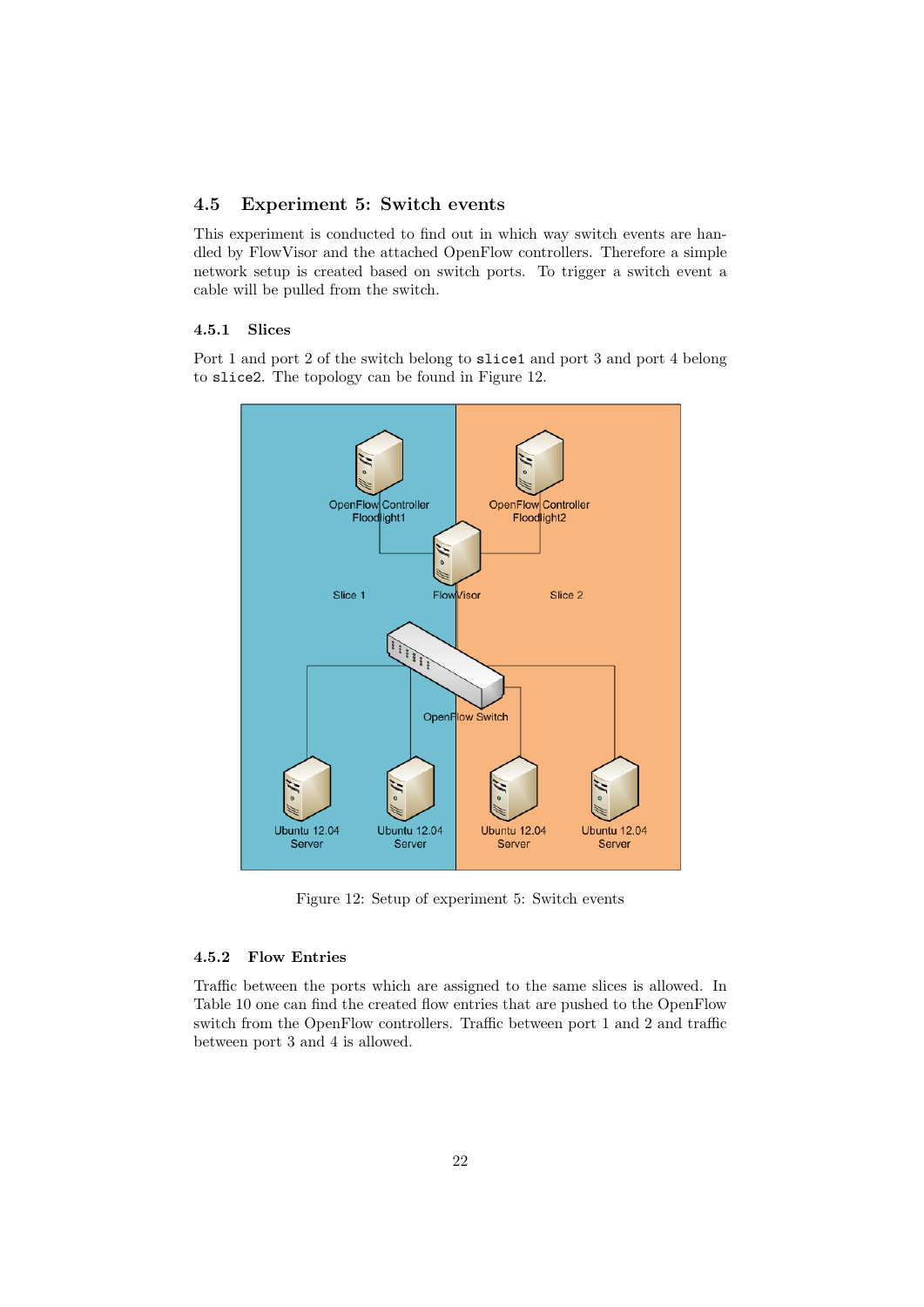### 4.5 Experiment 5: Switch events

This experiment is conducted to find out in which way switch events are handled by FlowVisor and the attached OpenFlow controllers. Therefore a simple network setup is created based on switch ports. To trigger a switch event a cable will be pulled from the switch.

#### 4.5.1 Slices

Port 1 and port 2 of the switch belong to `slice1` and port 3 and port 4 belong to `slice2`. The topology can be found in Figure 12.

Figure 12: Setup of experiment 5: Switch events

#### 4.5.2 Flow Entries

Traffic between the ports which are assigned to the same slices is allowed. In Table 10 one can find the created flow entries that are pushed to the OpenFlow switch from the OpenFlow controllers. Traffic between port 1 and 2 and traffic between port 3 and 4 is allowed.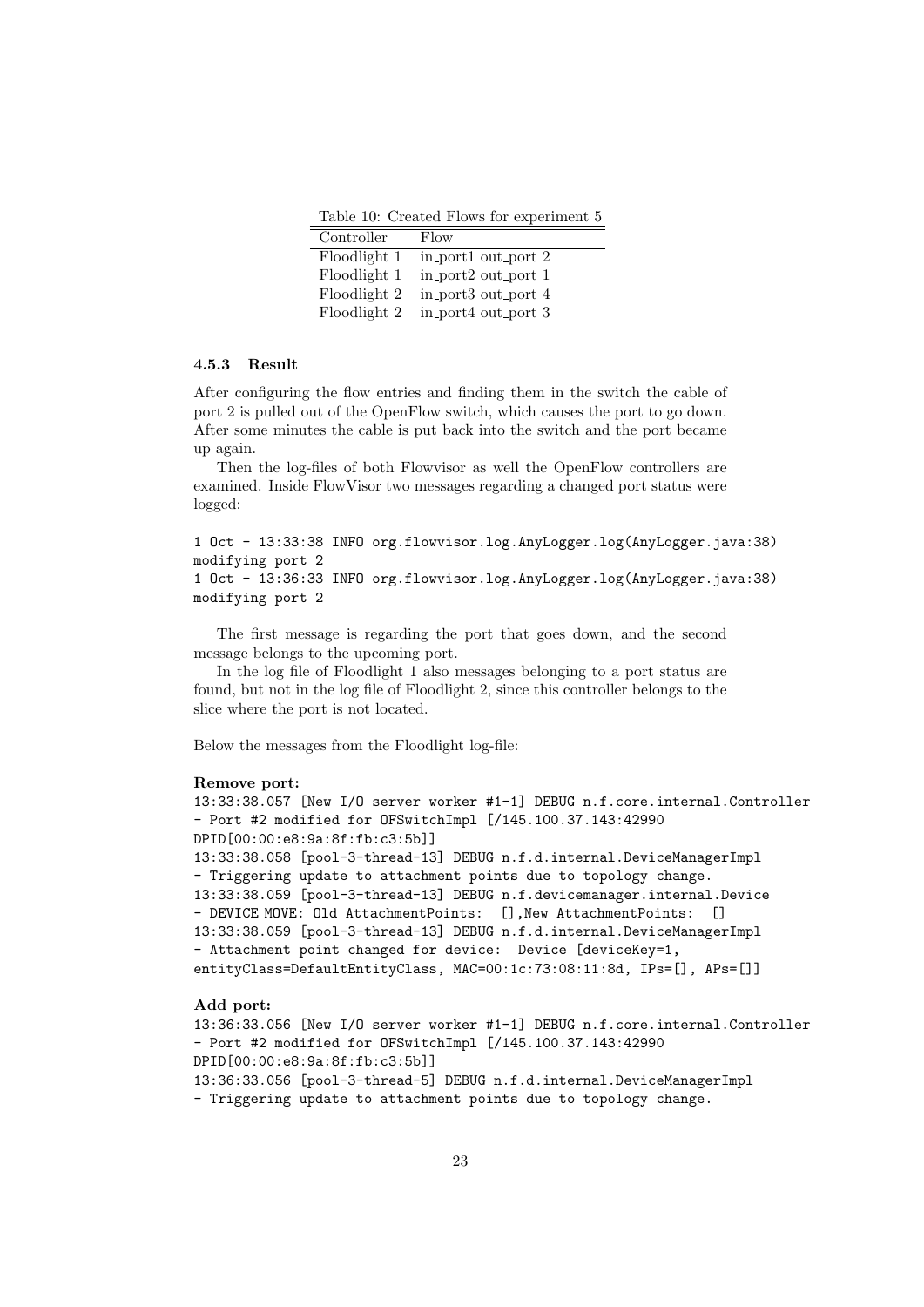Table 10: Created Flows for experiment 5

| Controller | Flow |
|---|---|
| Floodlight 1 | in_port1 out_port 2 |
| Floodlight 1 | in_port2 out_port 1 |
| Floodlight 2 | in_port3 out_port 4 |
| Floodlight 2 | in_port4 out_port 3 |

#### 4.5.3 Result

After configuring the flow entries and finding them in the switch the cable of port 2 is pulled out of the OpenFlow switch, which causes the port to go down. After some minutes the cable is put back into the switch and the port became up again.

Then the log-files of both Flowvisor as well the OpenFlow controllers are examined. Inside FlowVisor two messages regarding a changed port status were logged:

```
1 Oct - 13:33:38 INFO org.flowvisor.log.AnyLogger.log(AnyLogger.java:38)
modifying port 2
1 Oct - 13:36:33 INFO org.flowvisor.log.AnyLogger.log(AnyLogger.java:38)
modifying port 2
```

The first message is regarding the port that goes down, and the second message belongs to the upcoming port.

In the log file of Floodlight 1 also messages belonging to a port status are found, but not in the log file of Floodlight 2, since this controller belongs to the slice where the port is not located.

Below the messages from the Floodlight log-file:

**Remove port:**

```
13:33:38.057 [New I/O server worker #1-1] DEBUG n.f.core.internal.Controller
- Port #2 modified for OFSwitchImpl [/145.100.37.143:42990
DPID[00:00:e8:9a:8f:fb:c3:5b]]
13:33:38.058 [pool-3-thread-13] DEBUG n.f.d.internal.DeviceManagerImpl
- Triggering update to attachment points due to topology change.
13:33:38.059 [pool-3-thread-13] DEBUG n.f.devicemanager.internal.Device
- DEVICE_MOVE: Old AttachmentPoints:  [],New AttachmentPoints:  []
13:33:38.059 [pool-3-thread-13] DEBUG n.f.d.internal.DeviceManagerImpl
- Attachment point changed for device:  Device [deviceKey=1,
entityClass=DefaultEntityClass, MAC=00:1c:73:08:11:8d, IPs=[], APs=[]]
```

**Add port:**

```
13:36:33.056 [New I/O server worker #1-1] DEBUG n.f.core.internal.Controller
- Port #2 modified for OFSwitchImpl [/145.100.37.143:42990
DPID[00:00:e8:9a:8f:fb:c3:5b]]
13:36:33.056 [pool-3-thread-5] DEBUG n.f.d.internal.DeviceManagerImpl
- Triggering update to attachment points due to topology change.
```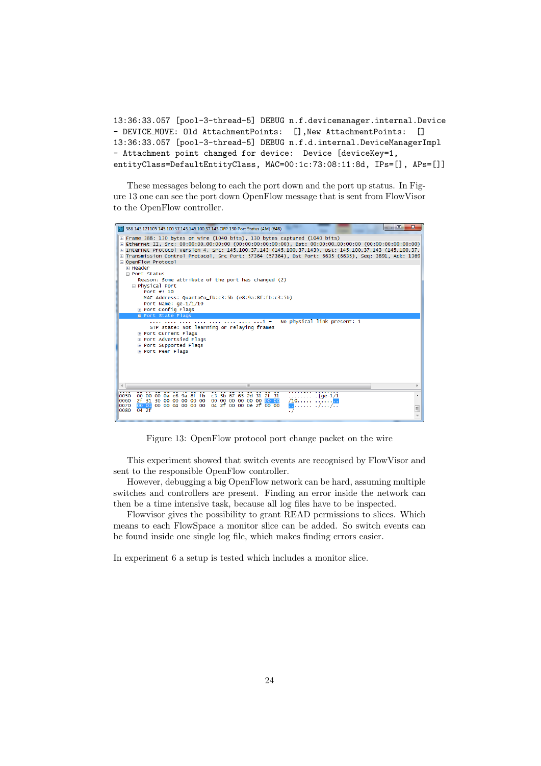```
13:36:33.057 [pool-3-thread-5] DEBUG n.f.devicemanager.internal.Device
- DEVICE_MOVE: Old AttachmentPoints:  [],New AttachmentPoints:  []
13:36:33.057 [pool-3-thread-5] DEBUG n.f.d.internal.DeviceManagerImpl
- Attachment point changed for device:  Device [deviceKey=1,
entityClass=DefaultEntityClass, MAC=00:1c:73:08:11:8d, IPs=[], APs=[]]
```

These messages belong to each the port down and the port up status. In Figure 13 one can see the port down OpenFlow message that is sent from FlowVisor to the OpenFlow controller.

```
388 143.121105 145.100.37.143 145.100.37.143 OFP 130 Port Status (AM) (64B)
+ Frame 388: 130 bytes on wire (1040 bits), 130 bytes captured (1040 bits)
+ Ethernet II, Src: 00:00:00_00:00:00 (00:00:00:00:00:00), Dst: 00:00:00_00:00:00 (00:00:00:00:00:00)
+ Internet Protocol Version 4, Src: 145.100.37.143 (145.100.37.143), Dst: 145.100.37.143 (145.100.37.
+ Transmission Control Protocol, Src Port: 57364 (57364), Dst Port: 6635 (6635), Seq: 3891, Ack: 1369
- OpenFlow Protocol
  + Header
  - Port Status
      Reason: Some attribute of the port has changed (2)
    - Physical Port
        Port #: 10
        MAC Address: QuantaCo_fb:c3:5b (e8:9a:8f:fb:c3:5b)
        Port Name: ge-1/1/10
      + Port Config Flags
      - Port State Flags
          .... .... .... .... .... .... .... ...1 = No physical link present: 1
          STP state: Not learning or relaying frames
      + Port Current Flags
      + Port Advertised Flags
      + Port Supported Flags
      + Port Peer Flags

0050  00 00 00 0a e8 9a 8f fb  c3 5b 67 65 2d 31 2f 31   ........ .[ge-1/1
0060  2f 31 30 00 00 00 00 00  00 00 00 00 00 00 00 00   /10..... ........
0070  00 01 00 00 04 00 00 00  04 2f 00 00 0e 2f 00 00   ........ ./.../..
0080  04 2f                                              ./
```

Figure 13: OpenFlow protocol port change packet on the wire

This experiment showed that switch events are recognised by FlowVisor and sent to the responsible OpenFlow controller.

However, debugging a big OpenFlow network can be hard, assuming multiple switches and controllers are present. Finding an error inside the network can then be a time intensive task, because all log files have to be inspected.

Flowvisor gives the possibility to grant READ permissions to slices. Which means to each FlowSpace a monitor slice can be added. So switch events can be found inside one single log file, which makes finding errors easier.

In experiment 6 a setup is tested which includes a monitor slice.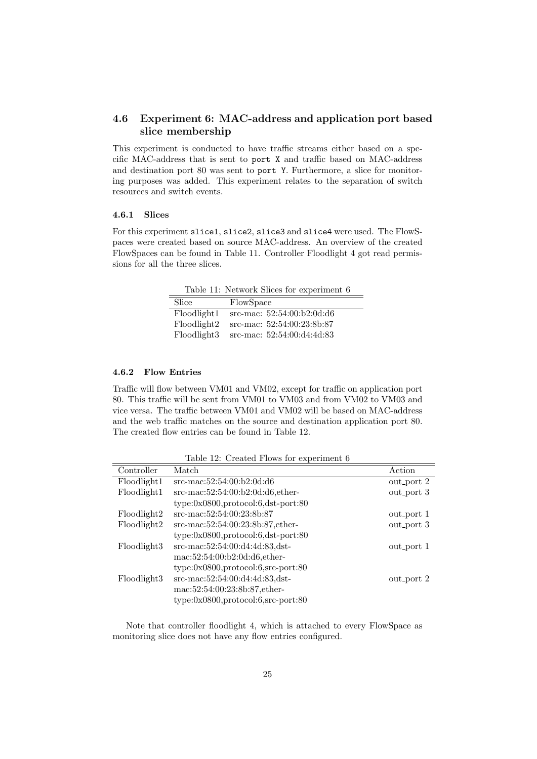### 4.6 Experiment 6: MAC-address and application port based slice membership

This experiment is conducted to have traffic streams either based on a specific MAC-address that is sent to `port X` and traffic based on MAC-address and destination port 80 was sent to `port Y`. Furthermore, a slice for monitoring purposes was added. This experiment relates to the separation of switch resources and switch events.

#### 4.6.1 Slices

For this experiment `slice1`, `slice2`, `slice3` and `slice4` were used. The FlowSpaces were created based on source MAC-address. An overview of the created FlowSpaces can be found in Table 11. Controller Floodlight 4 got read permissions for all the three slices.

Table 11: Network Slices for experiment 6

| Slice | FlowSpace |
|---|---|
| Floodlight1 | src-mac: 52:54:00:b2:0d:d6 |
| Floodlight2 | src-mac: 52:54:00:23:8b:87 |
| Floodlight3 | src-mac: 52:54:00:d4:4d:83 |

#### 4.6.2 Flow Entries

Traffic will flow between VM01 and VM02, except for traffic on application port 80. This traffic will be sent from VM01 to VM03 and from VM02 to VM03 and vice versa. The traffic between VM01 and VM02 will be based on MAC-address and the web traffic matches on the source and destination application port 80. The created flow entries can be found in Table 12.

Table 12: Created Flows for experiment 6

| Controller | Match | Action |
|---|---|---|
| Floodlight1 | src-mac:52:54:00:b2:0d:d6 | out_port 2 |
| Floodlight1 | src-mac:52:54:00:b2:0d:d6,ether-type:0x0800,protocol:6,dst-port:80 | out_port 3 |
| Floodlight2 | src-mac:52:54:00:23:8b:87 | out_port 1 |
| Floodlight2 | src-mac:52:54:00:23:8b:87,ether-type:0x0800,protocol:6,dst-port:80 | out_port 3 |
| Floodlight3 | src-mac:52:54:00:d4:4d:83,dst-mac:52:54:00:b2:0d:d6,ether-type:0x0800,protocol:6,src-port:80 | out_port 1 |
| Floodlight3 | src-mac:52:54:00:d4:4d:83,dst-mac:52:54:00:23:8b:87,ether-type:0x0800,protocol:6,src-port:80 | out_port 2 |

Note that controller floodlight 4, which is attached to every FlowSpace as monitoring slice does not have any flow entries configured.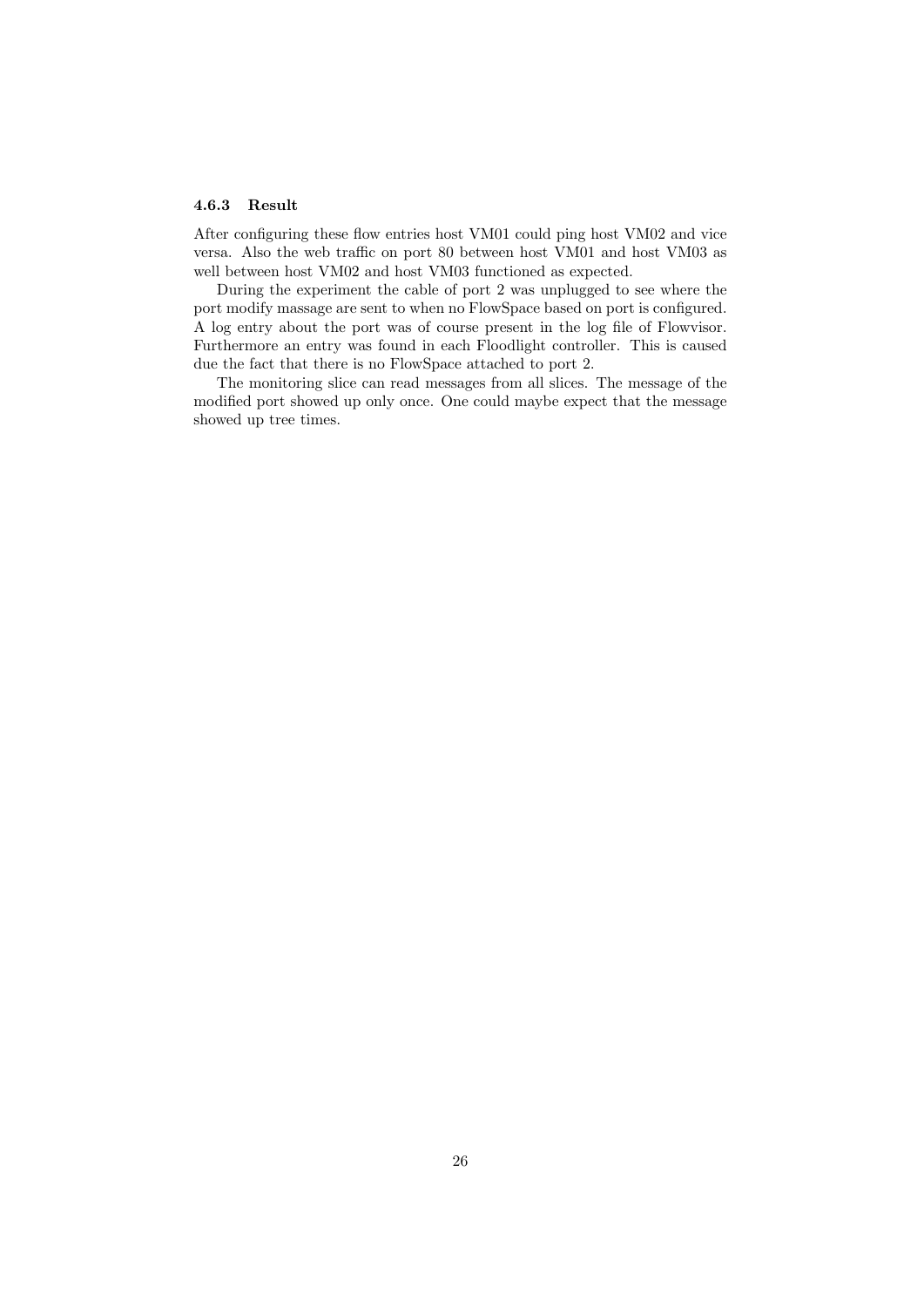#### 4.6.3 Result

After configuring these flow entries host VM01 could ping host VM02 and vice versa. Also the web traffic on port 80 between host VM01 and host VM03 as well between host VM02 and host VM03 functioned as expected.

During the experiment the cable of port 2 was unplugged to see where the port modify massage are sent to when no FlowSpace based on port is configured. A log entry about the port was of course present in the log file of Flowvisor. Furthermore an entry was found in each Floodlight controller. This is caused due the fact that there is no FlowSpace attached to port 2.

The monitoring slice can read messages from all slices. The message of the modified port showed up only once. One could maybe expect that the message showed up tree times.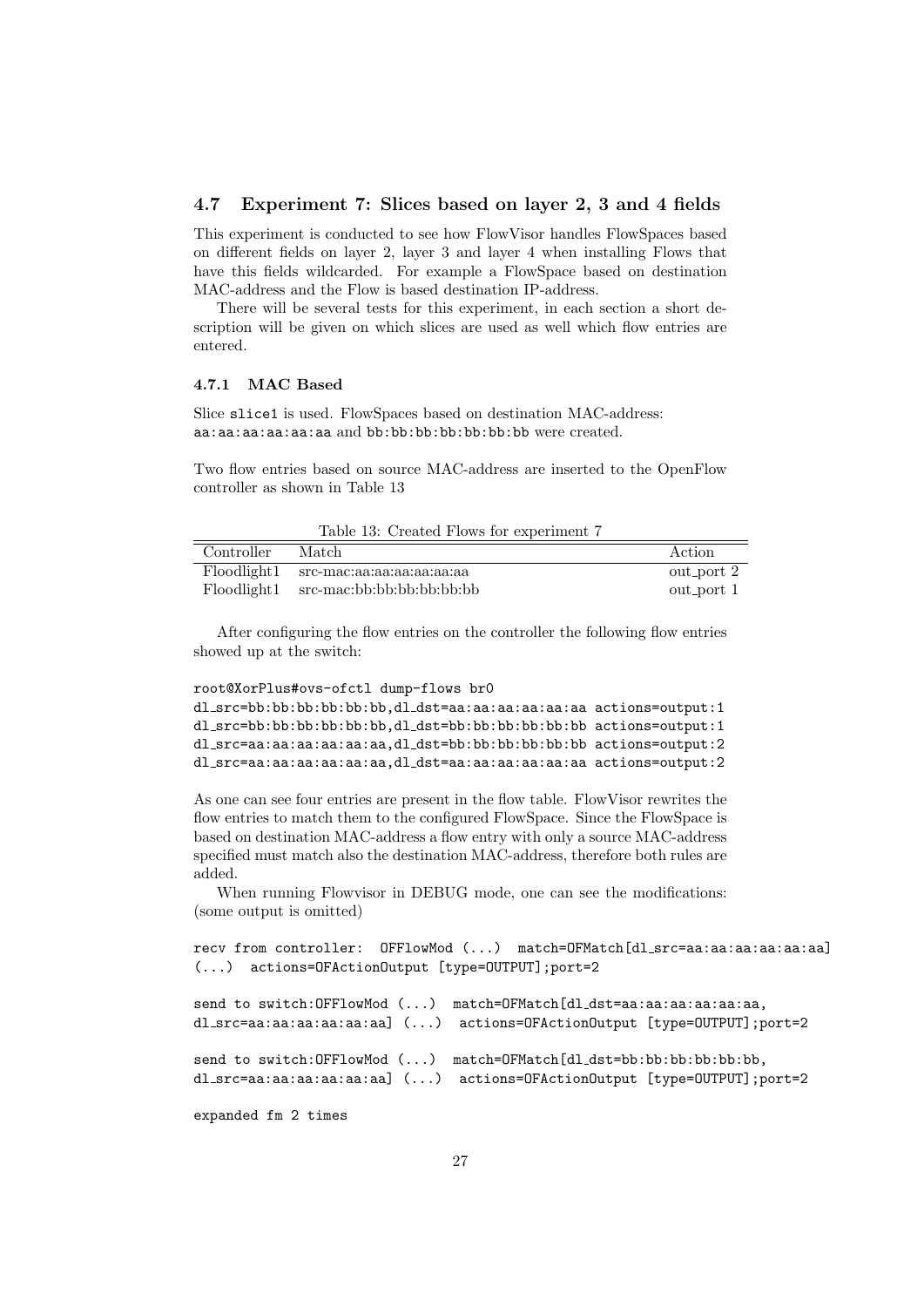## 4.7 Experiment 7: Slices based on layer 2, 3 and 4 fields

This experiment is conducted to see how FlowVisor handles FlowSpaces based on different fields on layer 2, layer 3 and layer 4 when installing Flows that have this fields wildcarded. For example a FlowSpace based on destination MAC-address and the Flow is based destination IP-address.

There will be several tests for this experiment, in each section a short description will be given on which slices are used as well which flow entries are entered.

### 4.7.1 MAC Based

Slice `slice1` is used. FlowSpaces based on destination MAC-address: `aa:aa:aa:aa:aa:aa` and `bb:bb:bb:bb:bb:bb` were created.

Two flow entries based on source MAC-address are inserted to the OpenFlow controller as shown in Table 13

Table 13: Created Flows for experiment 7

| Controller | Match | Action |
|---|---|---|
| Floodlight1 | src-mac:aa:aa:aa:aa:aa:aa | out_port 2 |
| Floodlight1 | src-mac:bb:bb:bb:bb:bb:bb | out_port 1 |

After configuring the flow entries on the controller the following flow entries showed up at the switch:

```
root@XorPlus#ovs-ofctl dump-flows br0
dl_src=bb:bb:bb:bb:bb:bb,dl_dst=aa:aa:aa:aa:aa:aa actions=output:1
dl_src=bb:bb:bb:bb:bb:bb,dl_dst=bb:bb:bb:bb:bb:bb actions=output:1
dl_src=aa:aa:aa:aa:aa:aa,dl_dst=bb:bb:bb:bb:bb:bb actions=output:2
dl_src=aa:aa:aa:aa:aa:aa,dl_dst=aa:aa:aa:aa:aa:aa actions=output:2
```

As one can see four entries are present in the flow table. FlowVisor rewrites the flow entries to match them to the configured FlowSpace. Since the FlowSpace is based on destination MAC-address a flow entry with only a source MAC-address specified must match also the destination MAC-address, therefore both rules are added.

When running Flowvisor in DEBUG mode, one can see the modifications: (some output is omitted)

```
recv from controller:  OFFlowMod (...)  match=OFMatch[dl_src=aa:aa:aa:aa:aa:aa]
(...)  actions=OFActionOutput [type=OUTPUT];port=2

send to switch:OFFlowMod (...)  match=OFMatch[dl_dst=aa:aa:aa:aa:aa:aa,
dl_src=aa:aa:aa:aa:aa:aa] (...)  actions=OFActionOutput [type=OUTPUT];port=2

send to switch:OFFlowMod (...)  match=OFMatch[dl_dst=bb:bb:bb:bb:bb:bb,
dl_src=aa:aa:aa:aa:aa:aa] (...)  actions=OFActionOutput [type=OUTPUT];port=2

expanded fm 2 times
```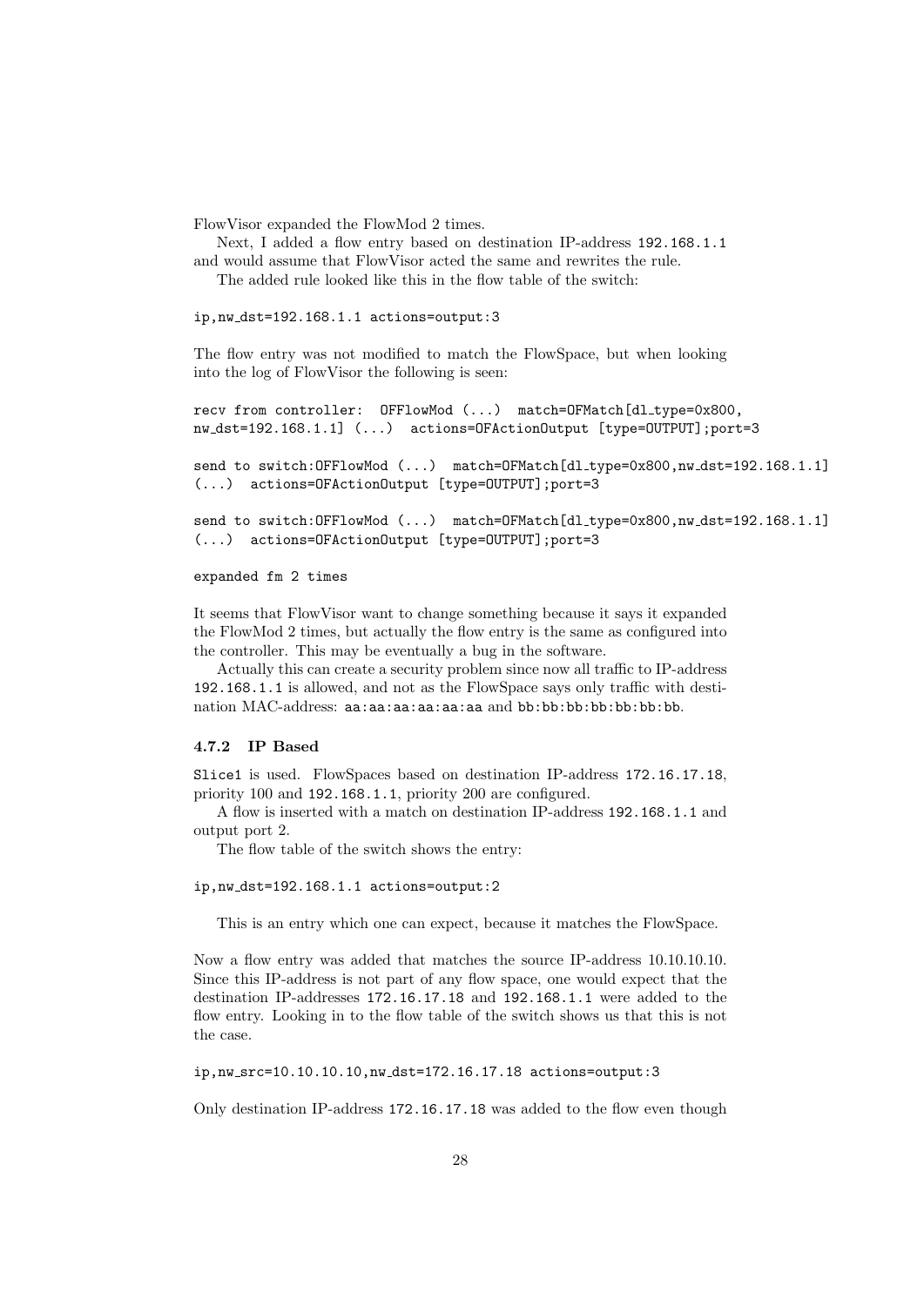FlowVisor expanded the FlowMod 2 times.

Next, I added a flow entry based on destination IP-address `192.168.1.1` and would assume that FlowVisor acted the same and rewrites the rule.

The added rule looked like this in the flow table of the switch:

```
ip,nw_dst=192.168.1.1 actions=output:3
```

The flow entry was not modified to match the FlowSpace, but when looking into the log of FlowVisor the following is seen:

```
recv from controller:  OFFlowMod (...)  match=OFMatch[dl_type=0x800,
nw_dst=192.168.1.1] (...)  actions=OFActionOutput [type=OUTPUT];port=3

send to switch:OFFlowMod (...)  match=OFMatch[dl_type=0x800,nw_dst=192.168.1.1]
(...)  actions=OFActionOutput [type=OUTPUT];port=3

send to switch:OFFlowMod (...)  match=OFMatch[dl_type=0x800,nw_dst=192.168.1.1]
(...)  actions=OFActionOutput [type=OUTPUT];port=3

expanded fm 2 times
```

It seems that FlowVisor want to change something because it says it expanded the FlowMod 2 times, but actually the flow entry is the same as configured into the controller. This may be eventually a bug in the software.

Actually this can create a security problem since now all traffic to IP-address `192.168.1.1` is allowed, and not as the FlowSpace says only traffic with destination MAC-address: `aa:aa:aa:aa:aa:aa` and `bb:bb:bb:bb:bb:bb`.

#### 4.7.2 IP Based

`Slice1` is used. FlowSpaces based on destination IP-address `172.16.17.18`, priority 100 and `192.168.1.1`, priority 200 are configured.

A flow is inserted with a match on destination IP-address `192.168.1.1` and output port 2.

The flow table of the switch shows the entry:

```
ip,nw_dst=192.168.1.1 actions=output:2
```

This is an entry which one can expect, because it matches the FlowSpace.

Now a flow entry was added that matches the source IP-address 10.10.10.10. Since this IP-address is not part of any flow space, one would expect that the destination IP-addresses `172.16.17.18` and `192.168.1.1` were added to the flow entry. Looking in to the flow table of the switch shows us that this is not the case.

```
ip,nw_src=10.10.10.10,nw_dst=172.16.17.18 actions=output:3
```

Only destination IP-address `172.16.17.18` was added to the flow even though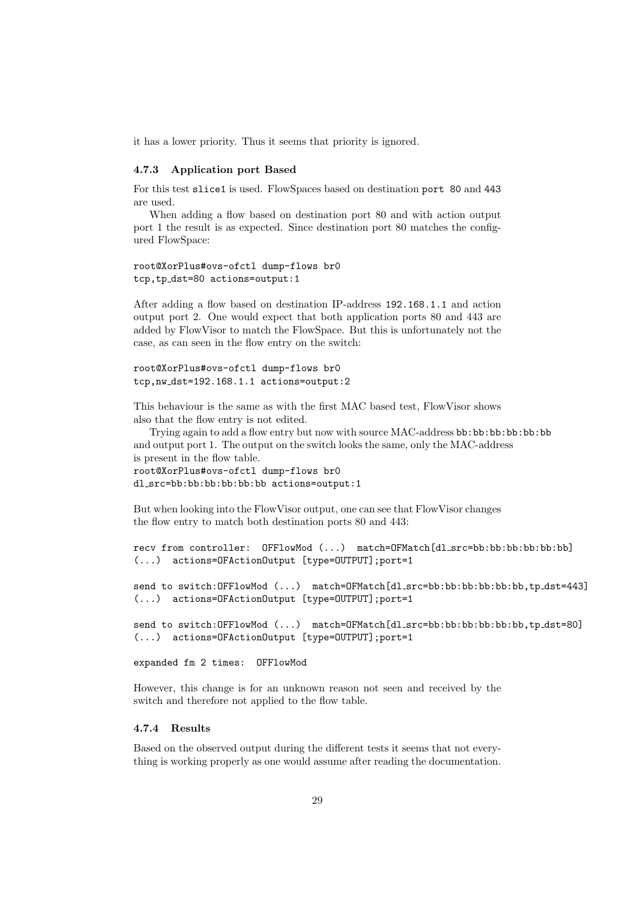it has a lower priority. Thus it seems that priority is ignored.

### 4.7.3 Application port Based

For this test `slice1` is used. FlowSpaces based on destination `port 80` and `443` are used.

When adding a flow based on destination port 80 and with action output port 1 the result is as expected. Since destination port 80 matches the configured FlowSpace:

```
root@XorPlus#ovs-ofctl dump-flows br0
tcp,tp_dst=80 actions=output:1
```

After adding a flow based on destination IP-address `192.168.1.1` and action output port 2. One would expect that both application ports 80 and 443 are added by FlowVisor to match the FlowSpace. But this is unfortunately not the case, as can seen in the flow entry on the switch:

```
root@XorPlus#ovs-ofctl dump-flows br0
tcp,nw_dst=192.168.1.1 actions=output:2
```

This behaviour is the same as with the first MAC based test, FlowVisor shows also that the flow entry is not edited.

Trying again to add a flow entry but now with source MAC-address `bb:bb:bb:bb:bb:bb` and output port 1. The output on the switch looks the same, only the MAC-address is present in the flow table.

```
root@XorPlus#ovs-ofctl dump-flows br0
dl_src=bb:bb:bb:bb:bb:bb actions=output:1
```

But when looking into the FlowVisor output, one can see that FlowVisor changes the flow entry to match both destination ports 80 and 443:

```
recv from controller:  OFFlowMod (...)  match=OFMatch[dl_src=bb:bb:bb:bb:bb:bb]
(...)  actions=OFActionOutput [type=OUTPUT];port=1

send to switch:OFFlowMod (...)  match=OFMatch[dl_src=bb:bb:bb:bb:bb:bb,tp_dst=443]
(...)  actions=OFActionOutput [type=OUTPUT];port=1

send to switch:OFFlowMod (...)  match=OFMatch[dl_src=bb:bb:bb:bb:bb:bb,tp_dst=80]
(...)  actions=OFActionOutput [type=OUTPUT];port=1

expanded fm 2 times:  OFFlowMod
```

However, this change is for an unknown reason not seen and received by the switch and therefore not applied to the flow table.

### 4.7.4 Results

Based on the observed output during the different tests it seems that not everything is working properly as one would assume after reading the documentation.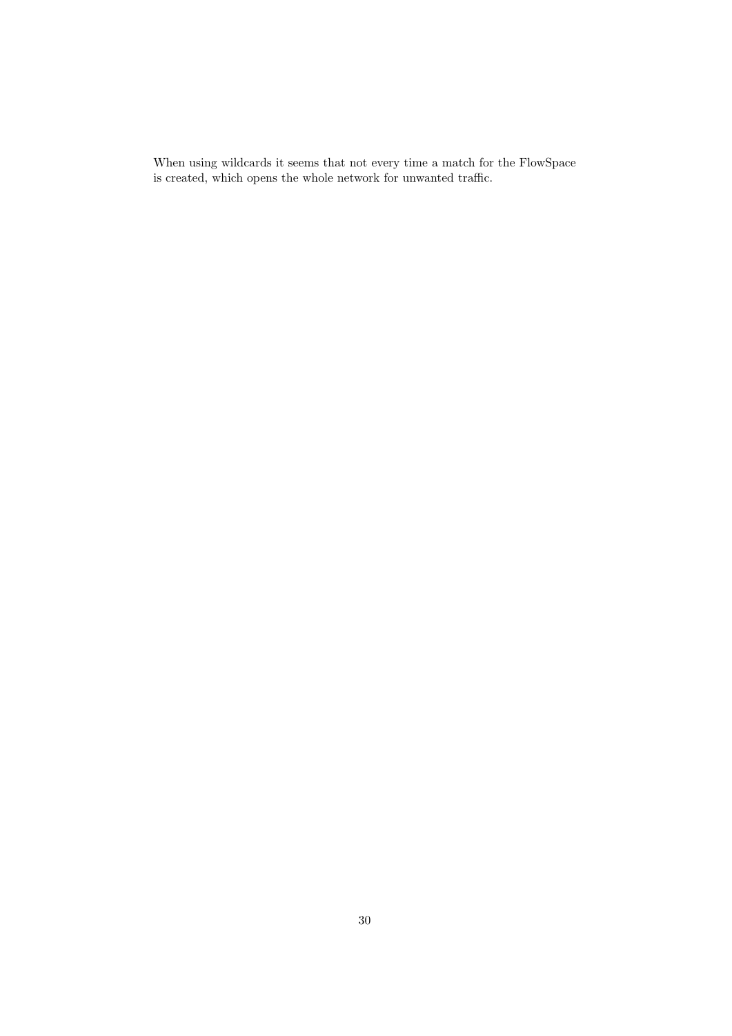When using wildcards it seems that not every time a match for the FlowSpace is created, which opens the whole network for unwanted traffic.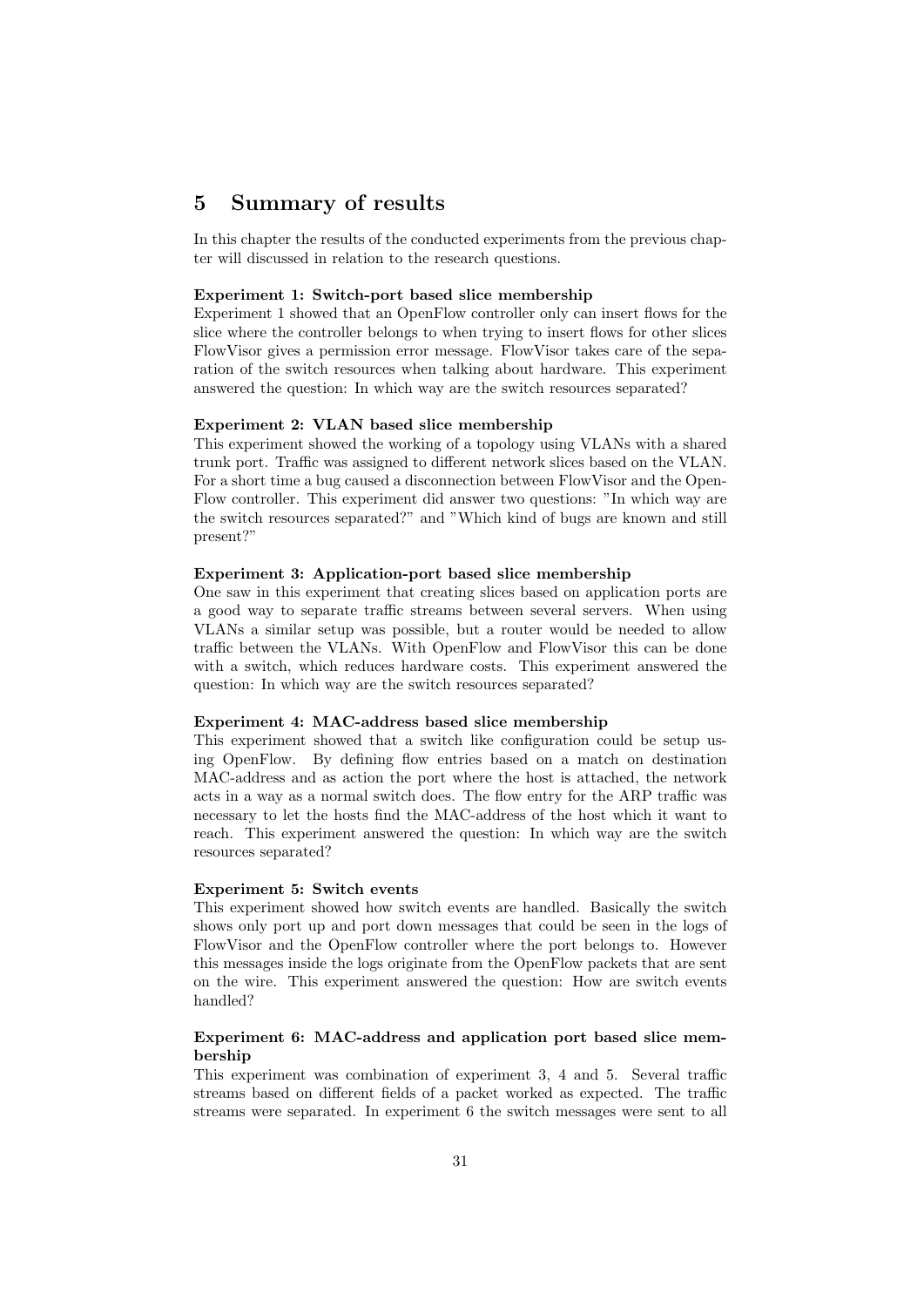# 5 Summary of results

In this chapter the results of the conducted experiments from the previous chapter will discussed in relation to the research questions.

**Experiment 1: Switch-port based slice membership**
Experiment 1 showed that an OpenFlow controller only can insert flows for the slice where the controller belongs to when trying to insert flows for other slices FlowVisor gives a permission error message. FlowVisor takes care of the separation of the switch resources when talking about hardware. This experiment answered the question: In which way are the switch resources separated?

**Experiment 2: VLAN based slice membership**
This experiment showed the working of a topology using VLANs with a shared trunk port. Traffic was assigned to different network slices based on the VLAN. For a short time a bug caused a disconnection between FlowVisor and the OpenFlow controller. This experiment did answer two questions: "In which way are the switch resources separated?" and "Which kind of bugs are known and still present?"

**Experiment 3: Application-port based slice membership**
One saw in this experiment that creating slices based on application ports are a good way to separate traffic streams between several servers. When using VLANs a similar setup was possible, but a router would be needed to allow traffic between the VLANs. With OpenFlow and FlowVisor this can be done with a switch, which reduces hardware costs. This experiment answered the question: In which way are the switch resources separated?

**Experiment 4: MAC-address based slice membership**
This experiment showed that a switch like configuration could be setup using OpenFlow. By defining flow entries based on a match on destination MAC-address and as action the port where the host is attached, the network acts in a way as a normal switch does. The flow entry for the ARP traffic was necessary to let the hosts find the MAC-address of the host which it want to reach. This experiment answered the question: In which way are the switch resources separated?

**Experiment 5: Switch events**
This experiment showed how switch events are handled. Basically the switch shows only port up and port down messages that could be seen in the logs of FlowVisor and the OpenFlow controller where the port belongs to. However this messages inside the logs originate from the OpenFlow packets that are sent on the wire. This experiment answered the question: How are switch events handled?

**Experiment 6: MAC-address and application port based slice membership**
This experiment was combination of experiment 3, 4 and 5. Several traffic streams based on different fields of a packet worked as expected. The traffic streams were separated. In experiment 6 the switch messages were sent to all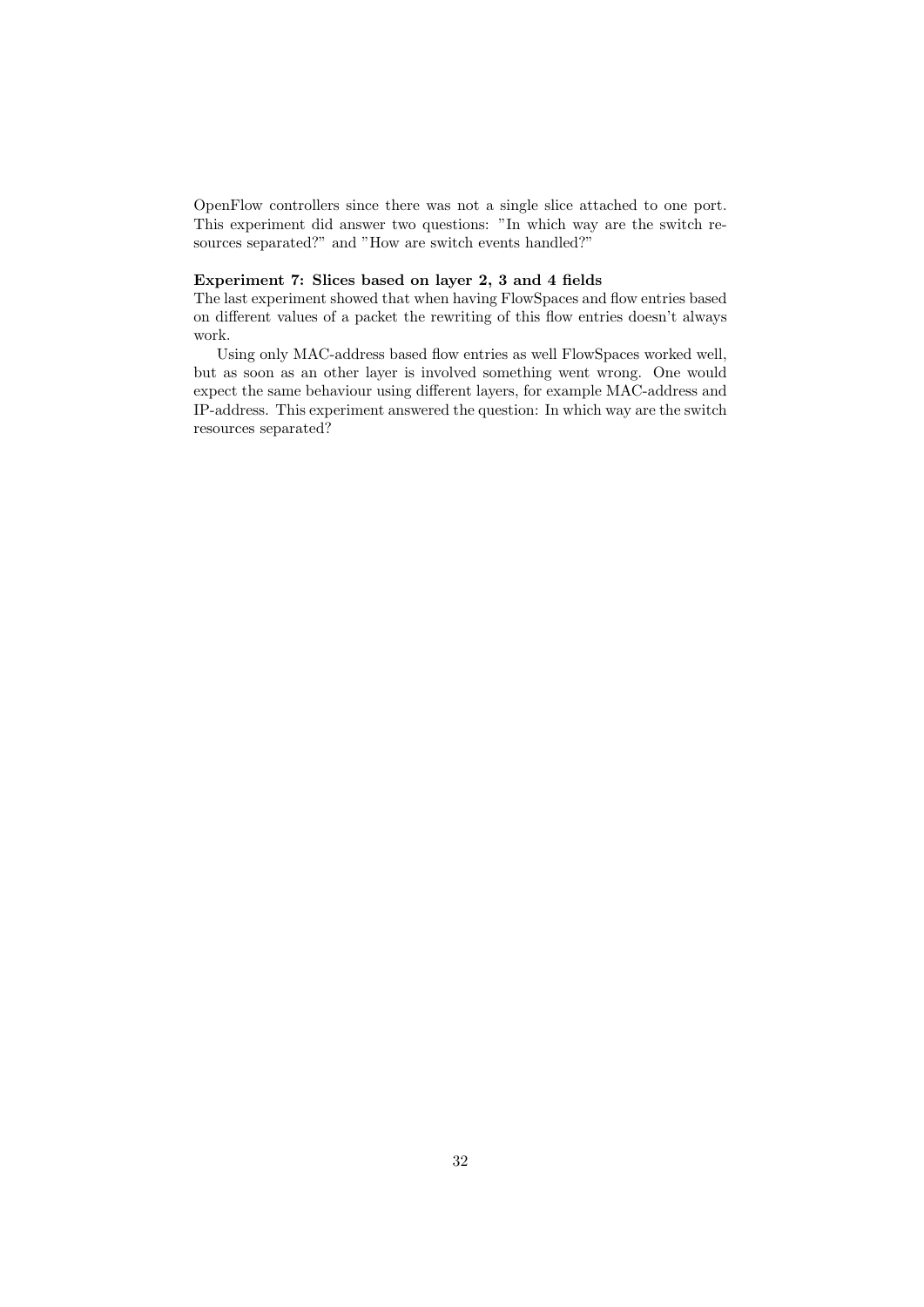OpenFlow controllers since there was not a single slice attached to one port. This experiment did answer two questions: "In which way are the switch resources separated?" and "How are switch events handled?"

**Experiment 7: Slices based on layer 2, 3 and 4 fields**

The last experiment showed that when having FlowSpaces and flow entries based on different values of a packet the rewriting of this flow entries doesn't always work.

Using only MAC-address based flow entries as well FlowSpaces worked well, but as soon as an other layer is involved something went wrong. One would expect the same behaviour using different layers, for example MAC-address and IP-address. This experiment answered the question: In which way are the switch resources separated?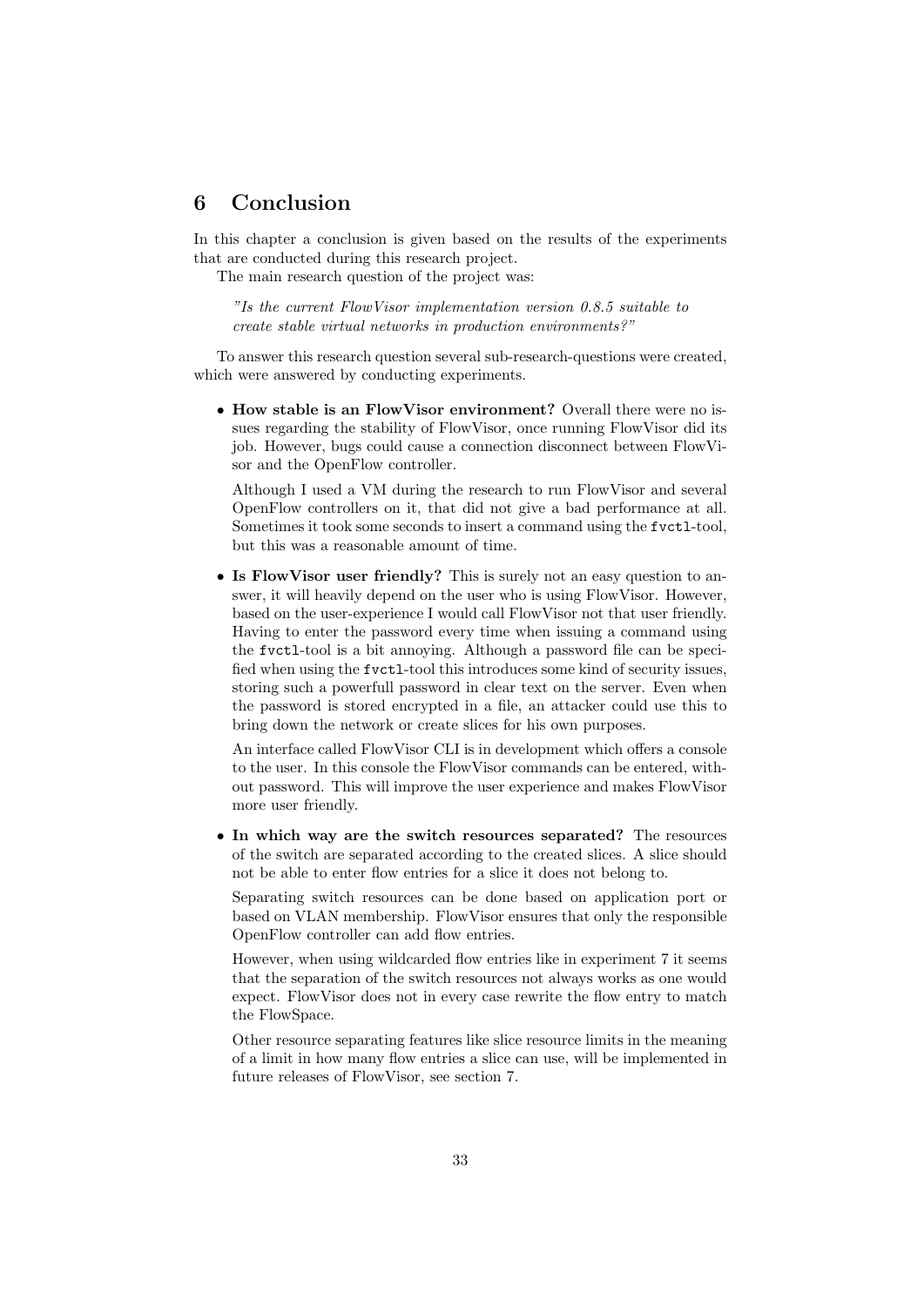# 6 Conclusion

In this chapter a conclusion is given based on the results of the experiments that are conducted during this research project.

The main research question of the project was:

> *"Is the current FlowVisor implementation version 0.8.5 suitable to create stable virtual networks in production environments?"*

To answer this research question several sub-research-questions were created, which were answered by conducting experiments.

- **How stable is an FlowVisor environment?** Overall there were no issues regarding the stability of FlowVisor, once running FlowVisor did its job. However, bugs could cause a connection disconnect between FlowVisor and the OpenFlow controller.

  Although I used a VM during the research to run FlowVisor and several OpenFlow controllers on it, that did not give a bad performance at all. Sometimes it took some seconds to insert a command using the `fvctl`-tool, but this was a reasonable amount of time.

- **Is FlowVisor user friendly?** This is surely not an easy question to answer, it will heavily depend on the user who is using FlowVisor. However, based on the user-experience I would call FlowVisor not that user friendly. Having to enter the password every time when issuing a command using the `fvctl`-tool is a bit annoying. Although a password file can be specified when using the `fvctl`-tool this introduces some kind of security issues, storing such a powerfull password in clear text on the server. Even when the password is stored encrypted in a file, an attacker could use this to bring down the network or create slices for his own purposes.

  An interface called FlowVisor CLI is in development which offers a console to the user. In this console the FlowVisor commands can be entered, without password. This will improve the user experience and makes FlowVisor more user friendly.

- **In which way are the switch resources separated?** The resources of the switch are separated according to the created slices. A slice should not be able to enter flow entries for a slice it does not belong to.

  Separating switch resources can be done based on application port or based on VLAN membership. FlowVisor ensures that only the responsible OpenFlow controller can add flow entries.

  However, when using wildcarded flow entries like in experiment 7 it seems that the separation of the switch resources not always works as one would expect. FlowVisor does not in every case rewrite the flow entry to match the FlowSpace.

  Other resource separating features like slice resource limits in the meaning of a limit in how many flow entries a slice can use, will be implemented in future releases of FlowVisor, see section 7.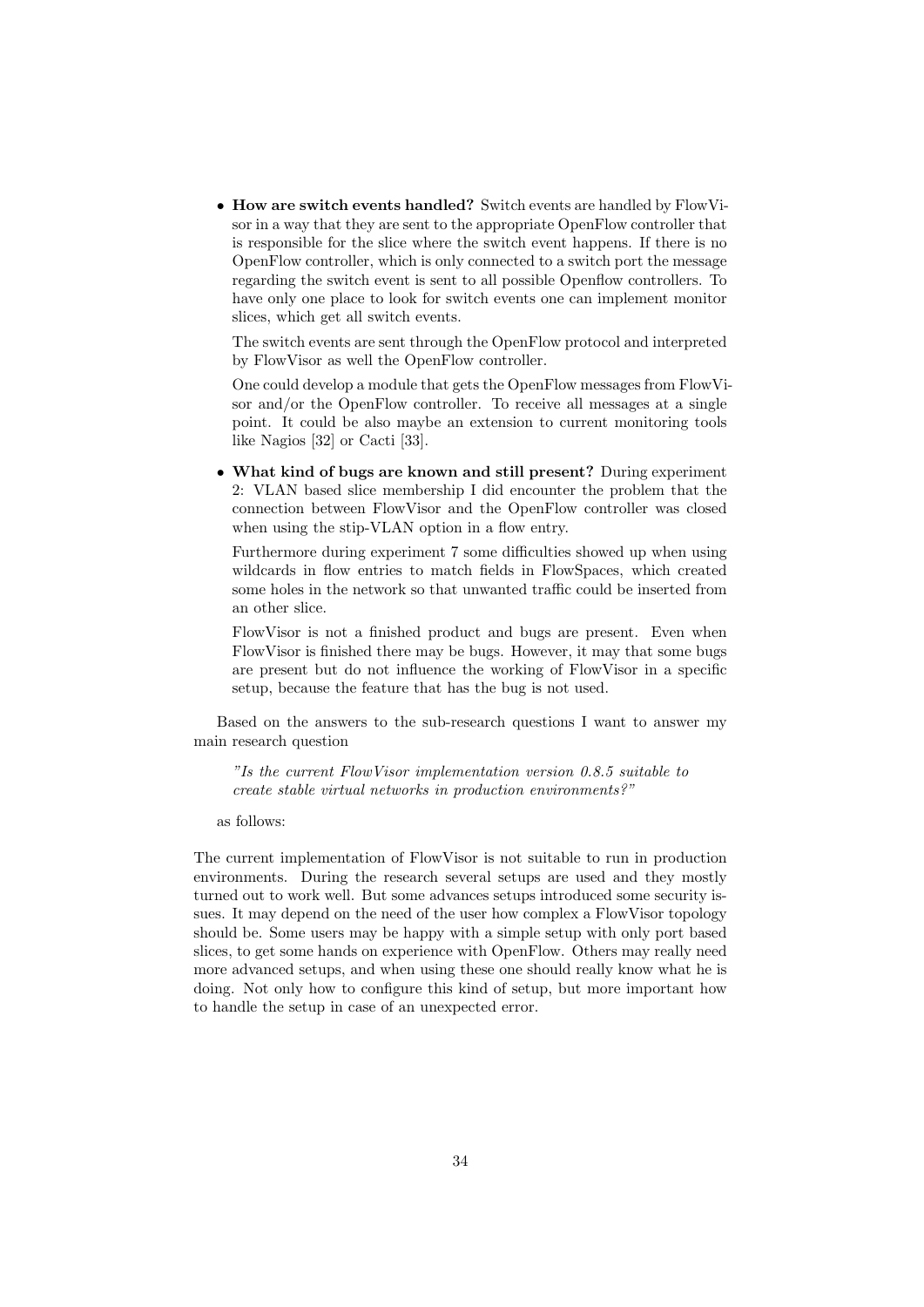- **How are switch events handled?** Switch events are handled by FlowVisor in a way that they are sent to the appropriate OpenFlow controller that is responsible for the slice where the switch event happens. If there is no OpenFlow controller, which is only connected to a switch port the message regarding the switch event is sent to all possible Openflow controllers. To have only one place to look for switch events one can implement monitor slices, which get all switch events.

  The switch events are sent through the OpenFlow protocol and interpreted by FlowVisor as well the OpenFlow controller.

  One could develop a module that gets the OpenFlow messages from FlowVisor and/or the OpenFlow controller. To receive all messages at a single point. It could be also maybe an extension to current monitoring tools like Nagios [32] or Cacti [33].

- **What kind of bugs are known and still present?** During experiment 2: VLAN based slice membership I did encounter the problem that the connection between FlowVisor and the OpenFlow controller was closed when using the stip-VLAN option in a flow entry.

  Furthermore during experiment 7 some difficulties showed up when using wildcards in flow entries to match fields in FlowSpaces, which created some holes in the network so that unwanted traffic could be inserted from an other slice.

  FlowVisor is not a finished product and bugs are present. Even when FlowVisor is finished there may be bugs. However, it may that some bugs are present but do not influence the working of FlowVisor in a specific setup, because the feature that has the bug is not used.

Based on the answers to the sub-research questions I want to answer my main research question

> *"Is the current FlowVisor implementation version 0.8.5 suitable to create stable virtual networks in production environments?"*

as follows:

The current implementation of FlowVisor is not suitable to run in production environments. During the research several setups are used and they mostly turned out to work well. But some advances setups introduced some security issues. It may depend on the need of the user how complex a FlowVisor topology should be. Some users may be happy with a simple setup with only port based slices, to get some hands on experience with OpenFlow. Others may really need more advanced setups, and when using these one should really know what he is doing. Not only how to configure this kind of setup, but more important how to handle the setup in case of an unexpected error.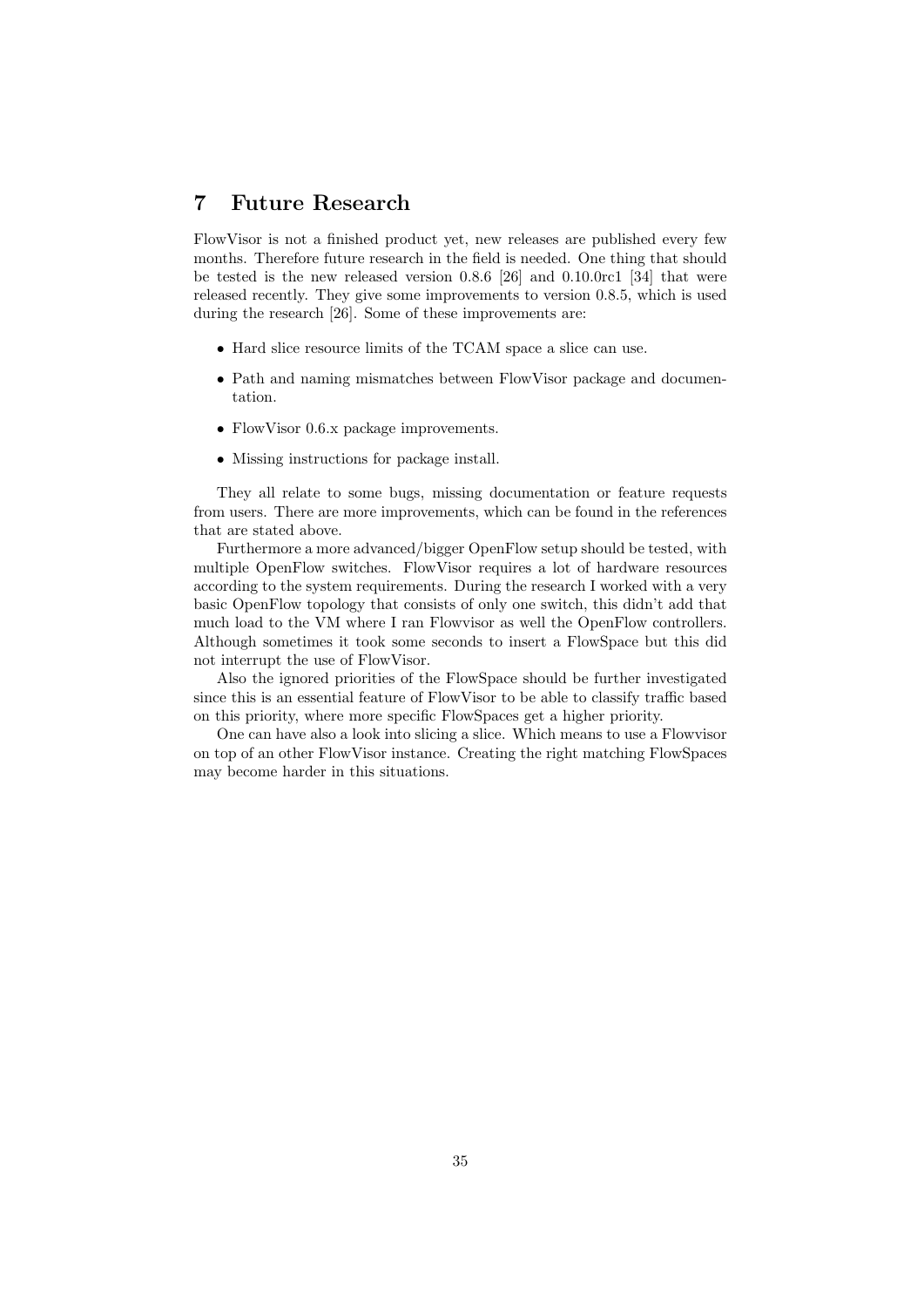# 7 Future Research

FlowVisor is not a finished product yet, new releases are published every few months. Therefore future research in the field is needed. One thing that should be tested is the new released version 0.8.6 [26] and 0.10.0rc1 [34] that were released recently. They give some improvements to version 0.8.5, which is used during the research [26]. Some of these improvements are:

- Hard slice resource limits of the TCAM space a slice can use.
- Path and naming mismatches between FlowVisor package and documentation.
- FlowVisor 0.6.x package improvements.
- Missing instructions for package install.

They all relate to some bugs, missing documentation or feature requests from users. There are more improvements, which can be found in the references that are stated above.

Furthermore a more advanced/bigger OpenFlow setup should be tested, with multiple OpenFlow switches. FlowVisor requires a lot of hardware resources according to the system requirements. During the research I worked with a very basic OpenFlow topology that consists of only one switch, this didn't add that much load to the VM where I ran Flowvisor as well the OpenFlow controllers. Although sometimes it took some seconds to insert a FlowSpace but this did not interrupt the use of FlowVisor.

Also the ignored priorities of the FlowSpace should be further investigated since this is an essential feature of FlowVisor to be able to classify traffic based on this priority, where more specific FlowSpaces get a higher priority.

One can have also a look into slicing a slice. Which means to use a Flowvisor on top of an other FlowVisor instance. Creating the right matching FlowSpaces may become harder in this situations.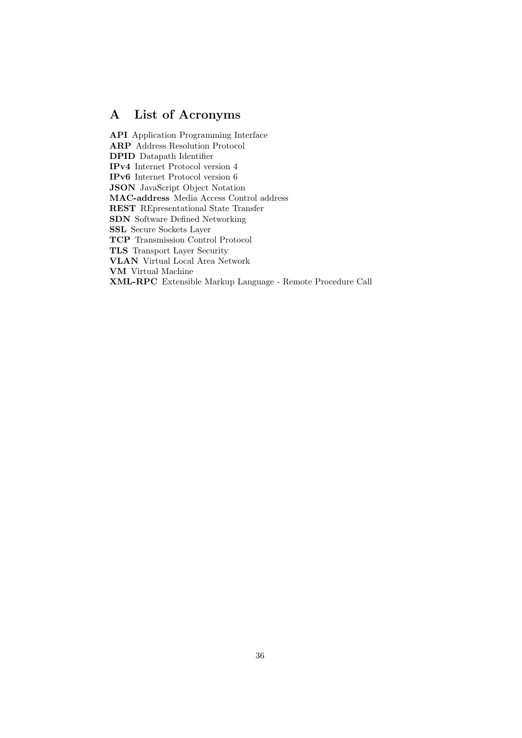# A List of Acronyms

**API** Application Programming Interface  
**ARP** Address Resolution Protocol  
**DPID** Datapath Identifier  
**IPv4** Internet Protocol version 4  
**IPv6** Internet Protocol version 6  
**JSON** JavaScript Object Notation  
**MAC-address** Media Access Control address  
**REST** REpresentational State Transfer  
**SDN** Software Defined Networking  
**SSL** Secure Sockets Layer  
**TCP** Transmission Control Protocol  
**TLS** Transport Layer Security  
**VLAN** Virtual Local Area Network  
**VM** Virtual Machine  
**XML-RPC** Extensible Markup Language - Remote Procedure Call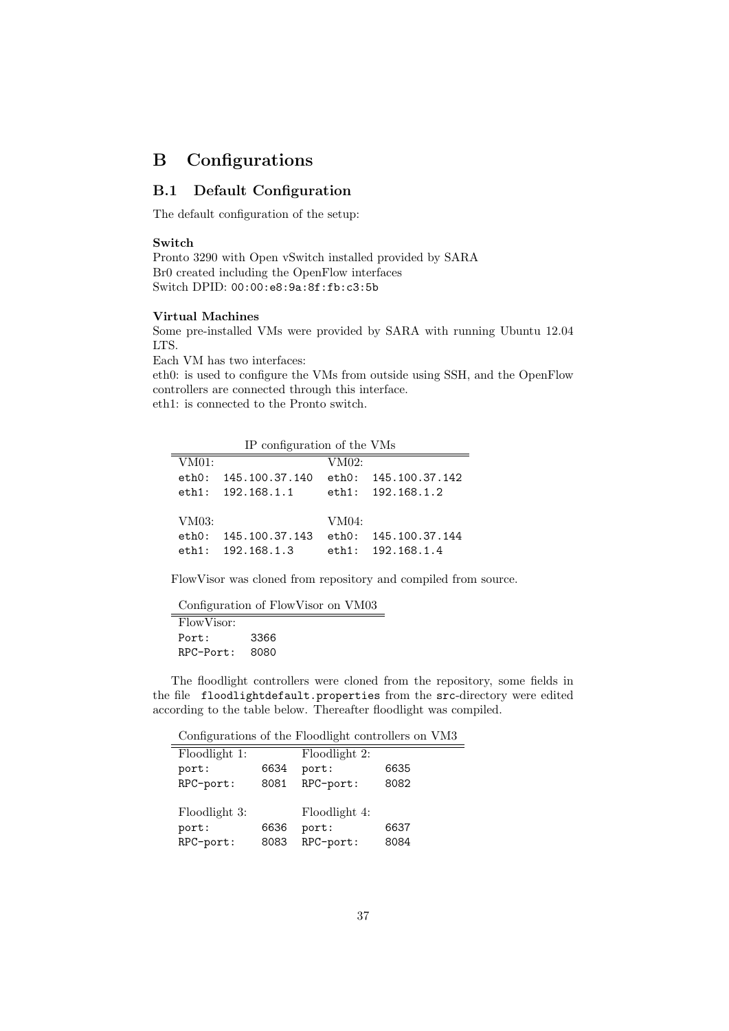# B Configurations

## B.1 Default Configuration

The default configuration of the setup:

**Switch**

Pronto 3290 with Open vSwitch installed provided by SARA
Br0 created including the OpenFlow interfaces
Switch DPID: `00:00:e8:9a:8f:fb:c3:5b`

**Virtual Machines**

Some pre-installed VMs were provided by SARA with running Ubuntu 12.04 LTS.
Each VM has two interfaces:
eth0: is used to configure the VMs from outside using SSH, and the OpenFlow controllers are connected through this interface.
eth1: is connected to the Pronto switch.

IP configuration of the VMs

| VM01: | | VM02: | |
|---|---|---|---|
| eth0: | 145.100.37.140 | eth0: | 145.100.37.142 |
| eth1: | 192.168.1.1 | eth1: | 192.168.1.2 |
| | | | |
| VM03: | | VM04: | |
| eth0: | 145.100.37.143 | eth0: | 145.100.37.144 |
| eth1: | 192.168.1.3 | eth1: | 192.168.1.4 |

FlowVisor was cloned from repository and compiled from source.

Configuration of FlowVisor on VM03

| FlowVisor: | |
|---|---|
| Port: | 3366 |
| RPC-Port: | 8080 |

The floodlight controllers were cloned from the repository, some fields in the file `floodlightdefault.properties` from the `src`-directory were edited according to the table below. Thereafter floodlight was compiled.

Configurations of the Floodlight controllers on VM3

| Floodlight 1: | | Floodlight 2: | |
|---|---|---|---|
| port: | 6634 | port: | 6635 |
| RPC-port: | 8081 | RPC-port: | 8082 |
| | | | |
| Floodlight 3: | | Floodlight 4: | |
| port: | 6636 | port: | 6637 |
| RPC-port: | 8083 | RPC-port: | 8084 |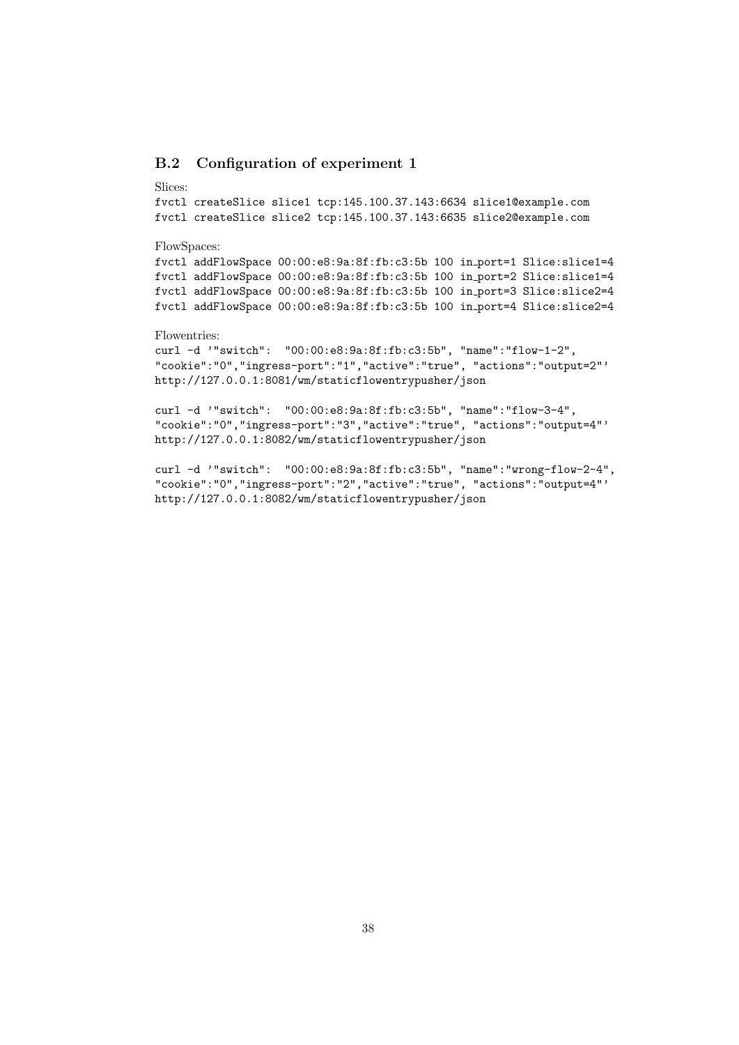### B.2 Configuration of experiment 1

Slices:

```
fvctl createSlice slice1 tcp:145.100.37.143:6634 slice1@example.com
fvctl createSlice slice2 tcp:145.100.37.143:6635 slice2@example.com
```

FlowSpaces:

```
fvctl addFlowSpace 00:00:e8:9a:8f:fb:c3:5b 100 in_port=1 Slice:slice1=4
fvctl addFlowSpace 00:00:e8:9a:8f:fb:c3:5b 100 in_port=2 Slice:slice1=4
fvctl addFlowSpace 00:00:e8:9a:8f:fb:c3:5b 100 in_port=3 Slice:slice2=4
fvctl addFlowSpace 00:00:e8:9a:8f:fb:c3:5b 100 in_port=4 Slice:slice2=4
```

Flowentries:

```
curl -d '"switch":  "00:00:e8:9a:8f:fb:c3:5b", "name":"flow-1-2",
"cookie":"0","ingress-port":"1","active":"true", "actions":"output=2"'
http://127.0.0.1:8081/wm/staticflowentrypusher/json

curl -d '"switch":  "00:00:e8:9a:8f:fb:c3:5b", "name":"flow-3-4",
"cookie":"0","ingress-port":"3","active":"true", "actions":"output=4"'
http://127.0.0.1:8082/wm/staticflowentrypusher/json

curl -d '"switch":  "00:00:e8:9a:8f:fb:c3:5b", "name":"wrong-flow-2-4",
"cookie":"0","ingress-port":"2","active":"true", "actions":"output=4"'
http://127.0.0.1:8082/wm/staticflowentrypusher/json
```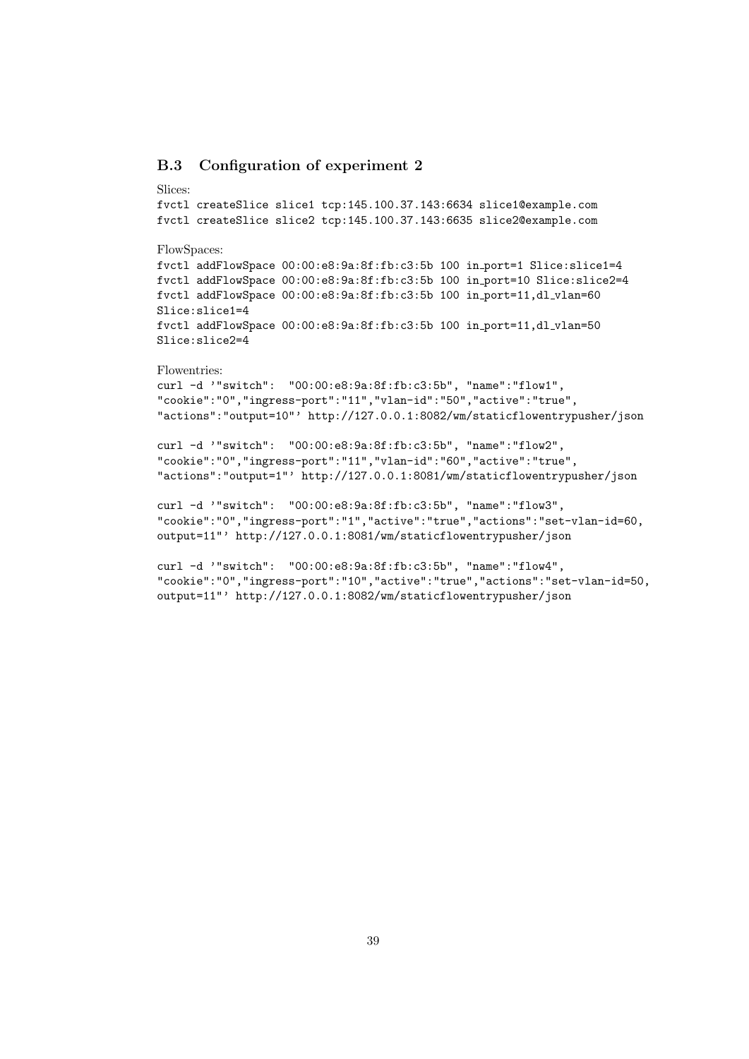### B.3 Configuration of experiment 2

Slices:

```
fvctl createSlice slice1 tcp:145.100.37.143:6634 slice1@example.com
fvctl createSlice slice2 tcp:145.100.37.143:6635 slice2@example.com
```

FlowSpaces:

```
fvctl addFlowSpace 00:00:e8:9a:8f:fb:c3:5b 100 in_port=1 Slice:slice1=4
fvctl addFlowSpace 00:00:e8:9a:8f:fb:c3:5b 100 in_port=10 Slice:slice2=4
fvctl addFlowSpace 00:00:e8:9a:8f:fb:c3:5b 100 in_port=11,dl_vlan=60
Slice:slice1=4
fvctl addFlowSpace 00:00:e8:9a:8f:fb:c3:5b 100 in_port=11,dl_vlan=50
Slice:slice2=4
```

Flowentries:

```
curl -d '"switch":  "00:00:e8:9a:8f:fb:c3:5b", "name":"flow1",
"cookie":"0","ingress-port":"11","vlan-id":"50","active":"true",
"actions":"output=10"' http://127.0.0.1:8082/wm/staticflowentrypusher/json

curl -d '"switch":  "00:00:e8:9a:8f:fb:c3:5b", "name":"flow2",
"cookie":"0","ingress-port":"11","vlan-id":"60","active":"true",
"actions":"output=1"' http://127.0.0.1:8081/wm/staticflowentrypusher/json

curl -d '"switch":  "00:00:e8:9a:8f:fb:c3:5b", "name":"flow3",
"cookie":"0","ingress-port":"1","active":"true","actions":"set-vlan-id=60,
output=11"' http://127.0.0.1:8081/wm/staticflowentrypusher/json

curl -d '"switch":  "00:00:e8:9a:8f:fb:c3:5b", "name":"flow4",
"cookie":"0","ingress-port":"10","active":"true","actions":"set-vlan-id=50,
output=11"' http://127.0.0.1:8082/wm/staticflowentrypusher/json
```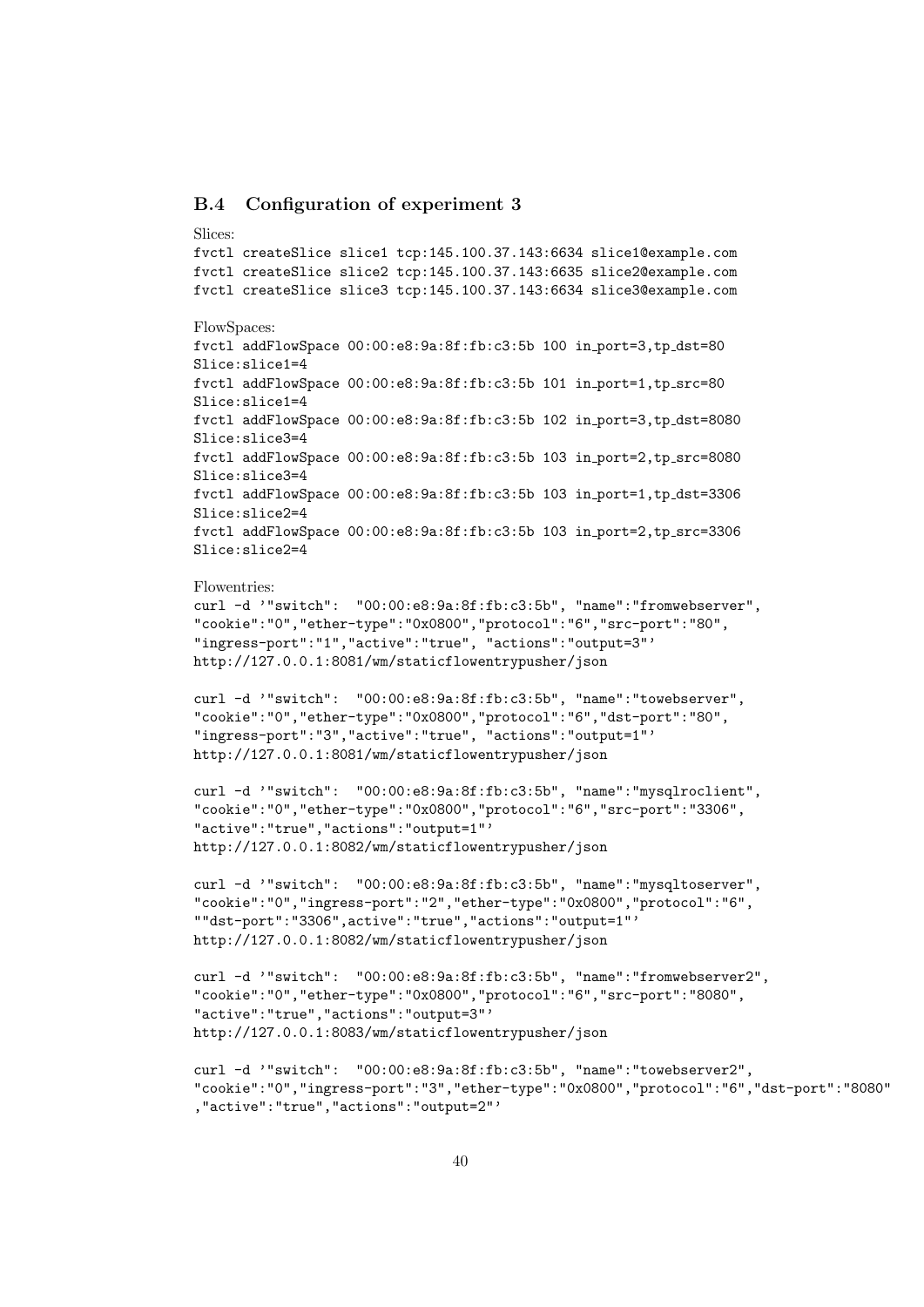### B.4 Configuration of experiment 3

Slices:

```
fvctl createSlice slice1 tcp:145.100.37.143:6634 slice1@example.com
fvctl createSlice slice2 tcp:145.100.37.143:6635 slice2@example.com
fvctl createSlice slice3 tcp:145.100.37.143:6634 slice3@example.com
```

FlowSpaces:

```
fvctl addFlowSpace 00:00:e8:9a:8f:fb:c3:5b 100 in_port=3,tp_dst=80
Slice:slice1=4
fvctl addFlowSpace 00:00:e8:9a:8f:fb:c3:5b 101 in_port=1,tp_src=80
Slice:slice1=4
fvctl addFlowSpace 00:00:e8:9a:8f:fb:c3:5b 102 in_port=3,tp_dst=8080
Slice:slice3=4
fvctl addFlowSpace 00:00:e8:9a:8f:fb:c3:5b 103 in_port=2,tp_src=8080
Slice:slice3=4
fvctl addFlowSpace 00:00:e8:9a:8f:fb:c3:5b 103 in_port=1,tp_dst=3306
Slice:slice2=4
fvctl addFlowSpace 00:00:e8:9a:8f:fb:c3:5b 103 in_port=2,tp_src=3306
Slice:slice2=4
```

Flowentries:

```
curl -d '"switch":  "00:00:e8:9a:8f:fb:c3:5b", "name":"fromwebserver",
"cookie":"0","ether-type":"0x0800","protocol":"6","src-port":"80",
"ingress-port":"1","active":"true", "actions":"output=3"'
http://127.0.0.1:8081/wm/staticflowentrypusher/json

curl -d '"switch":  "00:00:e8:9a:8f:fb:c3:5b", "name":"towebserver",
"cookie":"0","ether-type":"0x0800","protocol":"6","dst-port":"80",
"ingress-port":"3","active":"true", "actions":"output=1"'
http://127.0.0.1:8081/wm/staticflowentrypusher/json

curl -d '"switch":  "00:00:e8:9a:8f:fb:c3:5b", "name":"mysqlroclient",
"cookie":"0","ether-type":"0x0800","protocol":"6","src-port":"3306",
"active":"true","actions":"output=1"'
http://127.0.0.1:8082/wm/staticflowentrypusher/json

curl -d '"switch":  "00:00:e8:9a:8f:fb:c3:5b", "name":"mysqltoserver",
"cookie":"0","ingress-port":"2","ether-type":"0x0800","protocol":"6",
""dst-port":"3306",active":"true","actions":"output=1"'
http://127.0.0.1:8082/wm/staticflowentrypusher/json

curl -d '"switch":  "00:00:e8:9a:8f:fb:c3:5b", "name":"fromwebserver2",
"cookie":"0","ether-type":"0x0800","protocol":"6","src-port":"8080",
"active":"true","actions":"output=3"'
http://127.0.0.1:8083/wm/staticflowentrypusher/json

curl -d '"switch":  "00:00:e8:9a:8f:fb:c3:5b", "name":"towebserver2",
"cookie":"0","ingress-port":"3","ether-type":"0x0800","protocol":"6","dst-port":"8080"
,"active":"true","actions":"output=2"'
```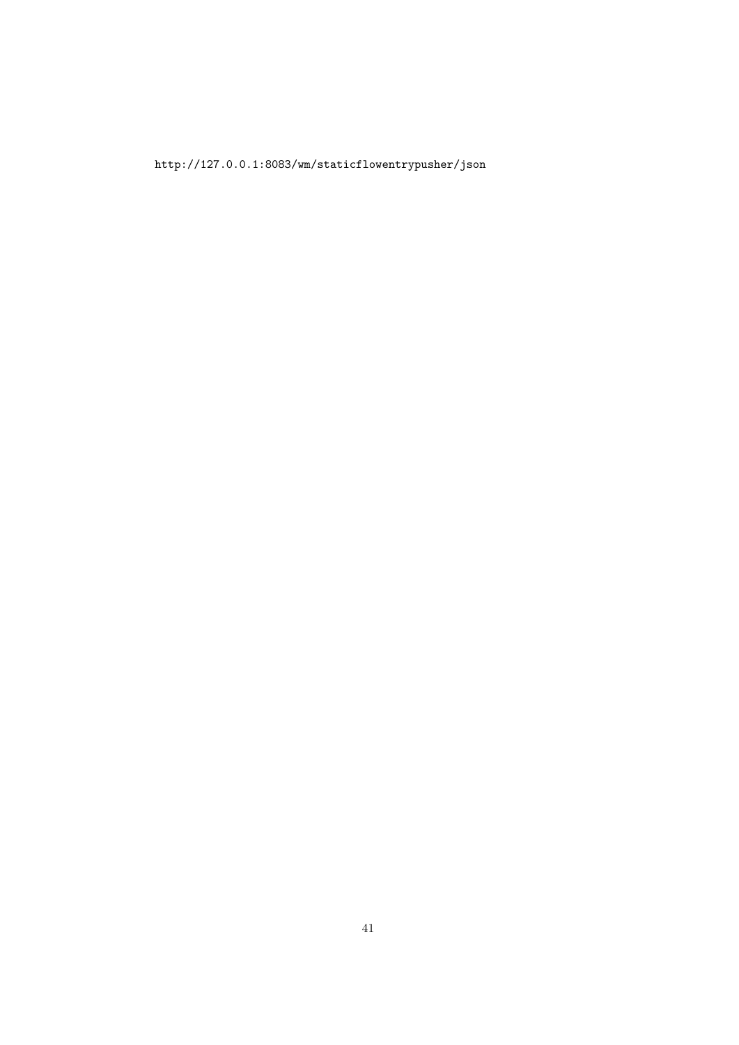```
http://127.0.0.1:8083/wm/staticflowentrypusher/json
```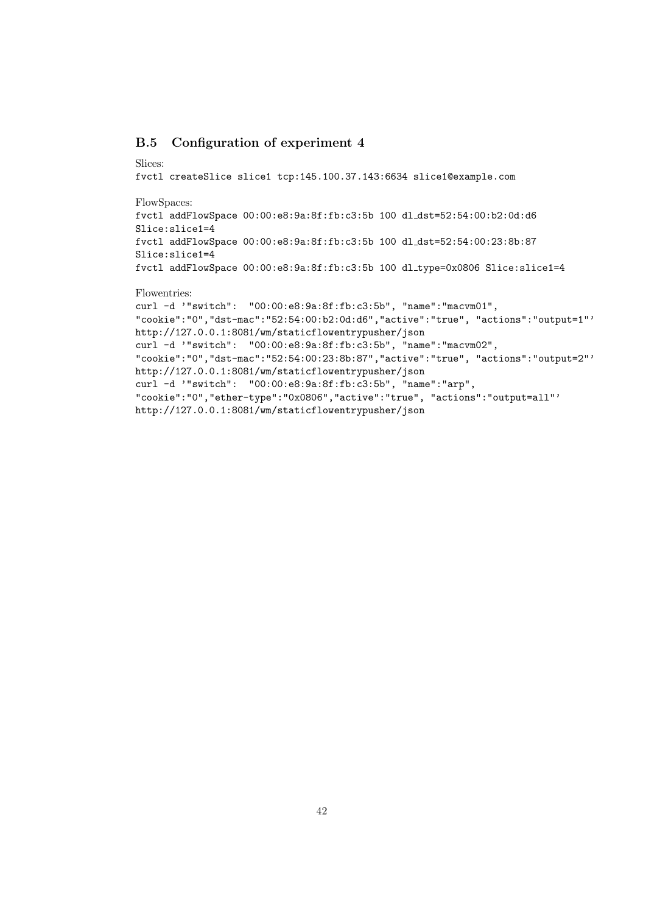## B.5 Configuration of experiment 4

Slices:

```
fvctl createSlice slice1 tcp:145.100.37.143:6634 slice1@example.com
```

FlowSpaces:

```
fvctl addFlowSpace 00:00:e8:9a:8f:fb:c3:5b 100 dl_dst=52:54:00:b2:0d:d6
Slice:slice1=4
fvctl addFlowSpace 00:00:e8:9a:8f:fb:c3:5b 100 dl_dst=52:54:00:23:8b:87
Slice:slice1=4
fvctl addFlowSpace 00:00:e8:9a:8f:fb:c3:5b 100 dl_type=0x0806 Slice:slice1=4
```

Flowentries:

```
curl -d '"switch":  "00:00:e8:9a:8f:fb:c3:5b", "name":"macvm01",
"cookie":"0","dst-mac":"52:54:00:b2:0d:d6","active":"true", "actions":"output=1"'
http://127.0.0.1:8081/wm/staticflowentrypusher/json
curl -d '"switch":  "00:00:e8:9a:8f:fb:c3:5b", "name":"macvm02",
"cookie":"0","dst-mac":"52:54:00:23:8b:87","active":"true", "actions":"output=2"'
http://127.0.0.1:8081/wm/staticflowentrypusher/json
curl -d '"switch":  "00:00:e8:9a:8f:fb:c3:5b", "name":"arp",
"cookie":"0","ether-type":"0x0806","active":"true", "actions":"output=all"'
http://127.0.0.1:8081/wm/staticflowentrypusher/json
```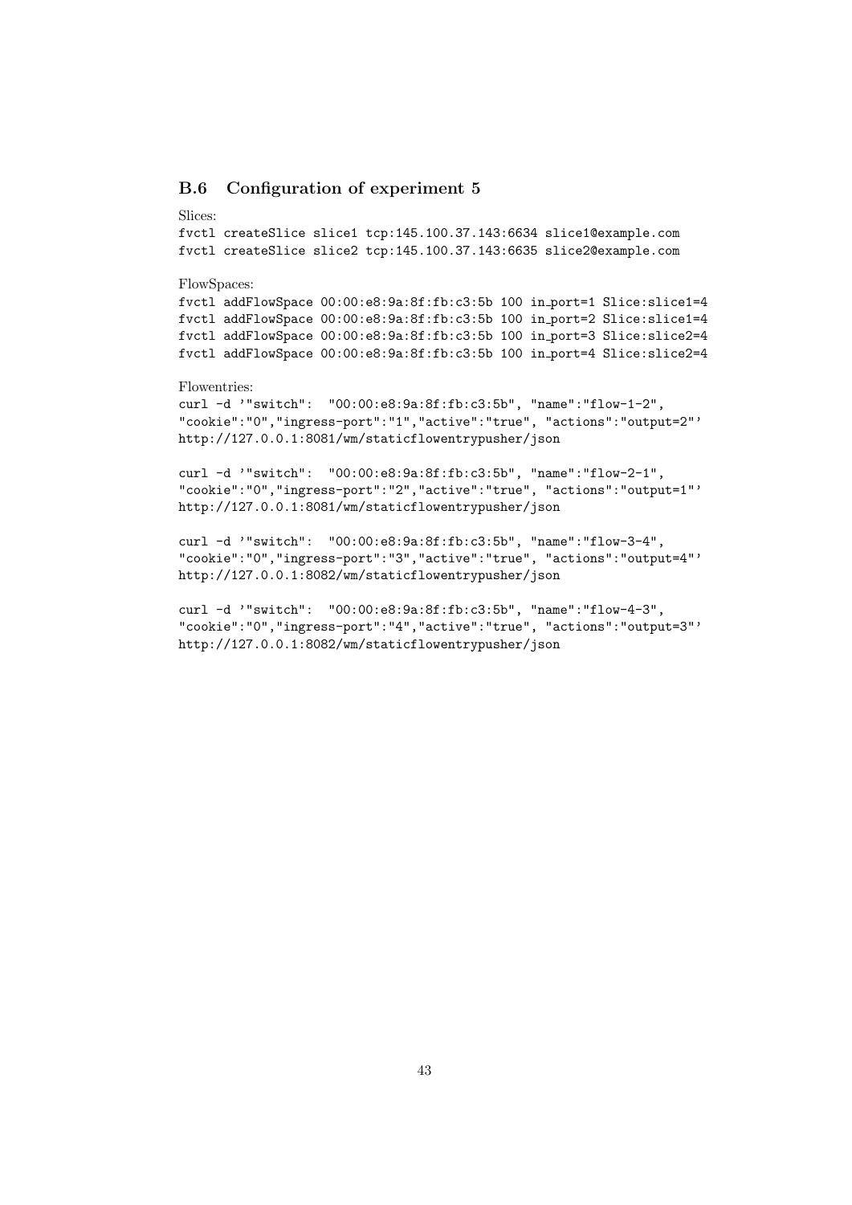### B.6 Configuration of experiment 5

Slices:

```
fvctl createSlice slice1 tcp:145.100.37.143:6634 slice1@example.com
fvctl createSlice slice2 tcp:145.100.37.143:6635 slice2@example.com
```

FlowSpaces:

```
fvctl addFlowSpace 00:00:e8:9a:8f:fb:c3:5b 100 in_port=1 Slice:slice1=4
fvctl addFlowSpace 00:00:e8:9a:8f:fb:c3:5b 100 in_port=2 Slice:slice1=4
fvctl addFlowSpace 00:00:e8:9a:8f:fb:c3:5b 100 in_port=3 Slice:slice2=4
fvctl addFlowSpace 00:00:e8:9a:8f:fb:c3:5b 100 in_port=4 Slice:slice2=4
```

Flowentries:

```
curl -d '"switch":  "00:00:e8:9a:8f:fb:c3:5b", "name":"flow-1-2",
"cookie":"0","ingress-port":"1","active":"true", "actions":"output=2"'
http://127.0.0.1:8081/wm/staticflowentrypusher/json

curl -d '"switch":  "00:00:e8:9a:8f:fb:c3:5b", "name":"flow-2-1",
"cookie":"0","ingress-port":"2","active":"true", "actions":"output=1"'
http://127.0.0.1:8081/wm/staticflowentrypusher/json

curl -d '"switch":  "00:00:e8:9a:8f:fb:c3:5b", "name":"flow-3-4",
"cookie":"0","ingress-port":"3","active":"true", "actions":"output=4"'
http://127.0.0.1:8082/wm/staticflowentrypusher/json

curl -d '"switch":  "00:00:e8:9a:8f:fb:c3:5b", "name":"flow-4-3",
"cookie":"0","ingress-port":"4","active":"true", "actions":"output=3"'
http://127.0.0.1:8082/wm/staticflowentrypusher/json
```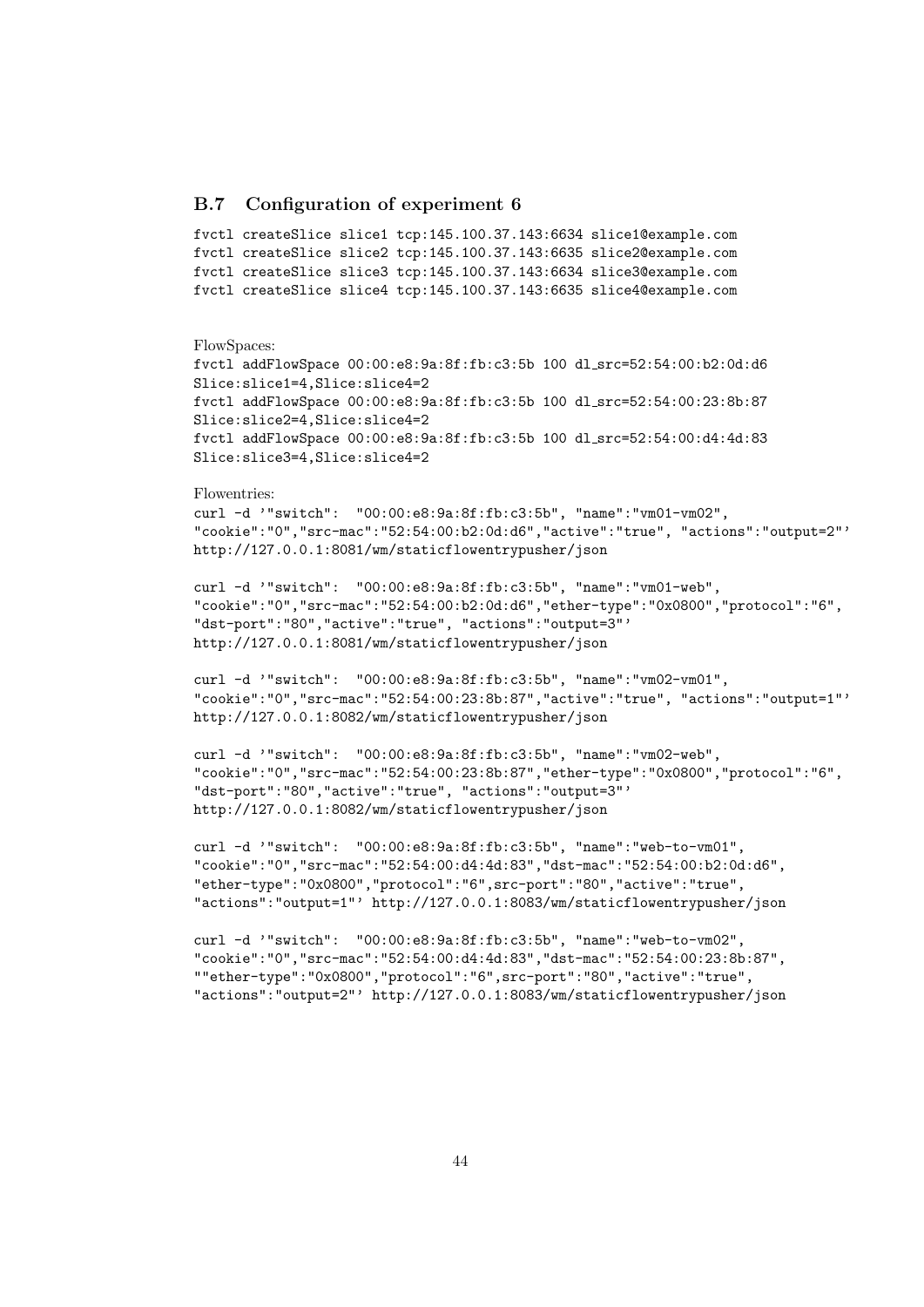### B.7 Configuration of experiment 6

```
fvctl createSlice slice1 tcp:145.100.37.143:6634 slice1@example.com
fvctl createSlice slice2 tcp:145.100.37.143:6635 slice2@example.com
fvctl createSlice slice3 tcp:145.100.37.143:6634 slice3@example.com
fvctl createSlice slice4 tcp:145.100.37.143:6635 slice4@example.com
```

FlowSpaces:

```
fvctl addFlowSpace 00:00:e8:9a:8f:fb:c3:5b 100 dl_src=52:54:00:b2:0d:d6
Slice:slice1=4,Slice:slice4=2
fvctl addFlowSpace 00:00:e8:9a:8f:fb:c3:5b 100 dl_src=52:54:00:23:8b:87
Slice:slice2=4,Slice:slice4=2
fvctl addFlowSpace 00:00:e8:9a:8f:fb:c3:5b 100 dl_src=52:54:00:d4:4d:83
Slice:slice3=4,Slice:slice4=2
```

Flowentries:

```
curl -d '"switch":  "00:00:e8:9a:8f:fb:c3:5b", "name":"vm01-vm02",
"cookie":"0","src-mac":"52:54:00:b2:0d:d6","active":"true", "actions":"output=2"'
http://127.0.0.1:8081/wm/staticflowentrypusher/json

curl -d '"switch":  "00:00:e8:9a:8f:fb:c3:5b", "name":"vm01-web",
"cookie":"0","src-mac":"52:54:00:b2:0d:d6","ether-type":"0x0800","protocol":"6",
"dst-port":"80","active":"true", "actions":"output=3"'
http://127.0.0.1:8081/wm/staticflowentrypusher/json

curl -d '"switch":  "00:00:e8:9a:8f:fb:c3:5b", "name":"vm02-vm01",
"cookie":"0","src-mac":"52:54:00:23:8b:87","active":"true", "actions":"output=1"'
http://127.0.0.1:8082/wm/staticflowentrypusher/json

curl -d '"switch":  "00:00:e8:9a:8f:fb:c3:5b", "name":"vm02-web",
"cookie":"0","src-mac":"52:54:00:23:8b:87","ether-type":"0x0800","protocol":"6",
"dst-port":"80","active":"true", "actions":"output=3"'
http://127.0.0.1:8082/wm/staticflowentrypusher/json

curl -d '"switch":  "00:00:e8:9a:8f:fb:c3:5b", "name":"web-to-vm01",
"cookie":"0","src-mac":"52:54:00:d4:4d:83","dst-mac":"52:54:00:b2:0d:d6",
"ether-type":"0x0800","protocol":"6",src-port":"80","active":"true",
"actions":"output=1"' http://127.0.0.1:8083/wm/staticflowentrypusher/json

curl -d '"switch":  "00:00:e8:9a:8f:fb:c3:5b", "name":"web-to-vm02",
"cookie":"0","src-mac":"52:54:00:d4:4d:83","dst-mac":"52:54:00:23:8b:87",
""ether-type":"0x0800","protocol":"6",src-port":"80","active":"true",
"actions":"output=2"' http://127.0.0.1:8083/wm/staticflowentrypusher/json
```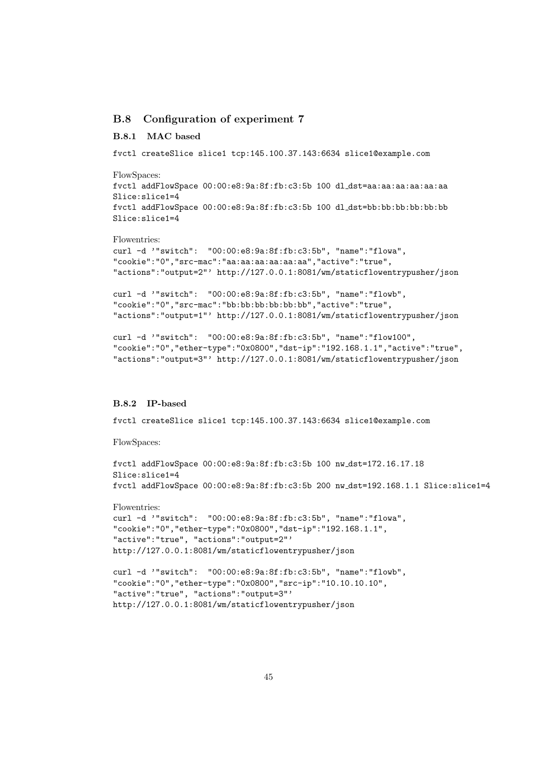## B.8 Configuration of experiment 7

### B.8.1 MAC based

```
fvctl createSlice slice1 tcp:145.100.37.143:6634 slice1@example.com
```

FlowSpaces:

```
fvctl addFlowSpace 00:00:e8:9a:8f:fb:c3:5b 100 dl_dst=aa:aa:aa:aa:aa:aa
Slice:slice1=4
fvctl addFlowSpace 00:00:e8:9a:8f:fb:c3:5b 100 dl_dst=bb:bb:bb:bb:bb:bb
Slice:slice1=4
```

Flowentries:

```
curl -d '"switch":  "00:00:e8:9a:8f:fb:c3:5b", "name":"flowa",
"cookie":"0","src-mac":"aa:aa:aa:aa:aa:aa","active":"true",
"actions":"output=2"' http://127.0.0.1:8081/wm/staticflowentrypusher/json

curl -d '"switch":  "00:00:e8:9a:8f:fb:c3:5b", "name":"flowb",
"cookie":"0","src-mac":"bb:bb:bb:bb:bb:bb","active":"true",
"actions":"output=1"' http://127.0.0.1:8081/wm/staticflowentrypusher/json

curl -d '"switch":  "00:00:e8:9a:8f:fb:c3:5b", "name":"flow100",
"cookie":"0","ether-type":"0x0800","dst-ip":"192.168.1.1","active":"true",
"actions":"output=3"' http://127.0.0.1:8081/wm/staticflowentrypusher/json
```

### B.8.2 IP-based

```
fvctl createSlice slice1 tcp:145.100.37.143:6634 slice1@example.com
```

FlowSpaces:

```
fvctl addFlowSpace 00:00:e8:9a:8f:fb:c3:5b 100 nw_dst=172.16.17.18
Slice:slice1=4
fvctl addFlowSpace 00:00:e8:9a:8f:fb:c3:5b 200 nw_dst=192.168.1.1 Slice:slice1=4
```

Flowentries:

```
curl -d '"switch":  "00:00:e8:9a:8f:fb:c3:5b", "name":"flowa",
"cookie":"0","ether-type":"0x0800","dst-ip":"192.168.1.1",
"active":"true", "actions":"output=2"'
http://127.0.0.1:8081/wm/staticflowentrypusher/json

curl -d '"switch":  "00:00:e8:9a:8f:fb:c3:5b", "name":"flowb",
"cookie":"0","ether-type":"0x0800","src-ip":"10.10.10.10",
"active":"true", "actions":"output=3"'
http://127.0.0.1:8081/wm/staticflowentrypusher/json
```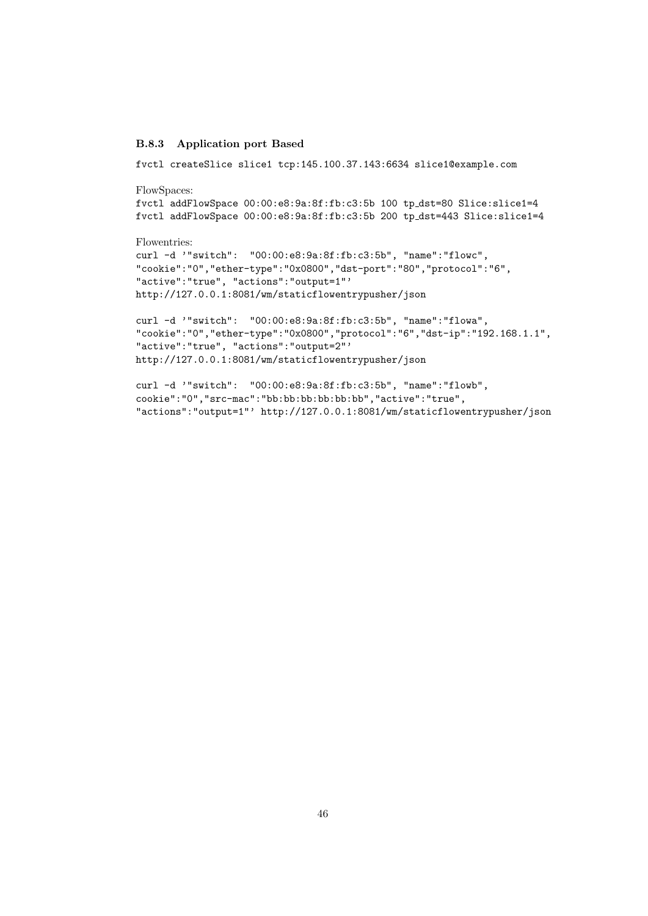### B.8.3 Application port Based

```
fvctl createSlice slice1 tcp:145.100.37.143:6634 slice1@example.com
```

FlowSpaces:

```
fvctl addFlowSpace 00:00:e8:9a:8f:fb:c3:5b 100 tp_dst=80 Slice:slice1=4
fvctl addFlowSpace 00:00:e8:9a:8f:fb:c3:5b 200 tp_dst=443 Slice:slice1=4
```

Flowentries:

```
curl -d '"switch": "00:00:e8:9a:8f:fb:c3:5b", "name":"flowc",
"cookie":"0","ether-type":"0x0800","dst-port":"80","protocol":"6",
"active":"true", "actions":"output=1"'
http://127.0.0.1:8081/wm/staticflowentrypusher/json

curl -d '"switch": "00:00:e8:9a:8f:fb:c3:5b", "name":"flowa",
"cookie":"0","ether-type":"0x0800","protocol":"6","dst-ip":"192.168.1.1",
"active":"true", "actions":"output=2"'
http://127.0.0.1:8081/wm/staticflowentrypusher/json

curl -d '"switch": "00:00:e8:9a:8f:fb:c3:5b", "name":"flowb",
cookie":"0","src-mac":"bb:bb:bb:bb:bb:bb","active":"true",
"actions":"output=1"' http://127.0.0.1:8081/wm/staticflowentrypusher/json
```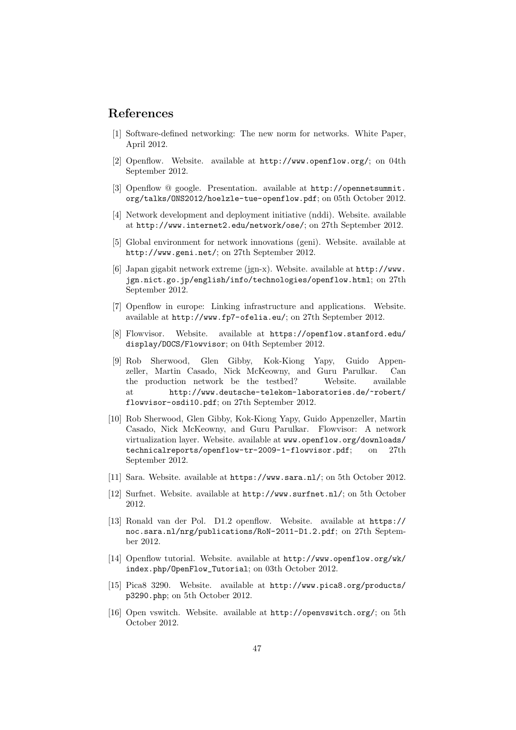## References

[1] Software-defined networking: The new norm for networks. White Paper, April 2012.

[2] Openflow. Website. available at http://www.openflow.org/; on 04th September 2012.

[3] Openflow @ google. Presentation. available at http://opennetsummit.org/talks/ONS2012/hoelzle-tue-openflow.pdf; on 05th October 2012.

[4] Network development and deployment initiative (nddi). Website. available at http://www.internet2.edu/network/ose/; on 27th September 2012.

[5] Global environment for network innovations (geni). Website. available at http://www.geni.net/; on 27th September 2012.

[6] Japan gigabit network extreme (jgn-x). Website. available at http://www.jgn.nict.go.jp/english/info/technologies/openflow.html; on 27th September 2012.

[7] Openflow in europe: Linking infrastructure and applications. Website. available at http://www.fp7-ofelia.eu/; on 27th September 2012.

[8] Flowvisor. Website. available at https://openflow.stanford.edu/display/DOCS/Flowvisor; on 04th September 2012.

[9] Rob Sherwood, Glen Gibby, Kok-Kiong Yapy, Guido Appenzeller, Martin Casado, Nick McKeowny, and Guru Parulkar. Can the production network be the testbed? Website. available at http://www.deutsche-telekom-laboratories.de/~robert/flowvisor-osdi10.pdf; on 27th September 2012.

[10] Rob Sherwood, Glen Gibby, Kok-Kiong Yapy, Guido Appenzeller, Martin Casado, Nick McKeowny, and Guru Parulkar. Flowvisor: A network virtualization layer. Website. available at www.openflow.org/downloads/technicalreports/openflow-tr-2009-1-flowvisor.pdf; on 27th September 2012.

[11] Sara. Website. available at https://www.sara.nl/; on 5th October 2012.

[12] Surfnet. Website. available at http://www.surfnet.nl/; on 5th October 2012.

[13] Ronald van der Pol. D1.2 openflow. Website. available at https://noc.sara.nl/nrg/publications/RoN-2011-D1.2.pdf; on 27th September 2012.

[14] Openflow tutorial. Website. available at http://www.openflow.org/wk/index.php/OpenFlow_Tutorial; on 03th October 2012.

[15] Pica8 3290. Website. available at http://www.pica8.org/products/p3290.php; on 5th October 2012.

[16] Open vswitch. Website. available at http://openvswitch.org/; on 5th October 2012.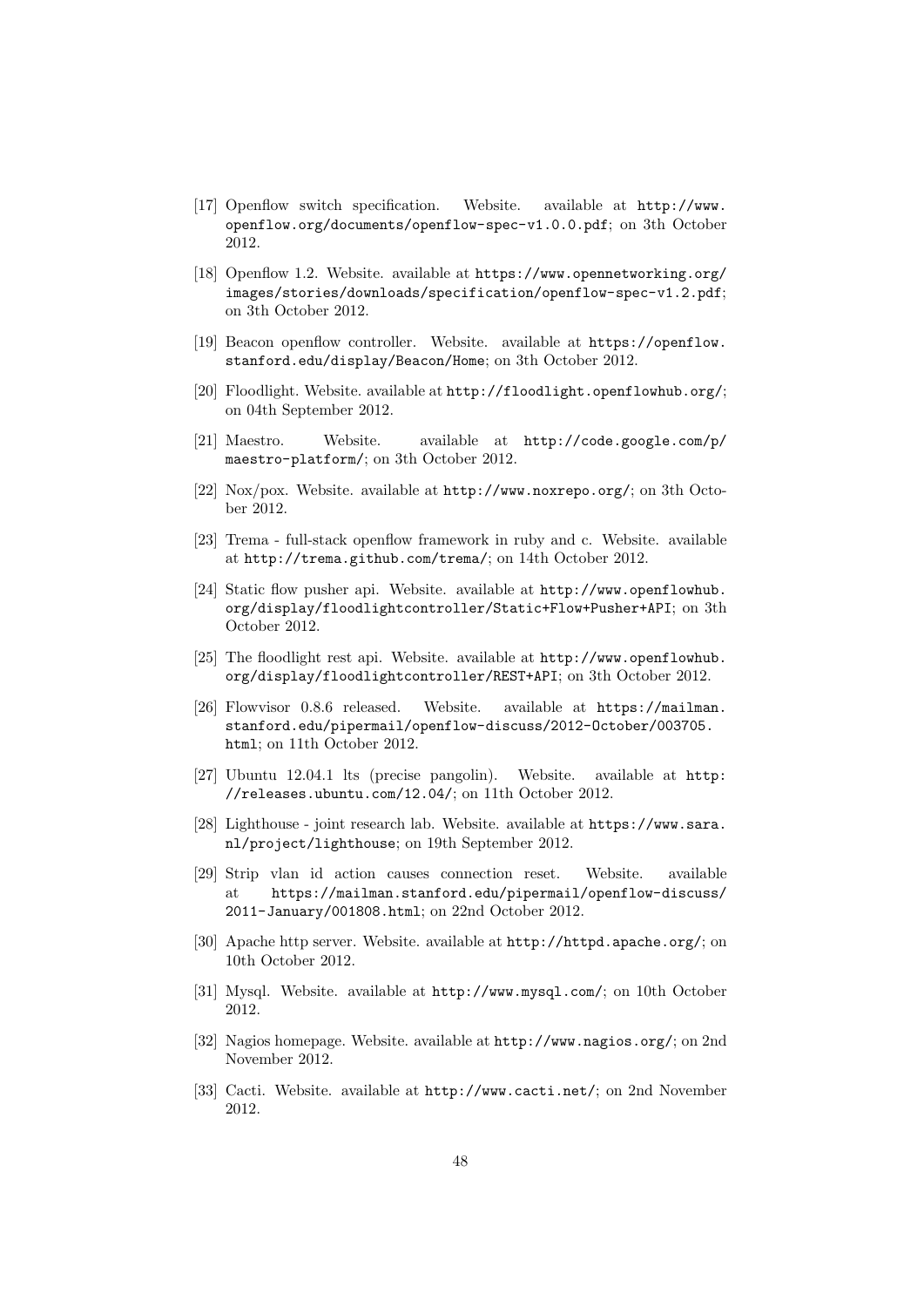[17] Openflow switch specification. Website. available at http://www.openflow.org/documents/openflow-spec-v1.0.0.pdf; on 3th October 2012.

[18] Openflow 1.2. Website. available at https://www.opennetworking.org/images/stories/downloads/specification/openflow-spec-v1.2.pdf; on 3th October 2012.

[19] Beacon openflow controller. Website. available at https://openflow.stanford.edu/display/Beacon/Home; on 3th October 2012.

[20] Floodlight. Website. available at http://floodlight.openflowhub.org/; on 04th September 2012.

[21] Maestro. Website. available at http://code.google.com/p/maestro-platform/; on 3th October 2012.

[22] Nox/pox. Website. available at http://www.noxrepo.org/; on 3th October 2012.

[23] Trema - full-stack openflow framework in ruby and c. Website. available at http://trema.github.com/trema/; on 14th October 2012.

[24] Static flow pusher api. Website. available at http://www.openflowhub.org/display/floodlightcontroller/Static+Flow+Pusher+API; on 3th October 2012.

[25] The floodlight rest api. Website. available at http://www.openflowhub.org/display/floodlightcontroller/REST+API; on 3th October 2012.

[26] Flowvisor 0.8.6 released. Website. available at https://mailman.stanford.edu/pipermail/openflow-discuss/2012-October/003705.html; on 11th October 2012.

[27] Ubuntu 12.04.1 lts (precise pangolin). Website. available at http://releases.ubuntu.com/12.04/; on 11th October 2012.

[28] Lighthouse - joint research lab. Website. available at https://www.sara.nl/project/lighthouse; on 19th September 2012.

[29] Strip vlan id action causes connection reset. Website. available at https://mailman.stanford.edu/pipermail/openflow-discuss/2011-January/001808.html; on 22nd October 2012.

[30] Apache http server. Website. available at http://httpd.apache.org/; on 10th October 2012.

[31] Mysql. Website. available at http://www.mysql.com/; on 10th October 2012.

[32] Nagios homepage. Website. available at http://www.nagios.org/; on 2nd November 2012.

[33] Cacti. Website. available at http://www.cacti.net/; on 2nd November 2012.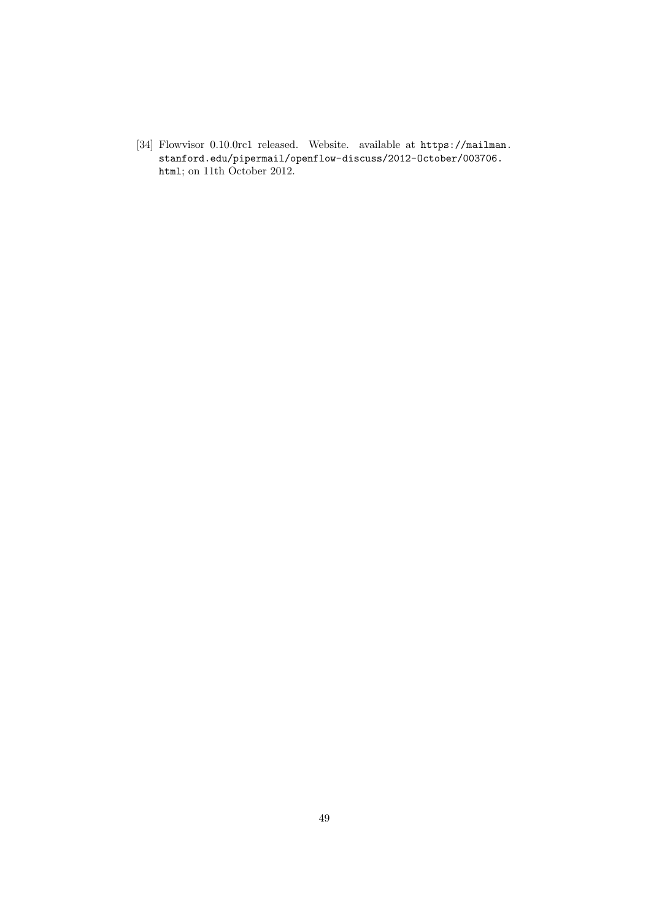[34] Flowvisor 0.10.0rc1 released. Website. available at https://mailman.stanford.edu/pipermail/openflow-discuss/2012-October/003706.html; on 11th October 2012.